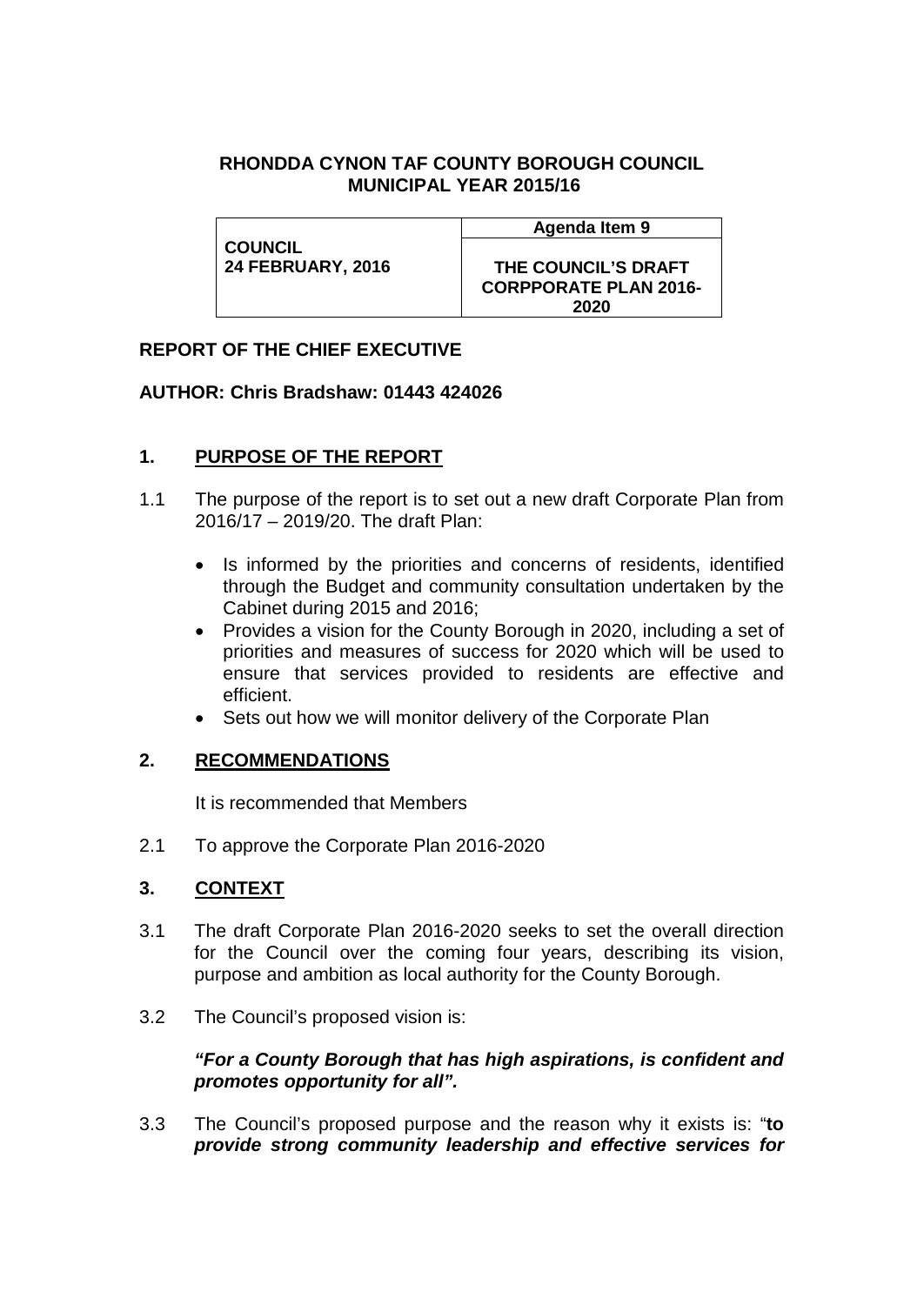**RHONDDA CYNON TAF COUNTY BOROUGH COUNCIL**
**MUNICIPAL YEAR 2015/16**

| | |
|---|---|
| **COUNCIL**<br>**24 FEBRUARY, 2016** | **Agenda Item 9**<br><br>**THE COUNCIL'S DRAFT CORPPORATE PLAN 2016-2020** |

**REPORT OF THE CHIEF EXECUTIVE**

**AUTHOR: Chris Bradshaw: 01443 424026**

## 1. PURPOSE OF THE REPORT

1.1 The purpose of the report is to set out a new draft Corporate Plan from 2016/17 – 2019/20. The draft Plan:

- Is informed by the priorities and concerns of residents, identified through the Budget and community consultation undertaken by the Cabinet during 2015 and 2016;
- Provides a vision for the County Borough in 2020, including a set of priorities and measures of success for 2020 which will be used to ensure that services provided to residents are effective and efficient.
- Sets out how we will monitor delivery of the Corporate Plan

## 2. RECOMMENDATIONS

It is recommended that Members

2.1 To approve the Corporate Plan 2016-2020

## 3. CONTEXT

3.1 The draft Corporate Plan 2016-2020 seeks to set the overall direction for the Council over the coming four years, describing its vision, purpose and ambition as local authority for the County Borough.

3.2 The Council's proposed vision is:

***"For a County Borough that has high aspirations, is confident and promotes opportunity for all".***

3.3 The Council's proposed purpose and the reason why it exists is: "***to provide strong community leadership and effective services for***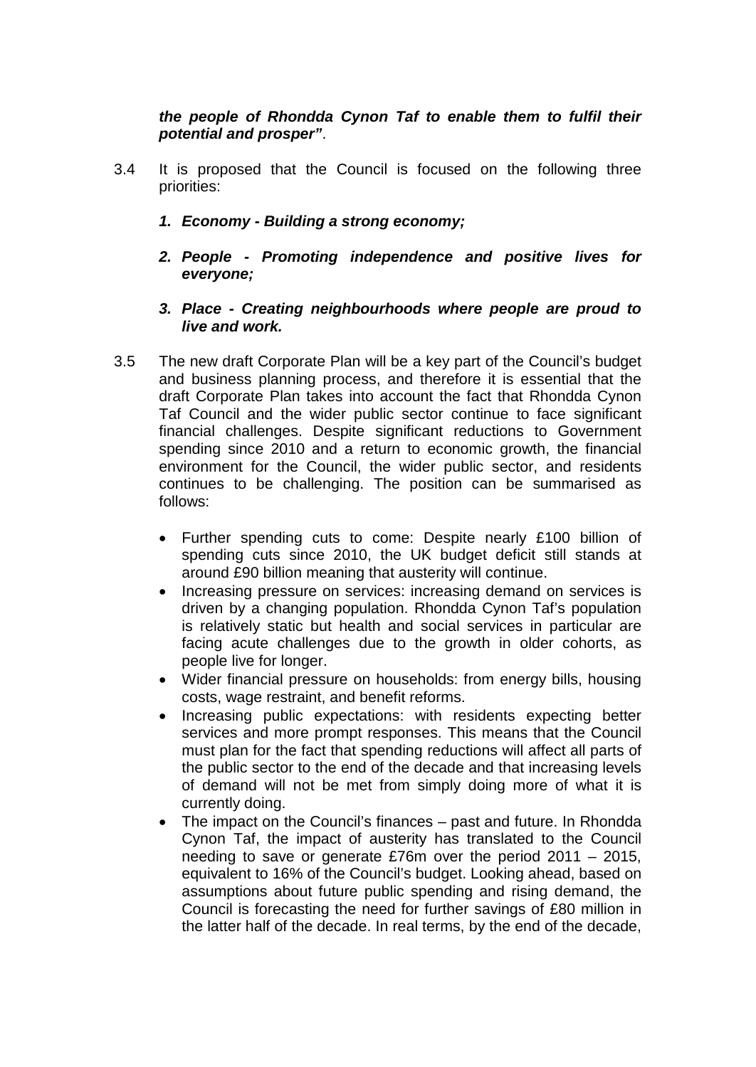***the people of Rhondda Cynon Taf to enable them to fulfil their potential and prosper"***.

3.4 It is proposed that the Council is focused on the following three priorities:

   ***1. Economy - Building a strong economy;***

   ***2. People - Promoting independence and positive lives for everyone;***

   ***3. Place - Creating neighbourhoods where people are proud to live and work.***

3.5 The new draft Corporate Plan will be a key part of the Council's budget and business planning process, and therefore it is essential that the draft Corporate Plan takes into account the fact that Rhondda Cynon Taf Council and the wider public sector continue to face significant financial challenges. Despite significant reductions to Government spending since 2010 and a return to economic growth, the financial environment for the Council, the wider public sector, and residents continues to be challenging. The position can be summarised as follows:

- Further spending cuts to come: Despite nearly £100 billion of spending cuts since 2010, the UK budget deficit still stands at around £90 billion meaning that austerity will continue.
- Increasing pressure on services: increasing demand on services is driven by a changing population. Rhondda Cynon Taf's population is relatively static but health and social services in particular are facing acute challenges due to the growth in older cohorts, as people live for longer.
- Wider financial pressure on households: from energy bills, housing costs, wage restraint, and benefit reforms.
- Increasing public expectations: with residents expecting better services and more prompt responses. This means that the Council must plan for the fact that spending reductions will affect all parts of the public sector to the end of the decade and that increasing levels of demand will not be met from simply doing more of what it is currently doing.
- The impact on the Council's finances – past and future. In Rhondda Cynon Taf, the impact of austerity has translated to the Council needing to save or generate £76m over the period 2011 – 2015, equivalent to 16% of the Council's budget. Looking ahead, based on assumptions about future public spending and rising demand, the Council is forecasting the need for further savings of £80 million in the latter half of the decade. In real terms, by the end of the decade,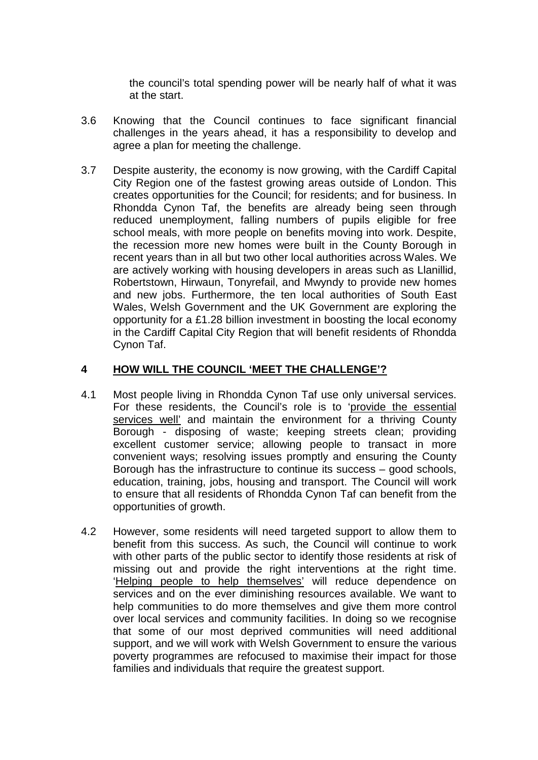the council's total spending power will be nearly half of what it was at the start.

3.6 Knowing that the Council continues to face significant financial challenges in the years ahead, it has a responsibility to develop and agree a plan for meeting the challenge.

3.7 Despite austerity, the economy is now growing, with the Cardiff Capital City Region one of the fastest growing areas outside of London. This creates opportunities for the Council; for residents; and for business. In Rhondda Cynon Taf, the benefits are already being seen through reduced unemployment, falling numbers of pupils eligible for free school meals, with more people on benefits moving into work. Despite, the recession more new homes were built in the County Borough in recent years than in all but two other local authorities across Wales. We are actively working with housing developers in areas such as Llanillid, Robertstown, Hirwaun, Tonyrefail, and Mwyndy to provide new homes and new jobs. Furthermore, the ten local authorities of South East Wales, Welsh Government and the UK Government are exploring the opportunity for a £1.28 billion investment in boosting the local economy in the Cardiff Capital City Region that will benefit residents of Rhondda Cynon Taf.

## 4 HOW WILL THE COUNCIL 'MEET THE CHALLENGE'?

4.1 Most people living in Rhondda Cynon Taf use only universal services. For these residents, the Council's role is to 'provide the essential services well' and maintain the environment for a thriving County Borough - disposing of waste; keeping streets clean; providing excellent customer service; allowing people to transact in more convenient ways; resolving issues promptly and ensuring the County Borough has the infrastructure to continue its success – good schools, education, training, jobs, housing and transport. The Council will work to ensure that all residents of Rhondda Cynon Taf can benefit from the opportunities of growth.

4.2 However, some residents will need targeted support to allow them to benefit from this success. As such, the Council will continue to work with other parts of the public sector to identify those residents at risk of missing out and provide the right interventions at the right time. 'Helping people to help themselves' will reduce dependence on services and on the ever diminishing resources available. We want to help communities to do more themselves and give them more control over local services and community facilities. In doing so we recognise that some of our most deprived communities will need additional support, and we will work with Welsh Government to ensure the various poverty programmes are refocused to maximise their impact for those families and individuals that require the greatest support.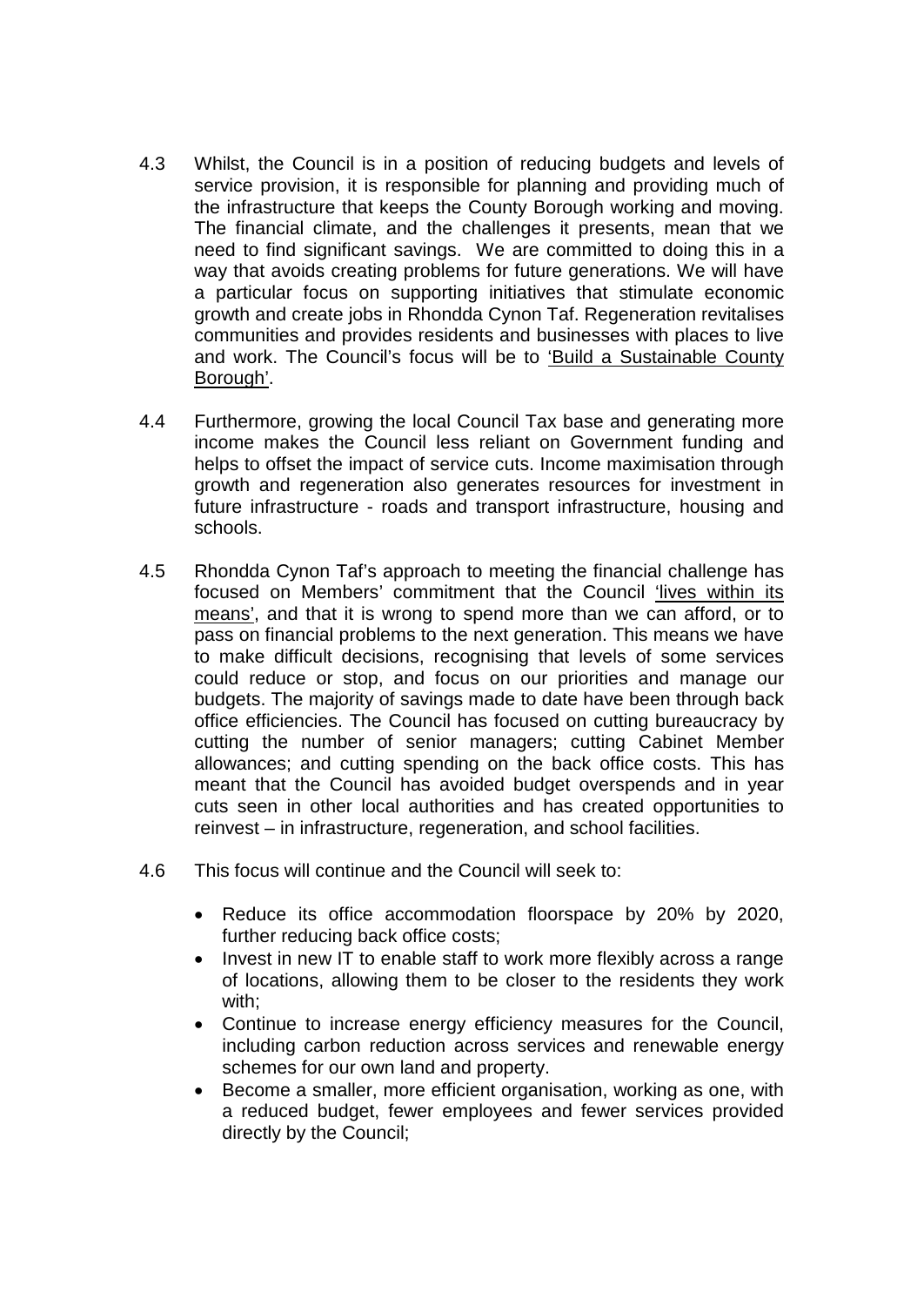4.3 Whilst, the Council is in a position of reducing budgets and levels of service provision, it is responsible for planning and providing much of the infrastructure that keeps the County Borough working and moving. The financial climate, and the challenges it presents, mean that we need to find significant savings. We are committed to doing this in a way that avoids creating problems for future generations. We will have a particular focus on supporting initiatives that stimulate economic growth and create jobs in Rhondda Cynon Taf. Regeneration revitalises communities and provides residents and businesses with places to live and work. The Council's focus will be to 'Build a Sustainable County Borough'.

4.4 Furthermore, growing the local Council Tax base and generating more income makes the Council less reliant on Government funding and helps to offset the impact of service cuts. Income maximisation through growth and regeneration also generates resources for investment in future infrastructure - roads and transport infrastructure, housing and schools.

4.5 Rhondda Cynon Taf's approach to meeting the financial challenge has focused on Members' commitment that the Council 'lives within its means', and that it is wrong to spend more than we can afford, or to pass on financial problems to the next generation. This means we have to make difficult decisions, recognising that levels of some services could reduce or stop, and focus on our priorities and manage our budgets. The majority of savings made to date have been through back office efficiencies. The Council has focused on cutting bureaucracy by cutting the number of senior managers; cutting Cabinet Member allowances; and cutting spending on the back office costs. This has meant that the Council has avoided budget overspends and in year cuts seen in other local authorities and has created opportunities to reinvest – in infrastructure, regeneration, and school facilities.

4.6 This focus will continue and the Council will seek to:

- Reduce its office accommodation floorspace by 20% by 2020, further reducing back office costs;
- Invest in new IT to enable staff to work more flexibly across a range of locations, allowing them to be closer to the residents they work with;
- Continue to increase energy efficiency measures for the Council, including carbon reduction across services and renewable energy schemes for our own land and property.
- Become a smaller, more efficient organisation, working as one, with a reduced budget, fewer employees and fewer services provided directly by the Council;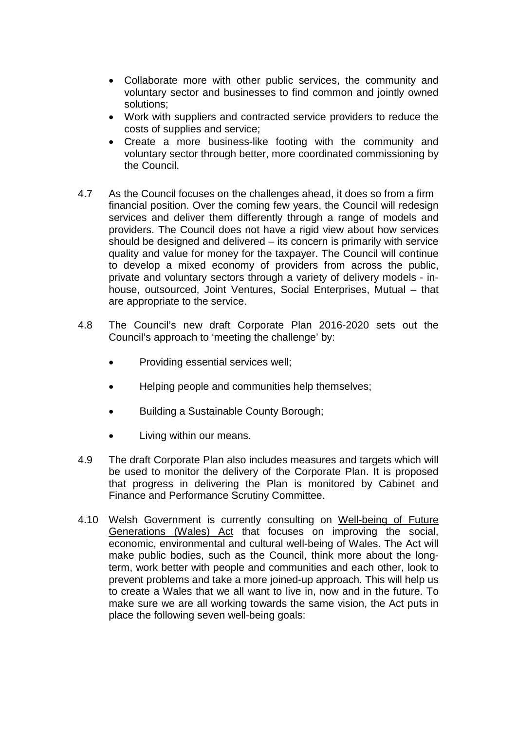- Collaborate more with other public services, the community and voluntary sector and businesses to find common and jointly owned solutions;
- Work with suppliers and contracted service providers to reduce the costs of supplies and service;
- Create a more business-like footing with the community and voluntary sector through better, more coordinated commissioning by the Council.

4.7 As the Council focuses on the challenges ahead, it does so from a firm financial position. Over the coming few years, the Council will redesign services and deliver them differently through a range of models and providers. The Council does not have a rigid view about how services should be designed and delivered – its concern is primarily with service quality and value for money for the taxpayer. The Council will continue to develop a mixed economy of providers from across the public, private and voluntary sectors through a variety of delivery models - in-house, outsourced, Joint Ventures, Social Enterprises, Mutual – that are appropriate to the service.

4.8 The Council's new draft Corporate Plan 2016-2020 sets out the Council's approach to 'meeting the challenge' by:

- Providing essential services well;
- Helping people and communities help themselves;
- Building a Sustainable County Borough;
- Living within our means.

4.9 The draft Corporate Plan also includes measures and targets which will be used to monitor the delivery of the Corporate Plan. It is proposed that progress in delivering the Plan is monitored by Cabinet and Finance and Performance Scrutiny Committee.

4.10 Welsh Government is currently consulting on Well-being of Future Generations (Wales) Act that focuses on improving the social, economic, environmental and cultural well-being of Wales. The Act will make public bodies, such as the Council, think more about the long-term, work better with people and communities and each other, look to prevent problems and take a more joined-up approach. This will help us to create a Wales that we all want to live in, now and in the future. To make sure we are all working towards the same vision, the Act puts in place the following seven well-being goals: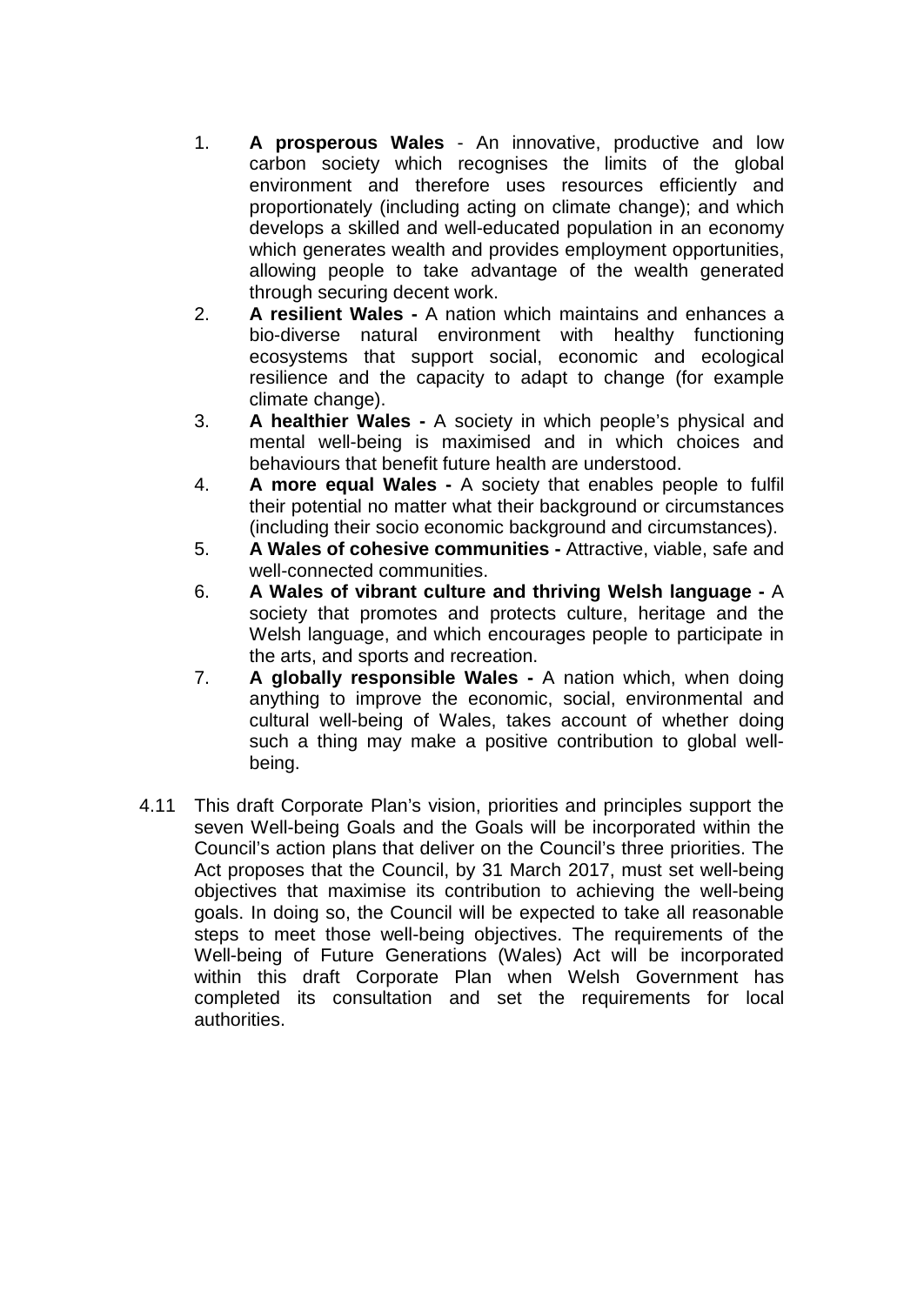1. **A prosperous Wales** - An innovative, productive and low carbon society which recognises the limits of the global environment and therefore uses resources efficiently and proportionately (including acting on climate change); and which develops a skilled and well-educated population in an economy which generates wealth and provides employment opportunities, allowing people to take advantage of the wealth generated through securing decent work.
2. **A resilient Wales -** A nation which maintains and enhances a bio-diverse natural environment with healthy functioning ecosystems that support social, economic and ecological resilience and the capacity to adapt to change (for example climate change).
3. **A healthier Wales -** A society in which people's physical and mental well-being is maximised and in which choices and behaviours that benefit future health are understood.
4. **A more equal Wales -** A society that enables people to fulfil their potential no matter what their background or circumstances (including their socio economic background and circumstances).
5. **A Wales of cohesive communities -** Attractive, viable, safe and well-connected communities.
6. **A Wales of vibrant culture and thriving Welsh language -** A society that promotes and protects culture, heritage and the Welsh language, and which encourages people to participate in the arts, and sports and recreation.
7. **A globally responsible Wales -** A nation which, when doing anything to improve the economic, social, environmental and cultural well-being of Wales, takes account of whether doing such a thing may make a positive contribution to global well-being.

4.11 This draft Corporate Plan's vision, priorities and principles support the seven Well-being Goals and the Goals will be incorporated within the Council's action plans that deliver on the Council's three priorities. The Act proposes that the Council, by 31 March 2017, must set well-being objectives that maximise its contribution to achieving the well-being goals. In doing so, the Council will be expected to take all reasonable steps to meet those well-being objectives. The requirements of the Well-being of Future Generations (Wales) Act will be incorporated within this draft Corporate Plan when Welsh Government has completed its consultation and set the requirements for local authorities.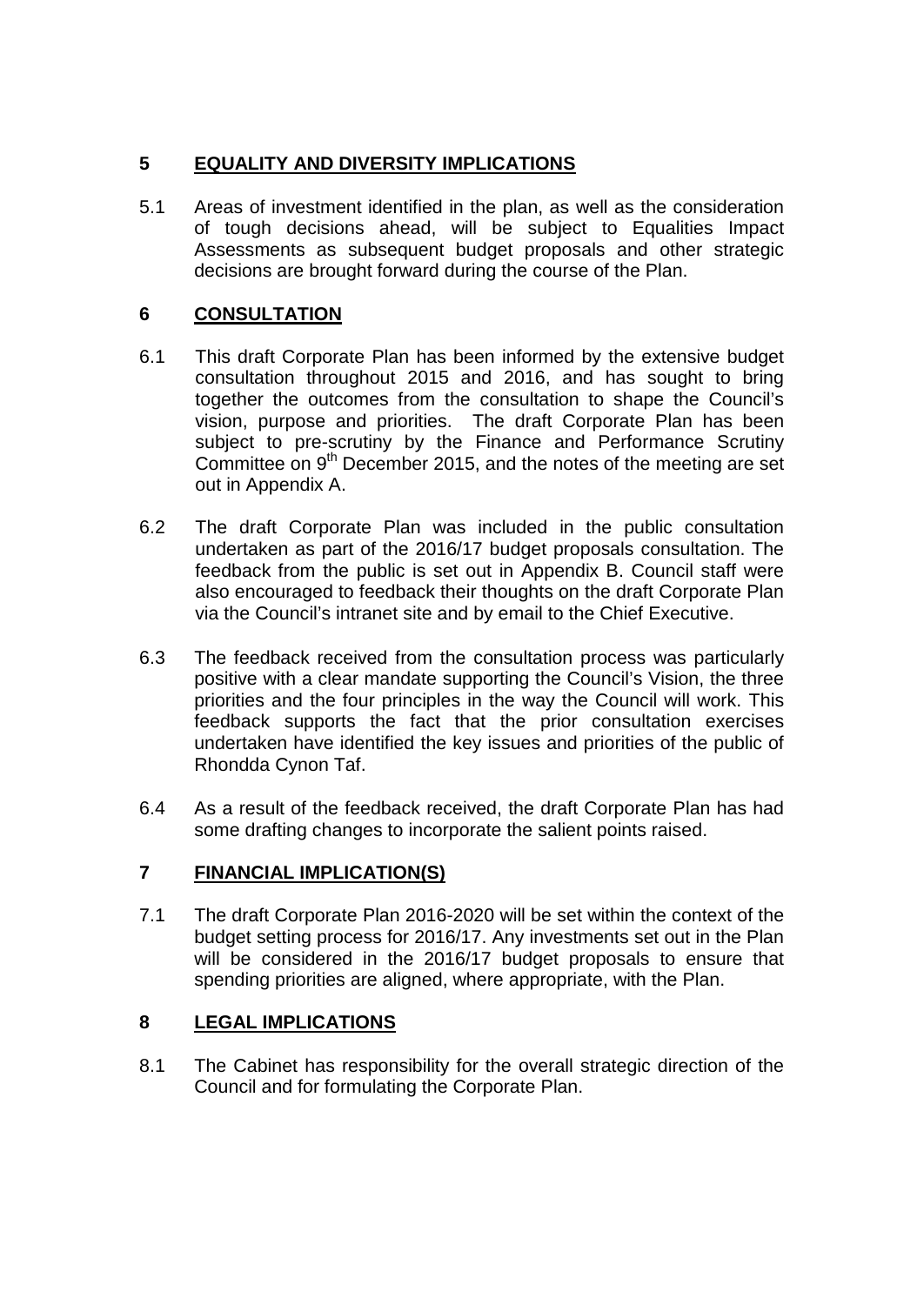## 5 EQUALITY AND DIVERSITY IMPLICATIONS

5.1 Areas of investment identified in the plan, as well as the consideration of tough decisions ahead, will be subject to Equalities Impact Assessments as subsequent budget proposals and other strategic decisions are brought forward during the course of the Plan.

## 6 CONSULTATION

6.1 This draft Corporate Plan has been informed by the extensive budget consultation throughout 2015 and 2016, and has sought to bring together the outcomes from the consultation to shape the Council's vision, purpose and priorities. The draft Corporate Plan has been subject to pre-scrutiny by the Finance and Performance Scrutiny Committee on 9th December 2015, and the notes of the meeting are set out in Appendix A.

6.2 The draft Corporate Plan was included in the public consultation undertaken as part of the 2016/17 budget proposals consultation. The feedback from the public is set out in Appendix B. Council staff were also encouraged to feedback their thoughts on the draft Corporate Plan via the Council's intranet site and by email to the Chief Executive.

6.3 The feedback received from the consultation process was particularly positive with a clear mandate supporting the Council's Vision, the three priorities and the four principles in the way the Council will work. This feedback supports the fact that the prior consultation exercises undertaken have identified the key issues and priorities of the public of Rhondda Cynon Taf.

6.4 As a result of the feedback received, the draft Corporate Plan has had some drafting changes to incorporate the salient points raised.

## 7 FINANCIAL IMPLICATION(S)

7.1 The draft Corporate Plan 2016-2020 will be set within the context of the budget setting process for 2016/17. Any investments set out in the Plan will be considered in the 2016/17 budget proposals to ensure that spending priorities are aligned, where appropriate, with the Plan.

## 8 LEGAL IMPLICATIONS

8.1 The Cabinet has responsibility for the overall strategic direction of the Council and for formulating the Corporate Plan.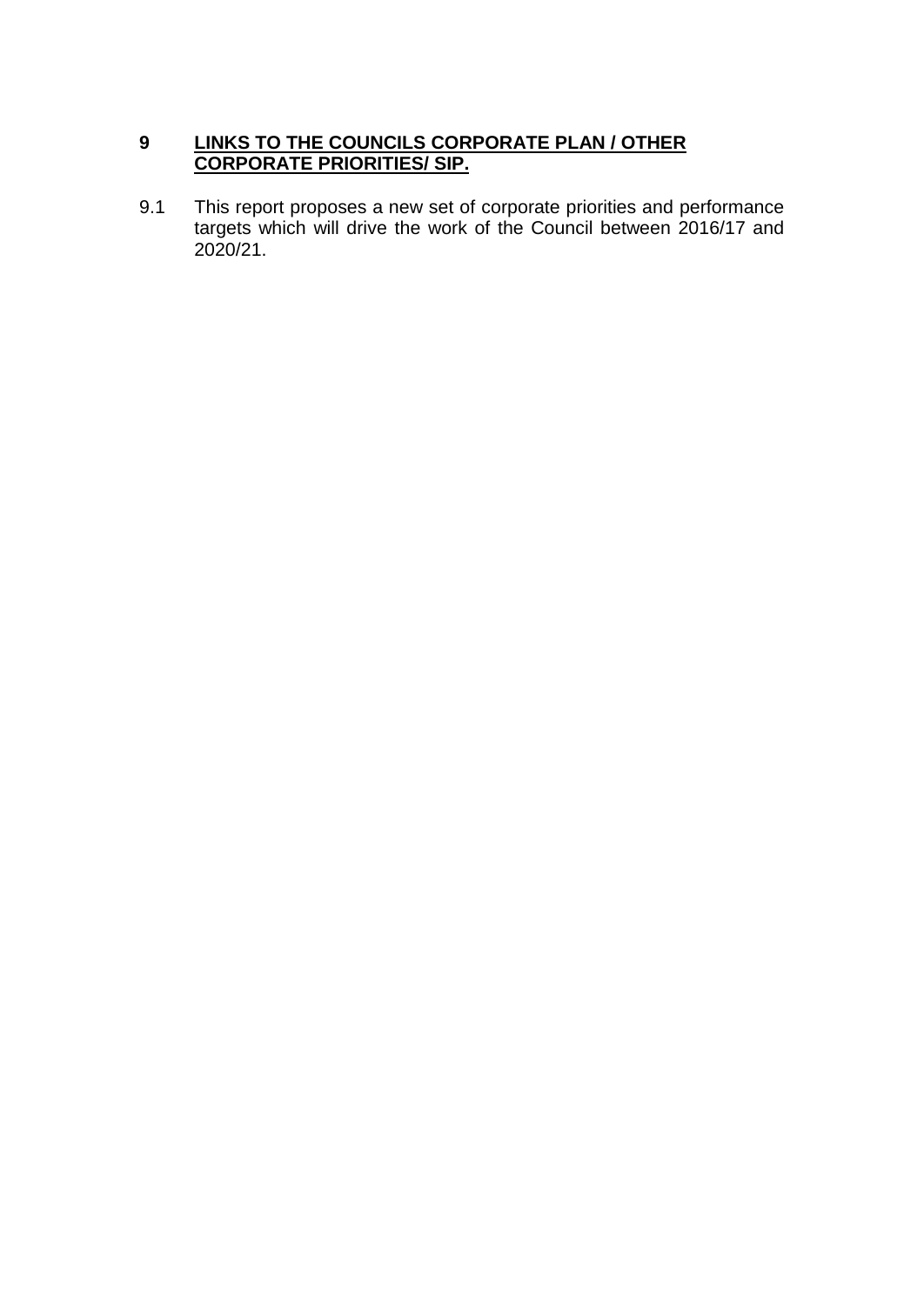## 9 LINKS TO THE COUNCILS CORPORATE PLAN / OTHER CORPORATE PRIORITIES/ SIP.

9.1 This report proposes a new set of corporate priorities and performance targets which will drive the work of the Council between 2016/17 and 2020/21.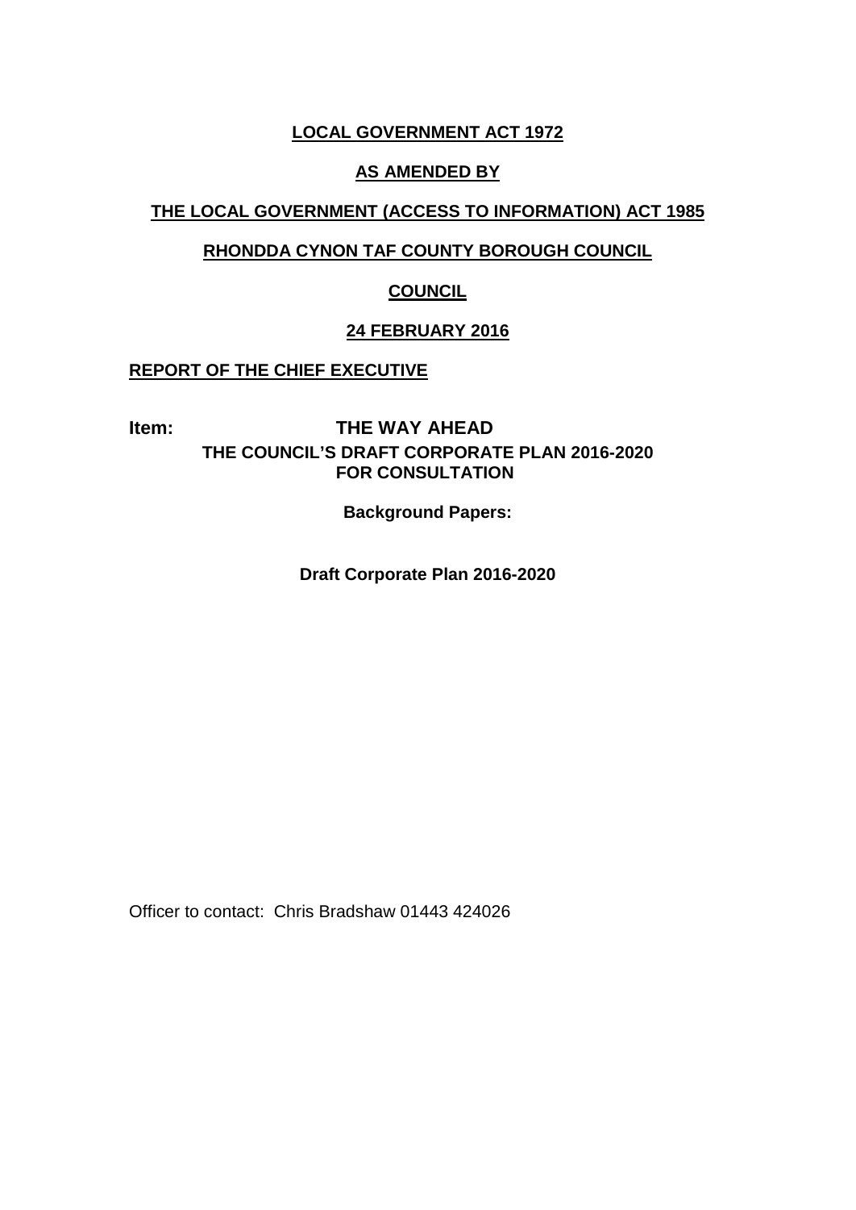**LOCAL GOVERNMENT ACT 1972**

**AS AMENDED BY**

**THE LOCAL GOVERNMENT (ACCESS TO INFORMATION) ACT 1985**

**RHONDDA CYNON TAF COUNTY BOROUGH COUNCIL**

**COUNCIL**

**24 FEBRUARY 2016**

**REPORT OF THE CHIEF EXECUTIVE**

**Item:** **THE WAY AHEAD**
**THE COUNCIL'S DRAFT CORPORATE PLAN 2016-2020 FOR CONSULTATION**

**Background Papers:**

**Draft Corporate Plan 2016-2020**

Officer to contact: Chris Bradshaw 01443 424026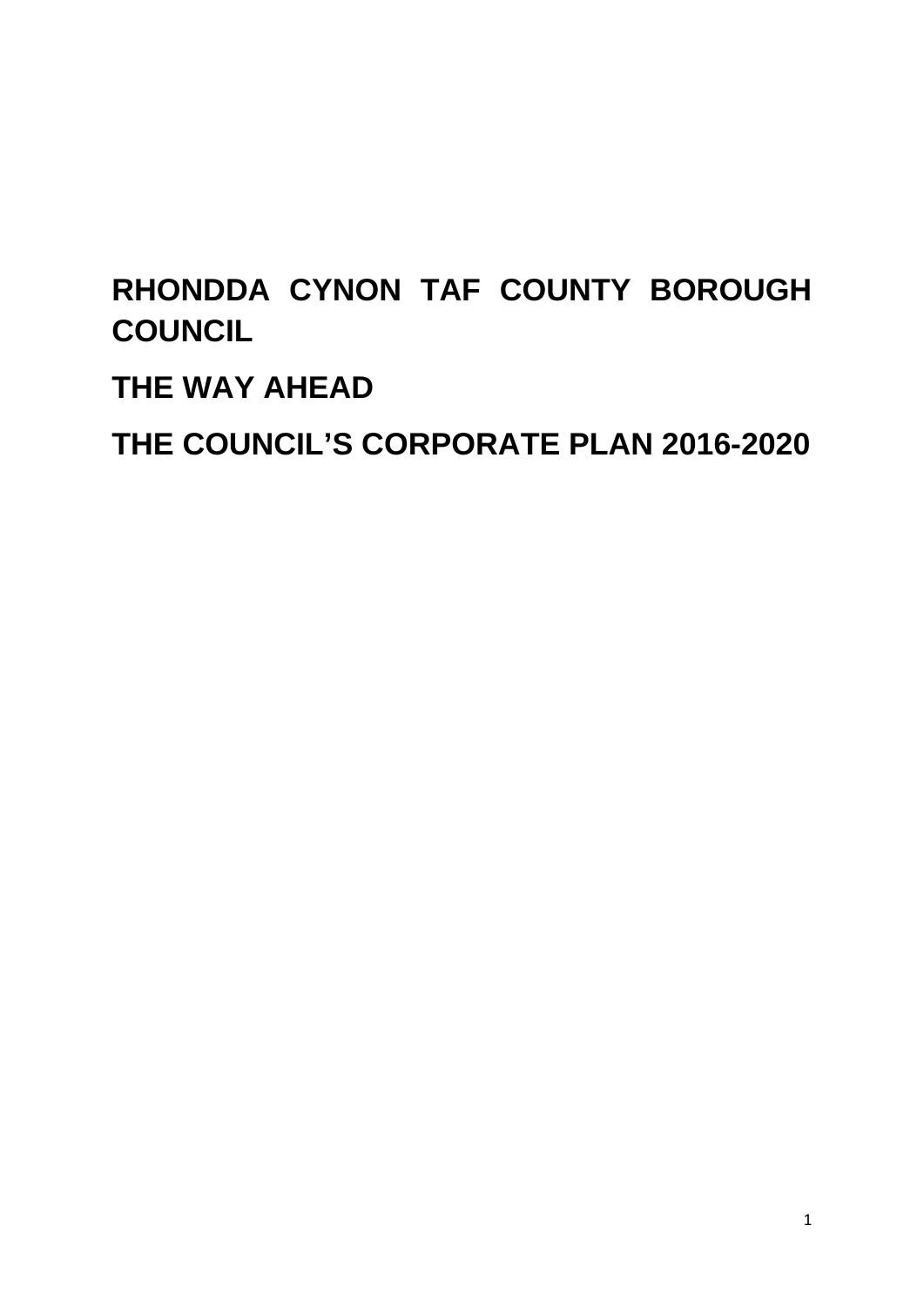# RHONDDA CYNON TAF COUNTY BOROUGH COUNCIL

# THE WAY AHEAD

# THE COUNCIL'S CORPORATE PLAN 2016-2020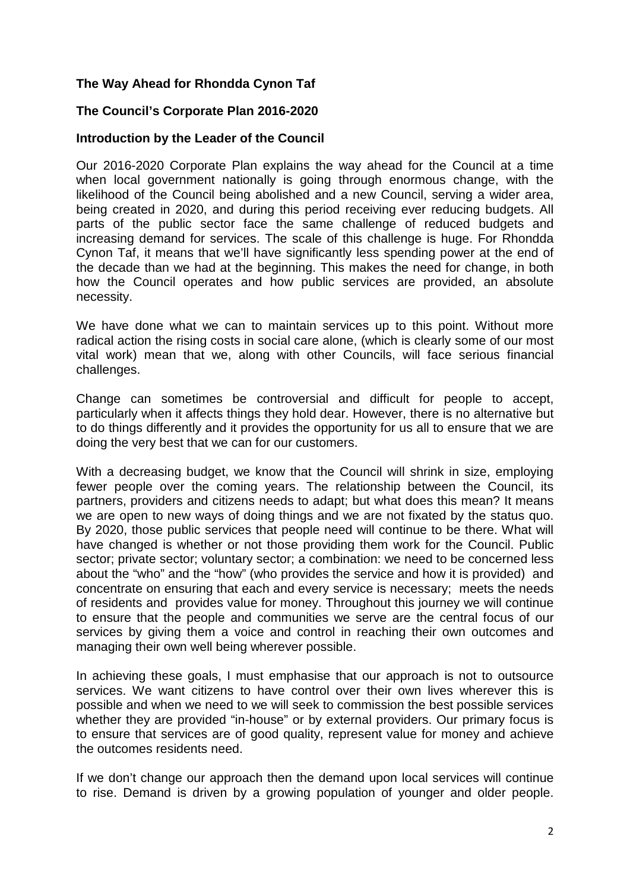**The Way Ahead for Rhondda Cynon Taf**

**The Council's Corporate Plan 2016-2020**

**Introduction by the Leader of the Council**

Our 2016-2020 Corporate Plan explains the way ahead for the Council at a time when local government nationally is going through enormous change, with the likelihood of the Council being abolished and a new Council, serving a wider area, being created in 2020, and during this period receiving ever reducing budgets. All parts of the public sector face the same challenge of reduced budgets and increasing demand for services. The scale of this challenge is huge. For Rhondda Cynon Taf, it means that we'll have significantly less spending power at the end of the decade than we had at the beginning. This makes the need for change, in both how the Council operates and how public services are provided, an absolute necessity.

We have done what we can to maintain services up to this point. Without more radical action the rising costs in social care alone, (which is clearly some of our most vital work) mean that we, along with other Councils, will face serious financial challenges.

Change can sometimes be controversial and difficult for people to accept, particularly when it affects things they hold dear. However, there is no alternative but to do things differently and it provides the opportunity for us all to ensure that we are doing the very best that we can for our customers.

With a decreasing budget, we know that the Council will shrink in size, employing fewer people over the coming years. The relationship between the Council, its partners, providers and citizens needs to adapt; but what does this mean? It means we are open to new ways of doing things and we are not fixated by the status quo. By 2020, those public services that people need will continue to be there. What will have changed is whether or not those providing them work for the Council. Public sector; private sector; voluntary sector; a combination: we need to be concerned less about the "who" and the "how" (who provides the service and how it is provided) and concentrate on ensuring that each and every service is necessary; meets the needs of residents and provides value for money. Throughout this journey we will continue to ensure that the people and communities we serve are the central focus of our services by giving them a voice and control in reaching their own outcomes and managing their own well being wherever possible.

In achieving these goals, I must emphasise that our approach is not to outsource services. We want citizens to have control over their own lives wherever this is possible and when we need to we will seek to commission the best possible services whether they are provided "in-house" or by external providers. Our primary focus is to ensure that services are of good quality, represent value for money and achieve the outcomes residents need.

If we don't change our approach then the demand upon local services will continue to rise. Demand is driven by a growing population of younger and older people.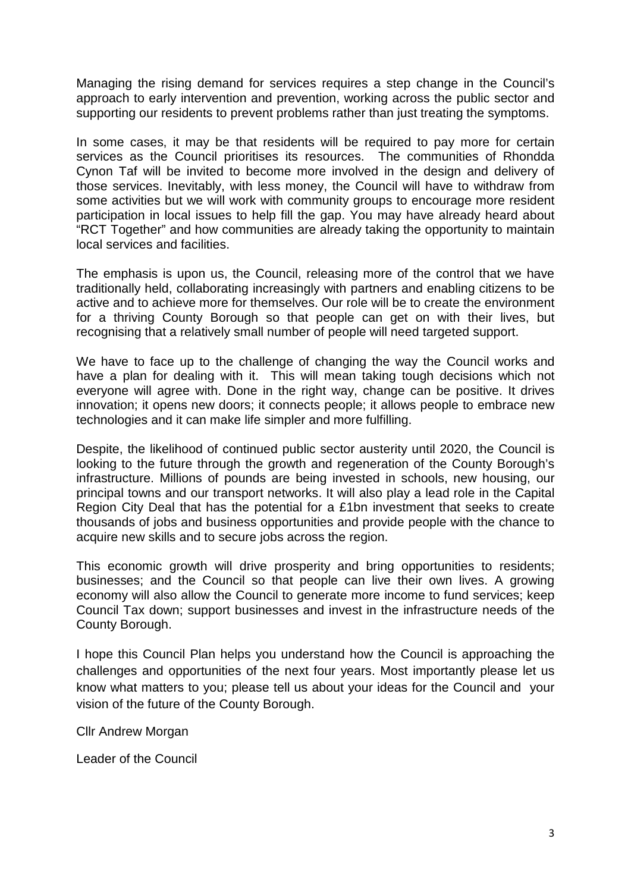Managing the rising demand for services requires a step change in the Council's approach to early intervention and prevention, working across the public sector and supporting our residents to prevent problems rather than just treating the symptoms.

In some cases, it may be that residents will be required to pay more for certain services as the Council prioritises its resources. The communities of Rhondda Cynon Taf will be invited to become more involved in the design and delivery of those services. Inevitably, with less money, the Council will have to withdraw from some activities but we will work with community groups to encourage more resident participation in local issues to help fill the gap. You may have already heard about "RCT Together" and how communities are already taking the opportunity to maintain local services and facilities.

The emphasis is upon us, the Council, releasing more of the control that we have traditionally held, collaborating increasingly with partners and enabling citizens to be active and to achieve more for themselves. Our role will be to create the environment for a thriving County Borough so that people can get on with their lives, but recognising that a relatively small number of people will need targeted support.

We have to face up to the challenge of changing the way the Council works and have a plan for dealing with it. This will mean taking tough decisions which not everyone will agree with. Done in the right way, change can be positive. It drives innovation; it opens new doors; it connects people; it allows people to embrace new technologies and it can make life simpler and more fulfilling.

Despite, the likelihood of continued public sector austerity until 2020, the Council is looking to the future through the growth and regeneration of the County Borough's infrastructure. Millions of pounds are being invested in schools, new housing, our principal towns and our transport networks. It will also play a lead role in the Capital Region City Deal that has the potential for a £1bn investment that seeks to create thousands of jobs and business opportunities and provide people with the chance to acquire new skills and to secure jobs across the region.

This economic growth will drive prosperity and bring opportunities to residents; businesses; and the Council so that people can live their own lives. A growing economy will also allow the Council to generate more income to fund services; keep Council Tax down; support businesses and invest in the infrastructure needs of the County Borough.

I hope this Council Plan helps you understand how the Council is approaching the challenges and opportunities of the next four years. Most importantly please let us know what matters to you; please tell us about your ideas for the Council and your vision of the future of the County Borough.

Cllr Andrew Morgan

Leader of the Council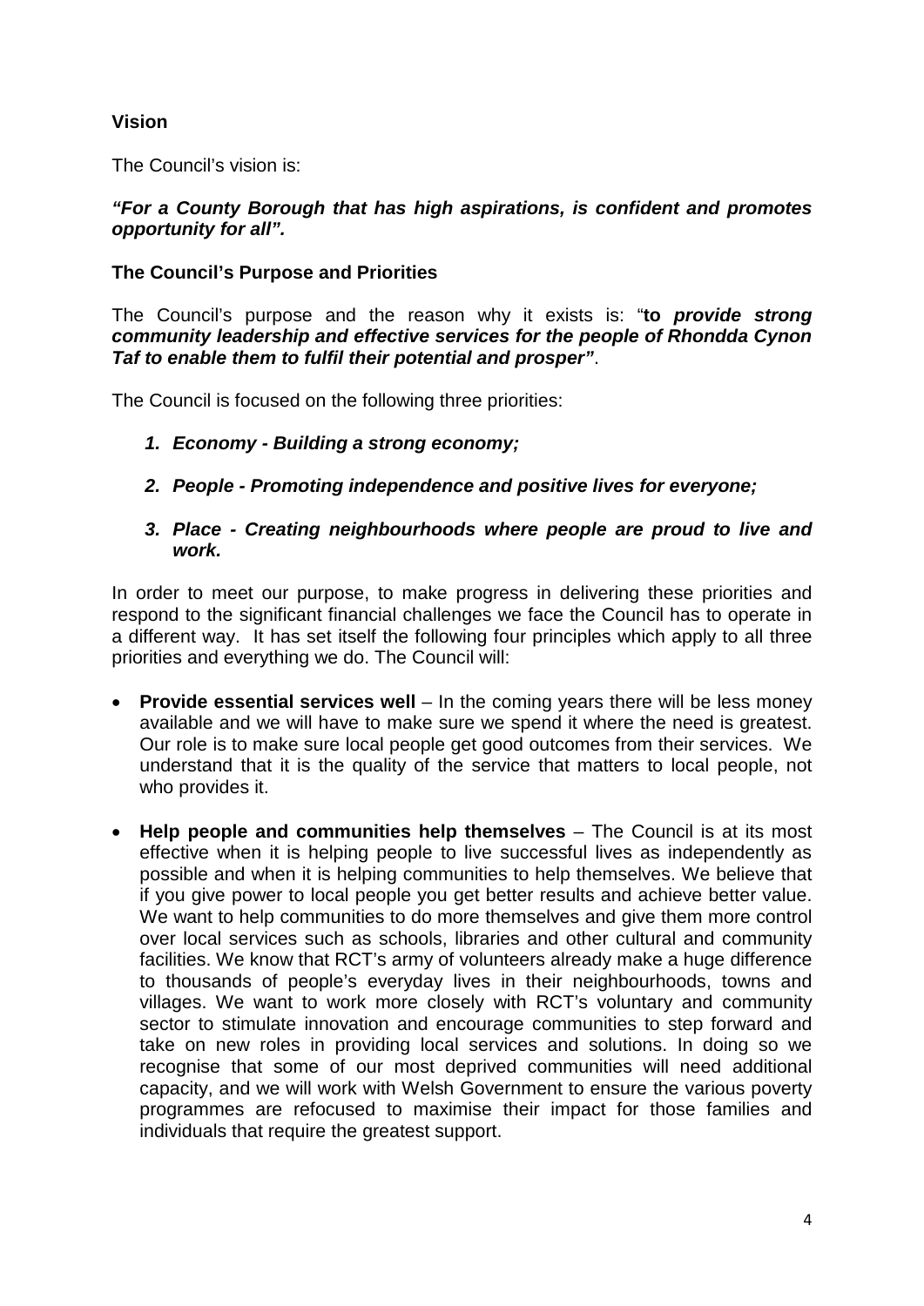## Vision

The Council's vision is:

***"For a County Borough that has high aspirations, is confident and promotes opportunity for all".***

## The Council's Purpose and Priorities

The Council's purpose and the reason why it exists is: "**to *provide strong community leadership and effective services for the people of Rhondda Cynon Taf to enable them to fulfil their potential and prosper"***.

The Council is focused on the following three priorities:

1. ***Economy - Building a strong economy;***
2. ***People - Promoting independence and positive lives for everyone;***
3. ***Place - Creating neighbourhoods where people are proud to live and work.***

In order to meet our purpose, to make progress in delivering these priorities and respond to the significant financial challenges we face the Council has to operate in a different way. It has set itself the following four principles which apply to all three priorities and everything we do. The Council will:

- **Provide essential services well** – In the coming years there will be less money available and we will have to make sure we spend it where the need is greatest. Our role is to make sure local people get good outcomes from their services. We understand that it is the quality of the service that matters to local people, not who provides it.
- **Help people and communities help themselves** – The Council is at its most effective when it is helping people to live successful lives as independently as possible and when it is helping communities to help themselves. We believe that if you give power to local people you get better results and achieve better value. We want to help communities to do more themselves and give them more control over local services such as schools, libraries and other cultural and community facilities. We know that RCT's army of volunteers already make a huge difference to thousands of people's everyday lives in their neighbourhoods, towns and villages. We want to work more closely with RCT's voluntary and community sector to stimulate innovation and encourage communities to step forward and take on new roles in providing local services and solutions. In doing so we recognise that some of our most deprived communities will need additional capacity, and we will work with Welsh Government to ensure the various poverty programmes are refocused to maximise their impact for those families and individuals that require the greatest support.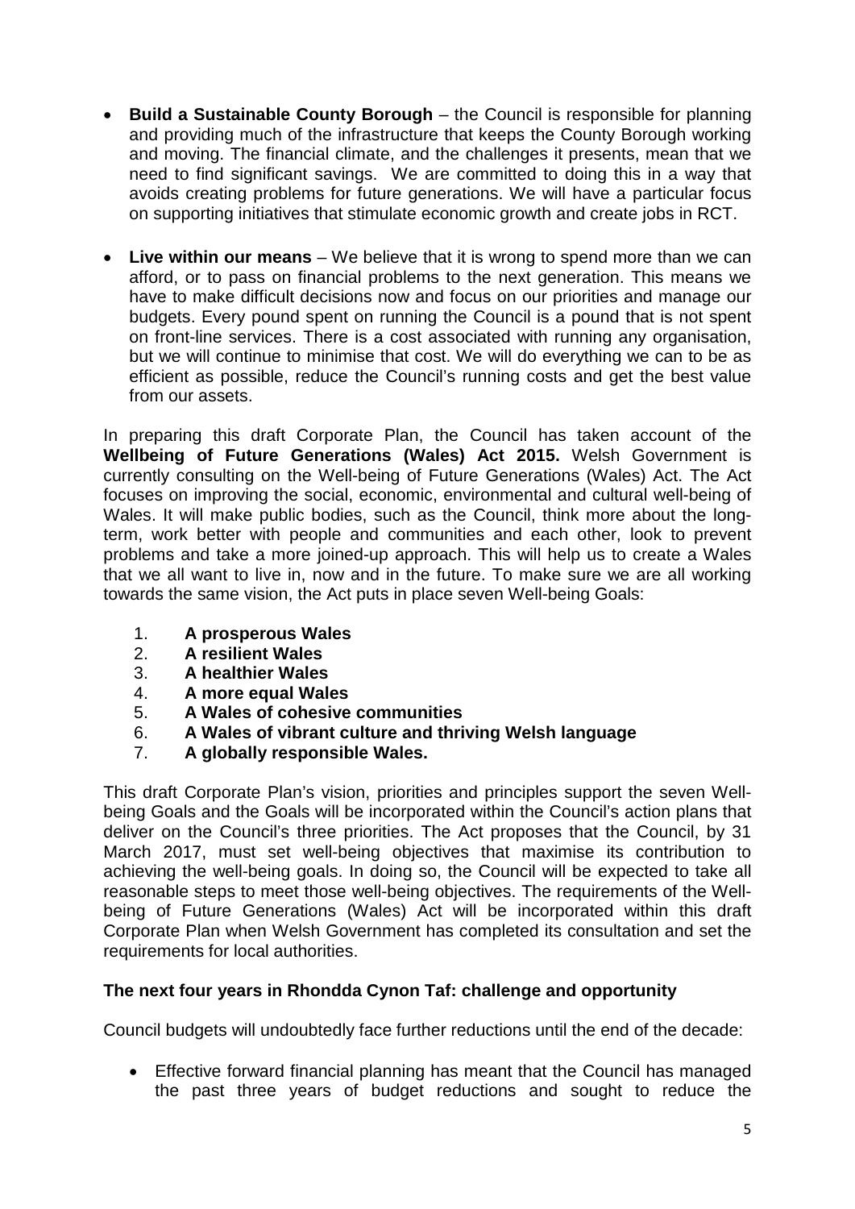- **Build a Sustainable County Borough** – the Council is responsible for planning and providing much of the infrastructure that keeps the County Borough working and moving. The financial climate, and the challenges it presents, mean that we need to find significant savings. We are committed to doing this in a way that avoids creating problems for future generations. We will have a particular focus on supporting initiatives that stimulate economic growth and create jobs in RCT.

- **Live within our means** – We believe that it is wrong to spend more than we can afford, or to pass on financial problems to the next generation. This means we have to make difficult decisions now and focus on our priorities and manage our budgets. Every pound spent on running the Council is a pound that is not spent on front-line services. There is a cost associated with running any organisation, but we will continue to minimise that cost. We will do everything we can to be as efficient as possible, reduce the Council's running costs and get the best value from our assets.

In preparing this draft Corporate Plan, the Council has taken account of the **Wellbeing of Future Generations (Wales) Act 2015.** Welsh Government is currently consulting on the Well-being of Future Generations (Wales) Act. The Act focuses on improving the social, economic, environmental and cultural well-being of Wales. It will make public bodies, such as the Council, think more about the long-term, work better with people and communities and each other, look to prevent problems and take a more joined-up approach. This will help us to create a Wales that we all want to live in, now and in the future. To make sure we are all working towards the same vision, the Act puts in place seven Well-being Goals:

1. **A prosperous Wales**
2. **A resilient Wales**
3. **A healthier Wales**
4. **A more equal Wales**
5. **A Wales of cohesive communities**
6. **A Wales of vibrant culture and thriving Welsh language**
7. **A globally responsible Wales.**

This draft Corporate Plan's vision, priorities and principles support the seven Well-being Goals and the Goals will be incorporated within the Council's action plans that deliver on the Council's three priorities. The Act proposes that the Council, by 31 March 2017, must set well-being objectives that maximise its contribution to achieving the well-being goals. In doing so, the Council will be expected to take all reasonable steps to meet those well-being objectives. The requirements of the Well-being of Future Generations (Wales) Act will be incorporated within this draft Corporate Plan when Welsh Government has completed its consultation and set the requirements for local authorities.

### The next four years in Rhondda Cynon Taf: challenge and opportunity

Council budgets will undoubtedly face further reductions until the end of the decade:

- Effective forward financial planning has meant that the Council has managed the past three years of budget reductions and sought to reduce the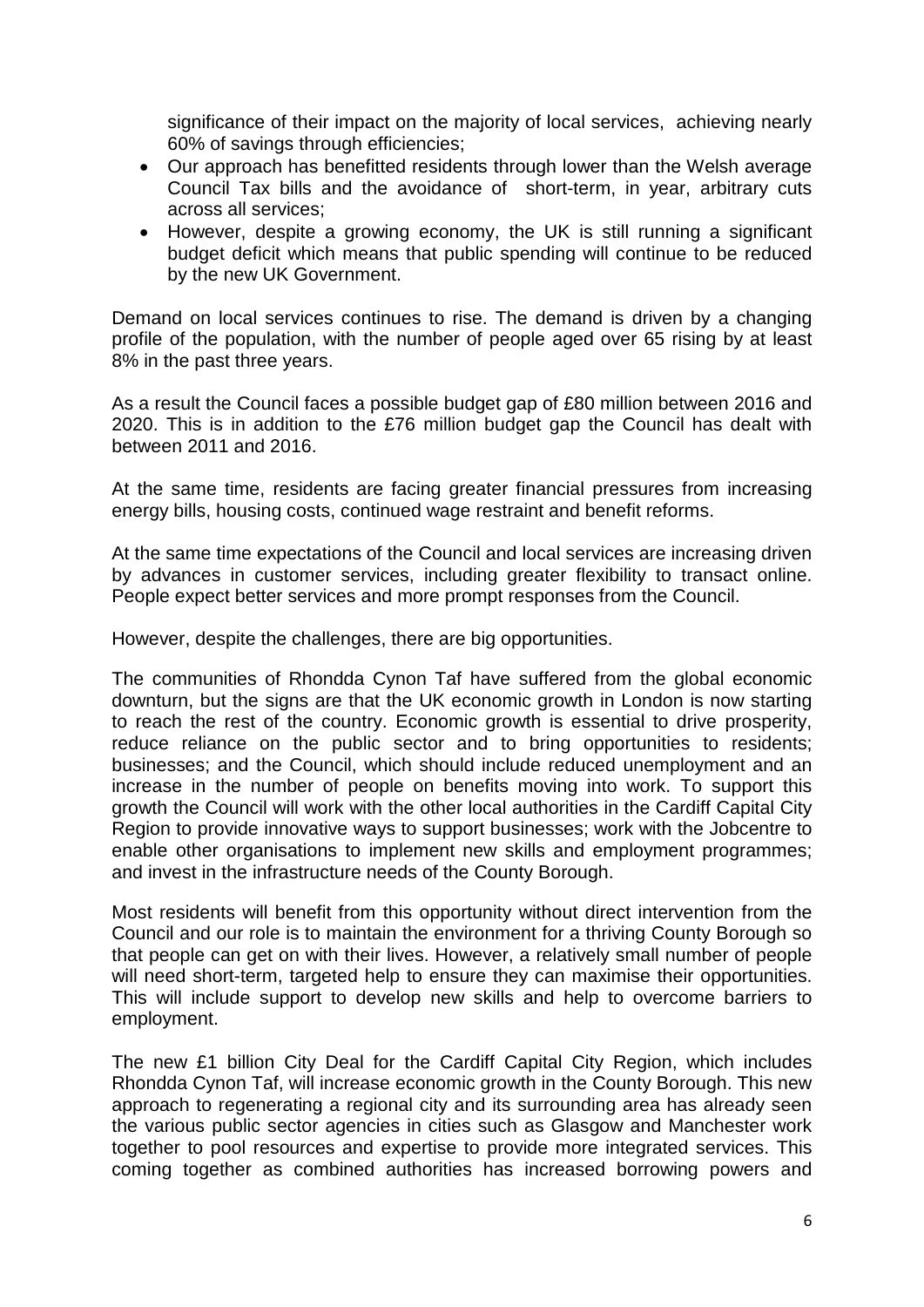significance of their impact on the majority of local services, achieving nearly 60% of savings through efficiencies;

- Our approach has benefitted residents through lower than the Welsh average Council Tax bills and the avoidance of short-term, in year, arbitrary cuts across all services;
- However, despite a growing economy, the UK is still running a significant budget deficit which means that public spending will continue to be reduced by the new UK Government.

Demand on local services continues to rise. The demand is driven by a changing profile of the population, with the number of people aged over 65 rising by at least 8% in the past three years.

As a result the Council faces a possible budget gap of £80 million between 2016 and 2020. This is in addition to the £76 million budget gap the Council has dealt with between 2011 and 2016.

At the same time, residents are facing greater financial pressures from increasing energy bills, housing costs, continued wage restraint and benefit reforms.

At the same time expectations of the Council and local services are increasing driven by advances in customer services, including greater flexibility to transact online. People expect better services and more prompt responses from the Council.

However, despite the challenges, there are big opportunities.

The communities of Rhondda Cynon Taf have suffered from the global economic downturn, but the signs are that the UK economic growth in London is now starting to reach the rest of the country. Economic growth is essential to drive prosperity, reduce reliance on the public sector and to bring opportunities to residents; businesses; and the Council, which should include reduced unemployment and an increase in the number of people on benefits moving into work. To support this growth the Council will work with the other local authorities in the Cardiff Capital City Region to provide innovative ways to support businesses; work with the Jobcentre to enable other organisations to implement new skills and employment programmes; and invest in the infrastructure needs of the County Borough.

Most residents will benefit from this opportunity without direct intervention from the Council and our role is to maintain the environment for a thriving County Borough so that people can get on with their lives. However, a relatively small number of people will need short-term, targeted help to ensure they can maximise their opportunities. This will include support to develop new skills and help to overcome barriers to employment.

The new £1 billion City Deal for the Cardiff Capital City Region, which includes Rhondda Cynon Taf, will increase economic growth in the County Borough. This new approach to regenerating a regional city and its surrounding area has already seen the various public sector agencies in cities such as Glasgow and Manchester work together to pool resources and expertise to provide more integrated services. This coming together as combined authorities has increased borrowing powers and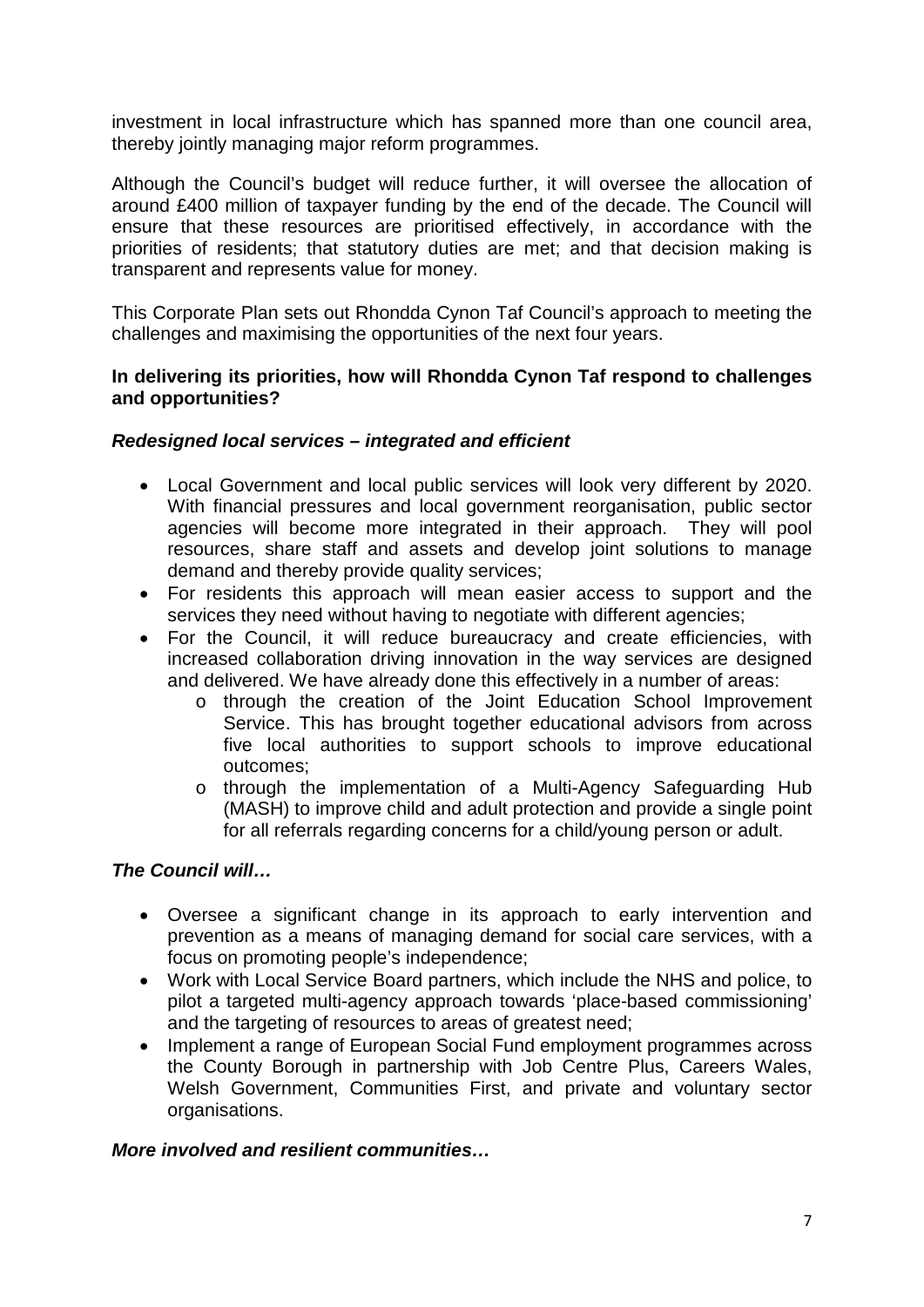investment in local infrastructure which has spanned more than one council area, thereby jointly managing major reform programmes.

Although the Council's budget will reduce further, it will oversee the allocation of around £400 million of taxpayer funding by the end of the decade. The Council will ensure that these resources are prioritised effectively, in accordance with the priorities of residents; that statutory duties are met; and that decision making is transparent and represents value for money.

This Corporate Plan sets out Rhondda Cynon Taf Council's approach to meeting the challenges and maximising the opportunities of the next four years.

**In delivering its priorities, how will Rhondda Cynon Taf respond to challenges and opportunities?**

***Redesigned local services – integrated and efficient***

- Local Government and local public services will look very different by 2020. With financial pressures and local government reorganisation, public sector agencies will become more integrated in their approach. They will pool resources, share staff and assets and develop joint solutions to manage demand and thereby provide quality services;
- For residents this approach will mean easier access to support and the services they need without having to negotiate with different agencies;
- For the Council, it will reduce bureaucracy and create efficiencies, with increased collaboration driving innovation in the way services are designed and delivered. We have already done this effectively in a number of areas:
    - through the creation of the Joint Education School Improvement Service. This has brought together educational advisors from across five local authorities to support schools to improve educational outcomes;
    - through the implementation of a Multi-Agency Safeguarding Hub (MASH) to improve child and adult protection and provide a single point for all referrals regarding concerns for a child/young person or adult.

***The Council will…***

- Oversee a significant change in its approach to early intervention and prevention as a means of managing demand for social care services, with a focus on promoting people's independence;
- Work with Local Service Board partners, which include the NHS and police, to pilot a targeted multi-agency approach towards 'place-based commissioning' and the targeting of resources to areas of greatest need;
- Implement a range of European Social Fund employment programmes across the County Borough in partnership with Job Centre Plus, Careers Wales, Welsh Government, Communities First, and private and voluntary sector organisations.

***More involved and resilient communities…***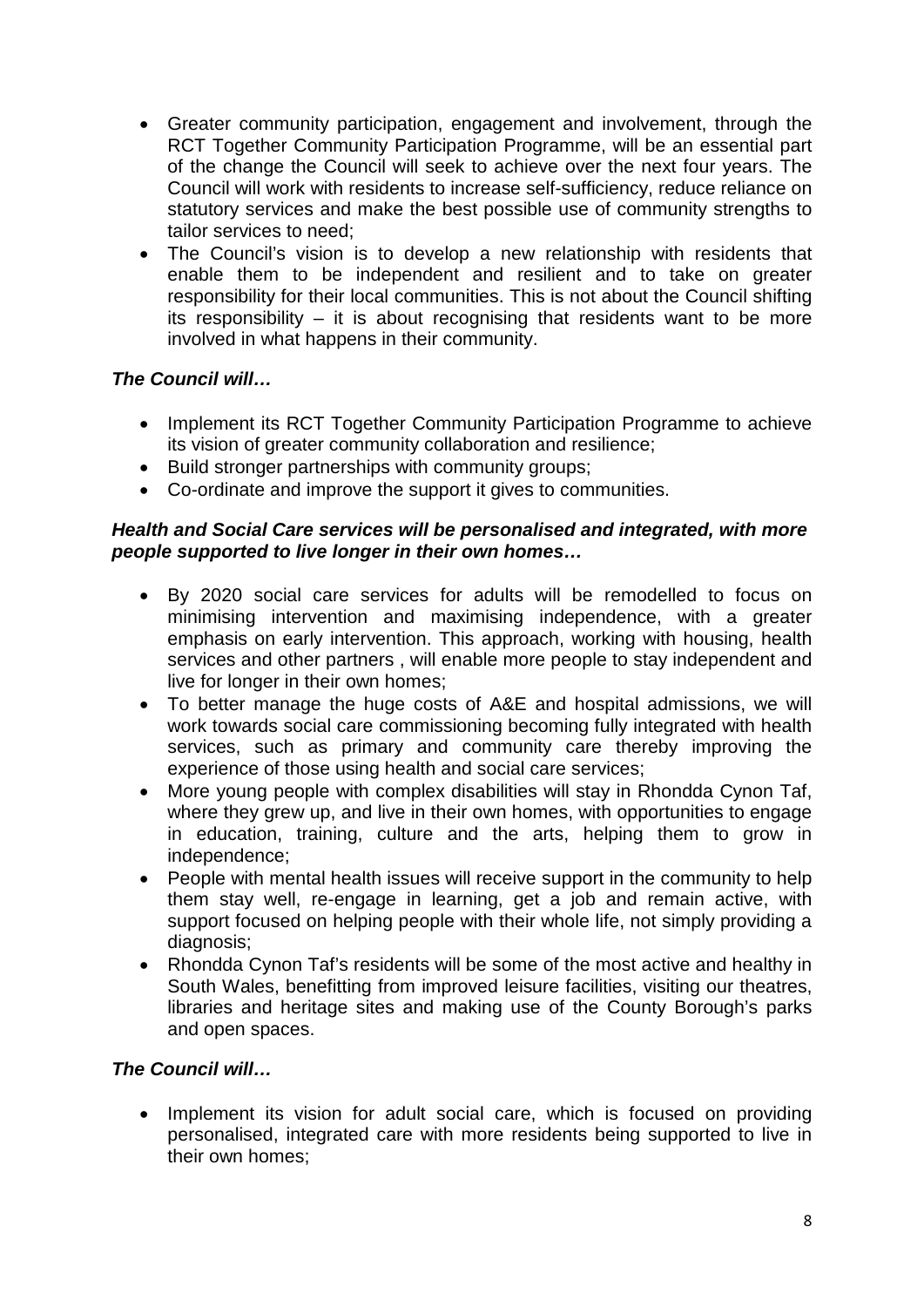- Greater community participation, engagement and involvement, through the RCT Together Community Participation Programme, will be an essential part of the change the Council will seek to achieve over the next four years. The Council will work with residents to increase self-sufficiency, reduce reliance on statutory services and make the best possible use of community strengths to tailor services to need;
- The Council's vision is to develop a new relationship with residents that enable them to be independent and resilient and to take on greater responsibility for their local communities. This is not about the Council shifting its responsibility – it is about recognising that residents want to be more involved in what happens in their community.

***The Council will…***

- Implement its RCT Together Community Participation Programme to achieve its vision of greater community collaboration and resilience;
- Build stronger partnerships with community groups;
- Co-ordinate and improve the support it gives to communities.

***Health and Social Care services will be personalised and integrated, with more people supported to live longer in their own homes…***

- By 2020 social care services for adults will be remodelled to focus on minimising intervention and maximising independence, with a greater emphasis on early intervention. This approach, working with housing, health services and other partners , will enable more people to stay independent and live for longer in their own homes;
- To better manage the huge costs of A&E and hospital admissions, we will work towards social care commissioning becoming fully integrated with health services, such as primary and community care thereby improving the experience of those using health and social care services;
- More young people with complex disabilities will stay in Rhondda Cynon Taf, where they grew up, and live in their own homes, with opportunities to engage in education, training, culture and the arts, helping them to grow in independence;
- People with mental health issues will receive support in the community to help them stay well, re-engage in learning, get a job and remain active, with support focused on helping people with their whole life, not simply providing a diagnosis;
- Rhondda Cynon Taf's residents will be some of the most active and healthy in South Wales, benefitting from improved leisure facilities, visiting our theatres, libraries and heritage sites and making use of the County Borough's parks and open spaces.

***The Council will…***

- Implement its vision for adult social care, which is focused on providing personalised, integrated care with more residents being supported to live in their own homes;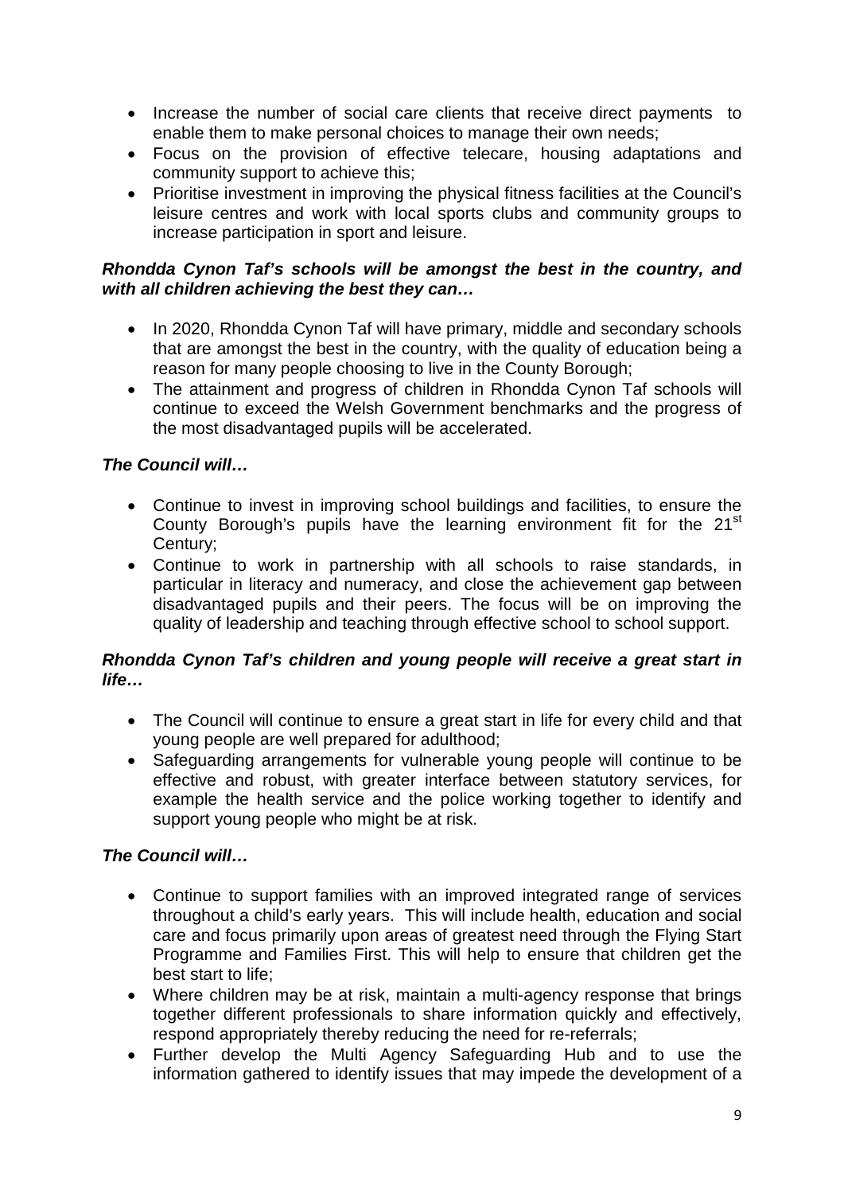- Increase the number of social care clients that receive direct payments to enable them to make personal choices to manage their own needs;
- Focus on the provision of effective telecare, housing adaptations and community support to achieve this;
- Prioritise investment in improving the physical fitness facilities at the Council's leisure centres and work with local sports clubs and community groups to increase participation in sport and leisure.

***Rhondda Cynon Taf's schools will be amongst the best in the country, and with all children achieving the best they can…***

- In 2020, Rhondda Cynon Taf will have primary, middle and secondary schools that are amongst the best in the country, with the quality of education being a reason for many people choosing to live in the County Borough;
- The attainment and progress of children in Rhondda Cynon Taf schools will continue to exceed the Welsh Government benchmarks and the progress of the most disadvantaged pupils will be accelerated.

***The Council will…***

- Continue to invest in improving school buildings and facilities, to ensure the County Borough's pupils have the learning environment fit for the 21st Century;
- Continue to work in partnership with all schools to raise standards, in particular in literacy and numeracy, and close the achievement gap between disadvantaged pupils and their peers. The focus will be on improving the quality of leadership and teaching through effective school to school support.

***Rhondda Cynon Taf's children and young people will receive a great start in life…***

- The Council will continue to ensure a great start in life for every child and that young people are well prepared for adulthood;
- Safeguarding arrangements for vulnerable young people will continue to be effective and robust, with greater interface between statutory services, for example the health service and the police working together to identify and support young people who might be at risk.

***The Council will…***

- Continue to support families with an improved integrated range of services throughout a child's early years. This will include health, education and social care and focus primarily upon areas of greatest need through the Flying Start Programme and Families First. This will help to ensure that children get the best start to life;
- Where children may be at risk, maintain a multi-agency response that brings together different professionals to share information quickly and effectively, respond appropriately thereby reducing the need for re-referrals;
- Further develop the Multi Agency Safeguarding Hub and to use the information gathered to identify issues that may impede the development of a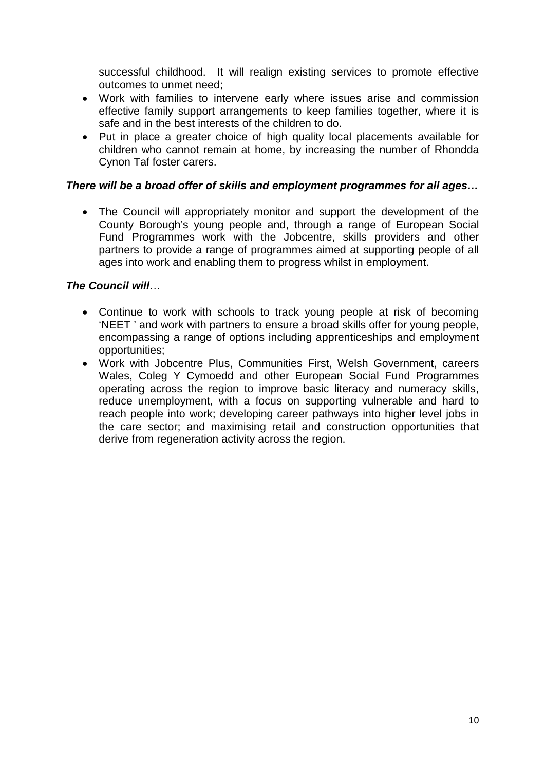successful childhood. It will realign existing services to promote effective outcomes to unmet need;

- Work with families to intervene early where issues arise and commission effective family support arrangements to keep families together, where it is safe and in the best interests of the children to do.
- Put in place a greater choice of high quality local placements available for children who cannot remain at home, by increasing the number of Rhondda Cynon Taf foster carers.

***There will be a broad offer of skills and employment programmes for all ages…***

- The Council will appropriately monitor and support the development of the County Borough's young people and, through a range of European Social Fund Programmes work with the Jobcentre, skills providers and other partners to provide a range of programmes aimed at supporting people of all ages into work and enabling them to progress whilst in employment.

***The Council will***…

- Continue to work with schools to track young people at risk of becoming 'NEET ' and work with partners to ensure a broad skills offer for young people, encompassing a range of options including apprenticeships and employment opportunities;
- Work with Jobcentre Plus, Communities First, Welsh Government, careers Wales, Coleg Y Cymoedd and other European Social Fund Programmes operating across the region to improve basic literacy and numeracy skills, reduce unemployment, with a focus on supporting vulnerable and hard to reach people into work; developing career pathways into higher level jobs in the care sector; and maximising retail and construction opportunities that derive from regeneration activity across the region.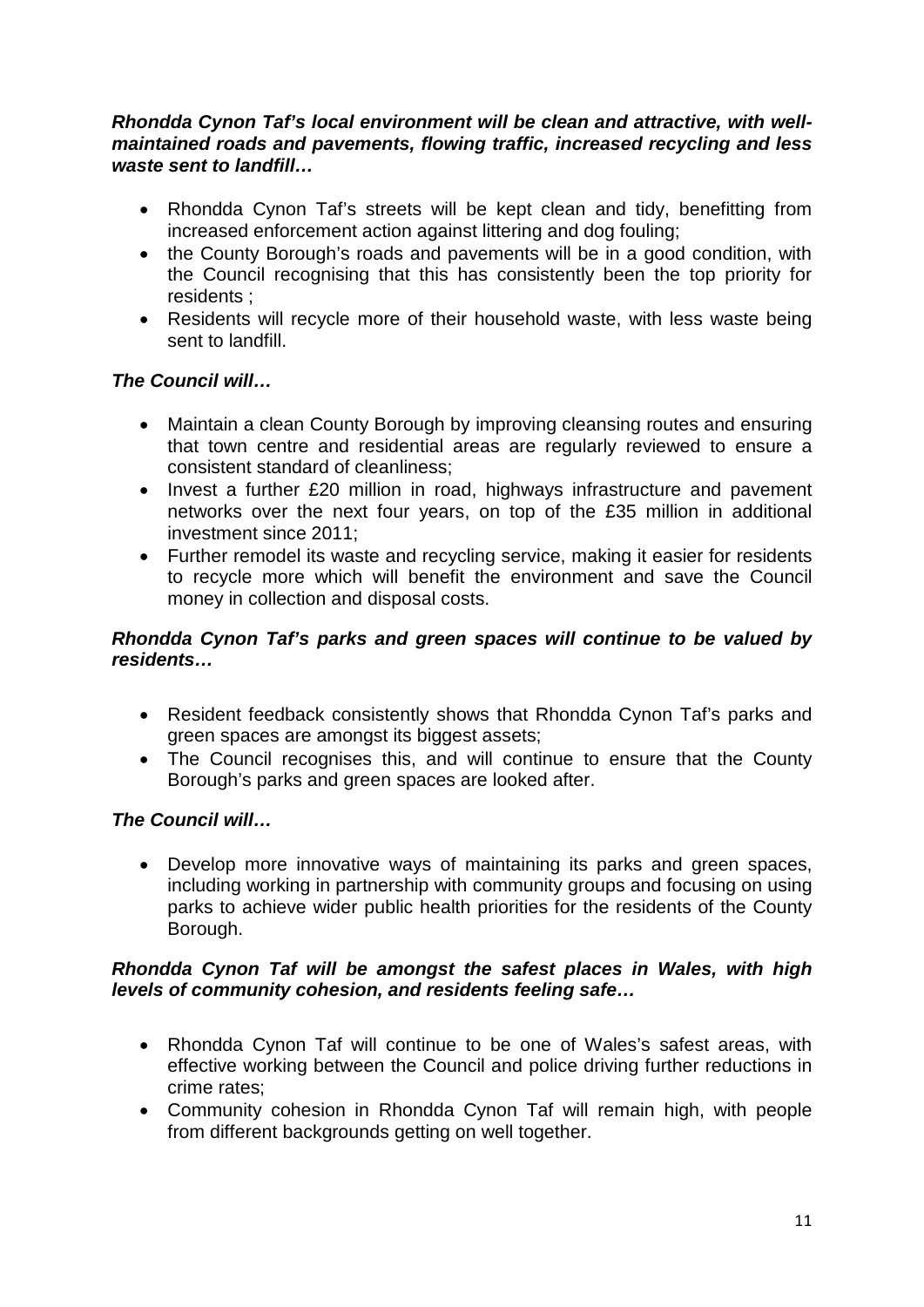***Rhondda Cynon Taf's local environment will be clean and attractive, with well-maintained roads and pavements, flowing traffic, increased recycling and less waste sent to landfill…***

- Rhondda Cynon Taf's streets will be kept clean and tidy, benefitting from increased enforcement action against littering and dog fouling;
- the County Borough's roads and pavements will be in a good condition, with the Council recognising that this has consistently been the top priority for residents ;
- Residents will recycle more of their household waste, with less waste being sent to landfill.

***The Council will…***

- Maintain a clean County Borough by improving cleansing routes and ensuring that town centre and residential areas are regularly reviewed to ensure a consistent standard of cleanliness;
- Invest a further £20 million in road, highways infrastructure and pavement networks over the next four years, on top of the £35 million in additional investment since 2011;
- Further remodel its waste and recycling service, making it easier for residents to recycle more which will benefit the environment and save the Council money in collection and disposal costs.

***Rhondda Cynon Taf's parks and green spaces will continue to be valued by residents…***

- Resident feedback consistently shows that Rhondda Cynon Taf's parks and green spaces are amongst its biggest assets;
- The Council recognises this, and will continue to ensure that the County Borough's parks and green spaces are looked after.

***The Council will…***

- Develop more innovative ways of maintaining its parks and green spaces, including working in partnership with community groups and focusing on using parks to achieve wider public health priorities for the residents of the County Borough.

***Rhondda Cynon Taf will be amongst the safest places in Wales, with high levels of community cohesion, and residents feeling safe…***

- Rhondda Cynon Taf will continue to be one of Wales's safest areas, with effective working between the Council and police driving further reductions in crime rates;
- Community cohesion in Rhondda Cynon Taf will remain high, with people from different backgrounds getting on well together.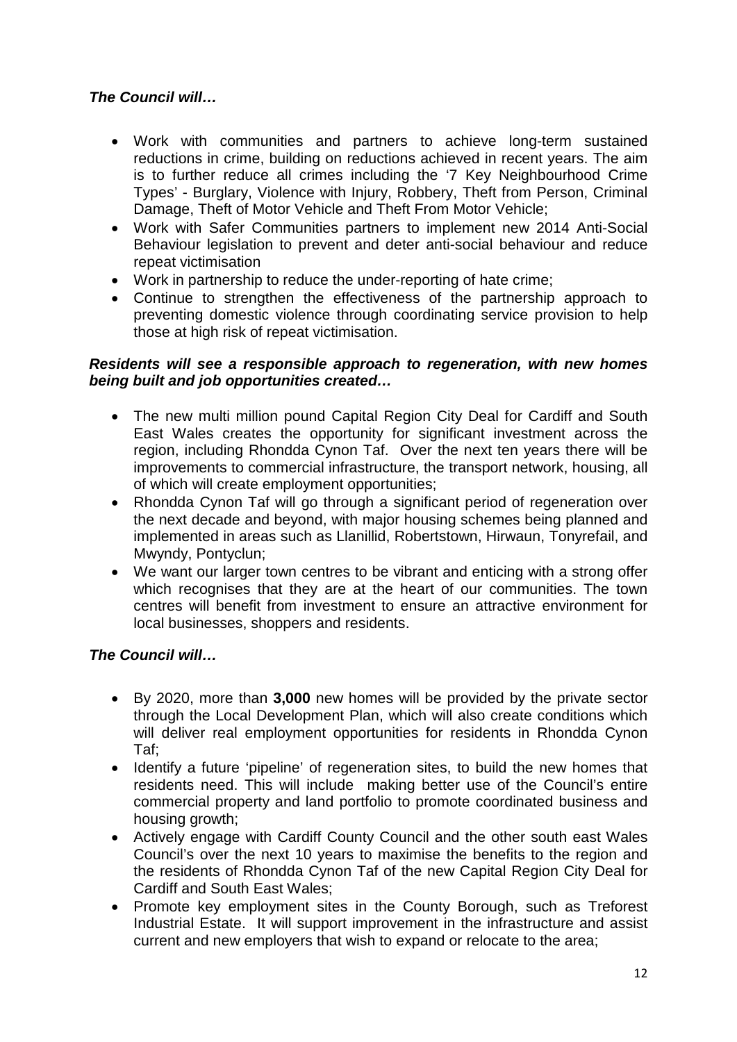***The Council will…***

- Work with communities and partners to achieve long-term sustained reductions in crime, building on reductions achieved in recent years. The aim is to further reduce all crimes including the '7 Key Neighbourhood Crime Types' - Burglary, Violence with Injury, Robbery, Theft from Person, Criminal Damage, Theft of Motor Vehicle and Theft From Motor Vehicle;
- Work with Safer Communities partners to implement new 2014 Anti-Social Behaviour legislation to prevent and deter anti-social behaviour and reduce repeat victimisation
- Work in partnership to reduce the under-reporting of hate crime;
- Continue to strengthen the effectiveness of the partnership approach to preventing domestic violence through coordinating service provision to help those at high risk of repeat victimisation.

***Residents will see a responsible approach to regeneration, with new homes being built and job opportunities created…***

- The new multi million pound Capital Region City Deal for Cardiff and South East Wales creates the opportunity for significant investment across the region, including Rhondda Cynon Taf. Over the next ten years there will be improvements to commercial infrastructure, the transport network, housing, all of which will create employment opportunities;
- Rhondda Cynon Taf will go through a significant period of regeneration over the next decade and beyond, with major housing schemes being planned and implemented in areas such as Llanillid, Robertstown, Hirwaun, Tonyrefail, and Mwyndy, Pontyclun;
- We want our larger town centres to be vibrant and enticing with a strong offer which recognises that they are at the heart of our communities. The town centres will benefit from investment to ensure an attractive environment for local businesses, shoppers and residents.

***The Council will…***

- By 2020, more than **3,000** new homes will be provided by the private sector through the Local Development Plan, which will also create conditions which will deliver real employment opportunities for residents in Rhondda Cynon Taf;
- Identify a future 'pipeline' of regeneration sites, to build the new homes that residents need. This will include making better use of the Council's entire commercial property and land portfolio to promote coordinated business and housing growth;
- Actively engage with Cardiff County Council and the other south east Wales Council's over the next 10 years to maximise the benefits to the region and the residents of Rhondda Cynon Taf of the new Capital Region City Deal for Cardiff and South East Wales;
- Promote key employment sites in the County Borough, such as Treforest Industrial Estate. It will support improvement in the infrastructure and assist current and new employers that wish to expand or relocate to the area;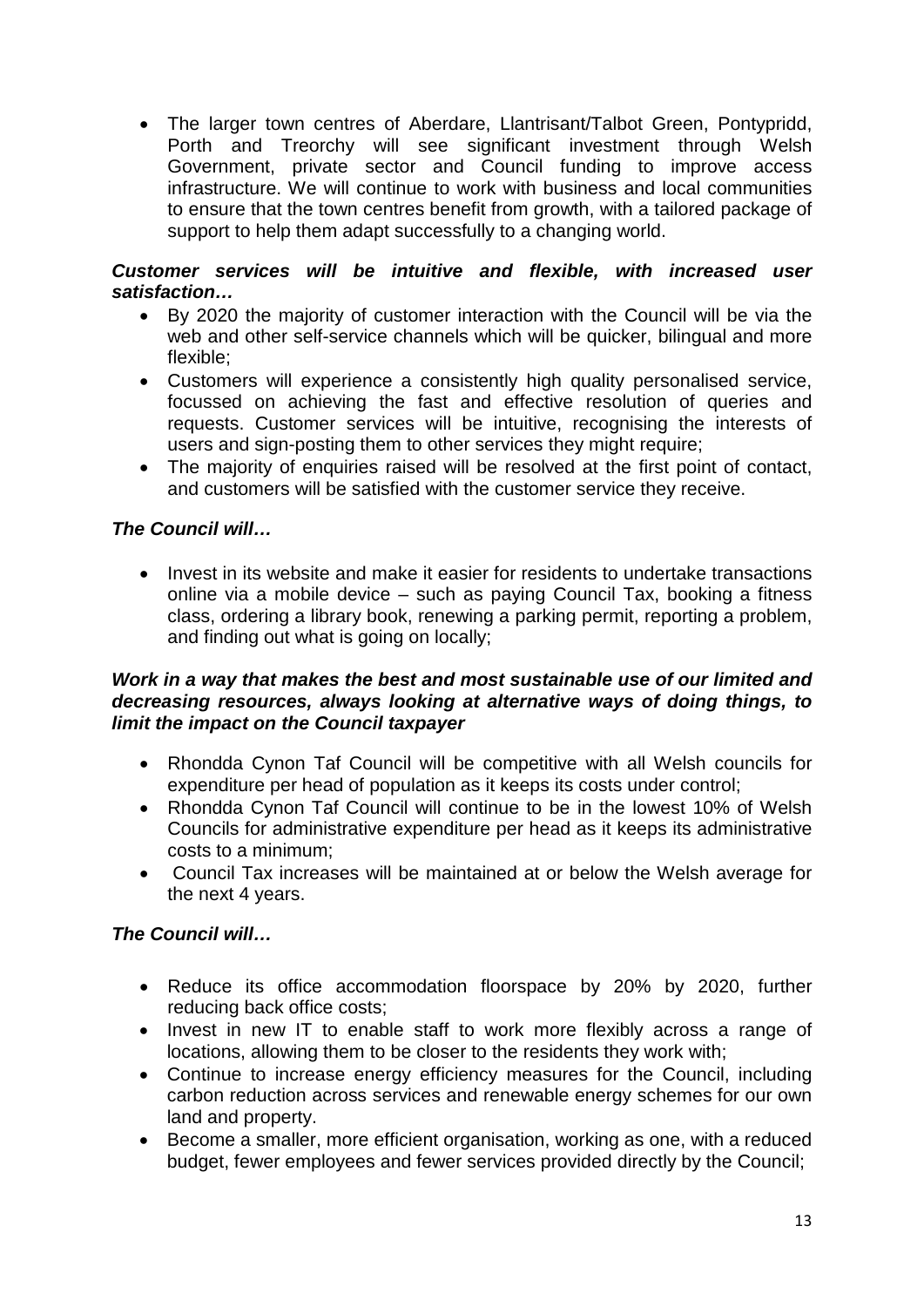- The larger town centres of Aberdare, Llantrisant/Talbot Green, Pontypridd, Porth and Treorchy will see significant investment through Welsh Government, private sector and Council funding to improve access infrastructure. We will continue to work with business and local communities to ensure that the town centres benefit from growth, with a tailored package of support to help them adapt successfully to a changing world.

***Customer services will be intuitive and flexible, with increased user satisfaction…***

- By 2020 the majority of customer interaction with the Council will be via the web and other self-service channels which will be quicker, bilingual and more flexible;
- Customers will experience a consistently high quality personalised service, focussed on achieving the fast and effective resolution of queries and requests. Customer services will be intuitive, recognising the interests of users and sign-posting them to other services they might require;
- The majority of enquiries raised will be resolved at the first point of contact, and customers will be satisfied with the customer service they receive.

***The Council will…***

- Invest in its website and make it easier for residents to undertake transactions online via a mobile device – such as paying Council Tax, booking a fitness class, ordering a library book, renewing a parking permit, reporting a problem, and finding out what is going on locally;

***Work in a way that makes the best and most sustainable use of our limited and decreasing resources, always looking at alternative ways of doing things, to limit the impact on the Council taxpayer***

- Rhondda Cynon Taf Council will be competitive with all Welsh councils for expenditure per head of population as it keeps its costs under control;
- Rhondda Cynon Taf Council will continue to be in the lowest 10% of Welsh Councils for administrative expenditure per head as it keeps its administrative costs to a minimum;
- Council Tax increases will be maintained at or below the Welsh average for the next 4 years.

***The Council will…***

- Reduce its office accommodation floorspace by 20% by 2020, further reducing back office costs;
- Invest in new IT to enable staff to work more flexibly across a range of locations, allowing them to be closer to the residents they work with;
- Continue to increase energy efficiency measures for the Council, including carbon reduction across services and renewable energy schemes for our own land and property.
- Become a smaller, more efficient organisation, working as one, with a reduced budget, fewer employees and fewer services provided directly by the Council;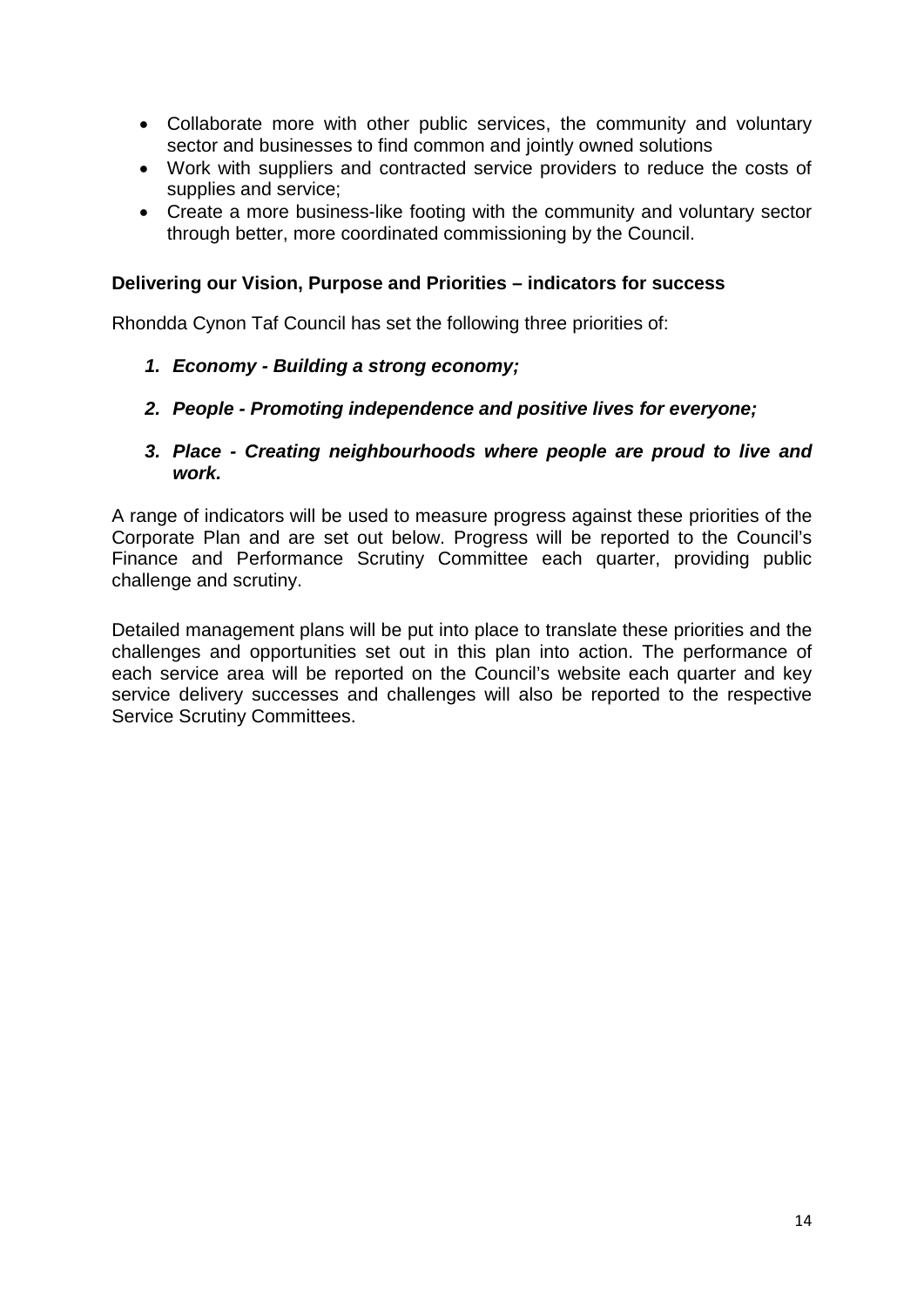- Collaborate more with other public services, the community and voluntary sector and businesses to find common and jointly owned solutions
- Work with suppliers and contracted service providers to reduce the costs of supplies and service;
- Create a more business-like footing with the community and voluntary sector through better, more coordinated commissioning by the Council.

**Delivering our Vision, Purpose and Priorities – indicators for success**

Rhondda Cynon Taf Council has set the following three priorities of:

1. ***Economy - Building a strong economy;***
2. ***People - Promoting independence and positive lives for everyone;***
3. ***Place - Creating neighbourhoods where people are proud to live and work.***

A range of indicators will be used to measure progress against these priorities of the Corporate Plan and are set out below. Progress will be reported to the Council's Finance and Performance Scrutiny Committee each quarter, providing public challenge and scrutiny.

Detailed management plans will be put into place to translate these priorities and the challenges and opportunities set out in this plan into action. The performance of each service area will be reported on the Council's website each quarter and key service delivery successes and challenges will also be reported to the respective Service Scrutiny Committees.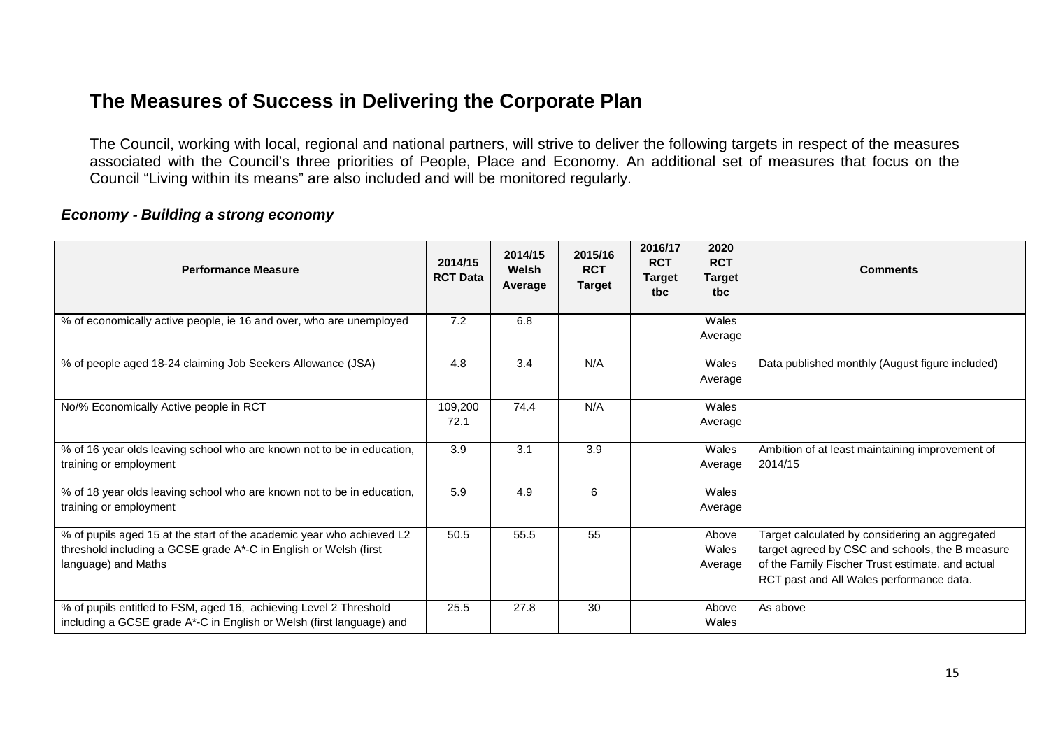# The Measures of Success in Delivering the Corporate Plan

The Council, working with local, regional and national partners, will strive to deliver the following targets in respect of the measures associated with the Council's three priorities of People, Place and Economy. An additional set of measures that focus on the Council "Living within its means" are also included and will be monitored regularly.

### *Economy - Building a strong economy*

| Performance Measure | 2014/15 RCT Data | 2014/15 Welsh Average | 2015/16 RCT Target | 2016/17 RCT Target tbc | 2020 RCT Target tbc | Comments |
|---|---|---|---|---|---|---|
| % of economically active people, ie 16 and over, who are unemployed | 7.2 | 6.8 | | | Wales Average | |
| % of people aged 18-24 claiming Job Seekers Allowance (JSA) | 4.8 | 3.4 | N/A | | Wales Average | Data published monthly (August figure included) |
| No/% Economically Active people in RCT | 109,200 72.1 | 74.4 | N/A | | Wales Average | |
| % of 16 year olds leaving school who are known not to be in education, training or employment | 3.9 | 3.1 | 3.9 | | Wales Average | Ambition of at least maintaining improvement of 2014/15 |
| % of 18 year olds leaving school who are known not to be in education, training or employment | 5.9 | 4.9 | 6 | | Wales Average | |
| % of pupils aged 15 at the start of the academic year who achieved L2 threshold including a GCSE grade A*-C in English or Welsh (first language) and Maths | 50.5 | 55.5 | 55 | | Above Wales Average | Target calculated by considering an aggregated target agreed by CSC and schools, the B measure of the Family Fischer Trust estimate, and actual RCT past and All Wales performance data. |
| % of pupils entitled to FSM, aged 16, achieving Level 2 Threshold including a GCSE grade A*-C in English or Welsh (first language) and | 25.5 | 27.8 | 30 | | Above Wales | As above |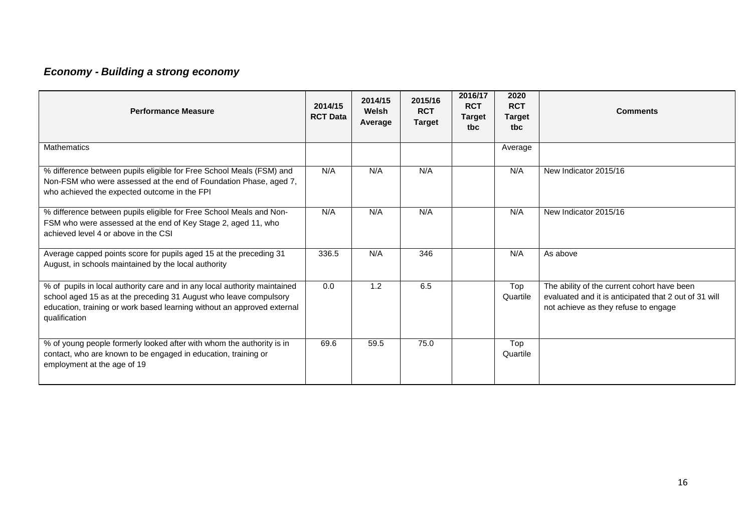## *Economy - Building a strong economy*

| Performance Measure | 2014/15 RCT Data | 2014/15 Welsh Average | 2015/16 RCT Target | 2016/17 RCT Target tbc | 2020 RCT Target tbc | Comments |
|---|---|---|---|---|---|---|
| Mathematics | | | | | Average | |
| % difference between pupils eligible for Free School Meals (FSM) and Non-FSM who were assessed at the end of Foundation Phase, aged 7, who achieved the expected outcome in the FPI | N/A | N/A | N/A | | N/A | New Indicator 2015/16 |
| % difference between pupils eligible for Free School Meals and Non-FSM who were assessed at the end of Key Stage 2, aged 11, who achieved level 4 or above in the CSI | N/A | N/A | N/A | | N/A | New Indicator 2015/16 |
| Average capped points score for pupils aged 15 at the preceding 31 August, in schools maintained by the local authority | 336.5 | N/A | 346 | | N/A | As above |
| % of pupils in local authority care and in any local authority maintained school aged 15 as at the preceding 31 August who leave compulsory education, training or work based learning without an approved external qualification | 0.0 | 1.2 | 6.5 | | Top Quartile | The ability of the current cohort have been evaluated and it is anticipated that 2 out of 31 will not achieve as they refuse to engage |
| % of young people formerly looked after with whom the authority is in contact, who are known to be engaged in education, training or employment at the age of 19 | 69.6 | 59.5 | 75.0 | | Top Quartile | |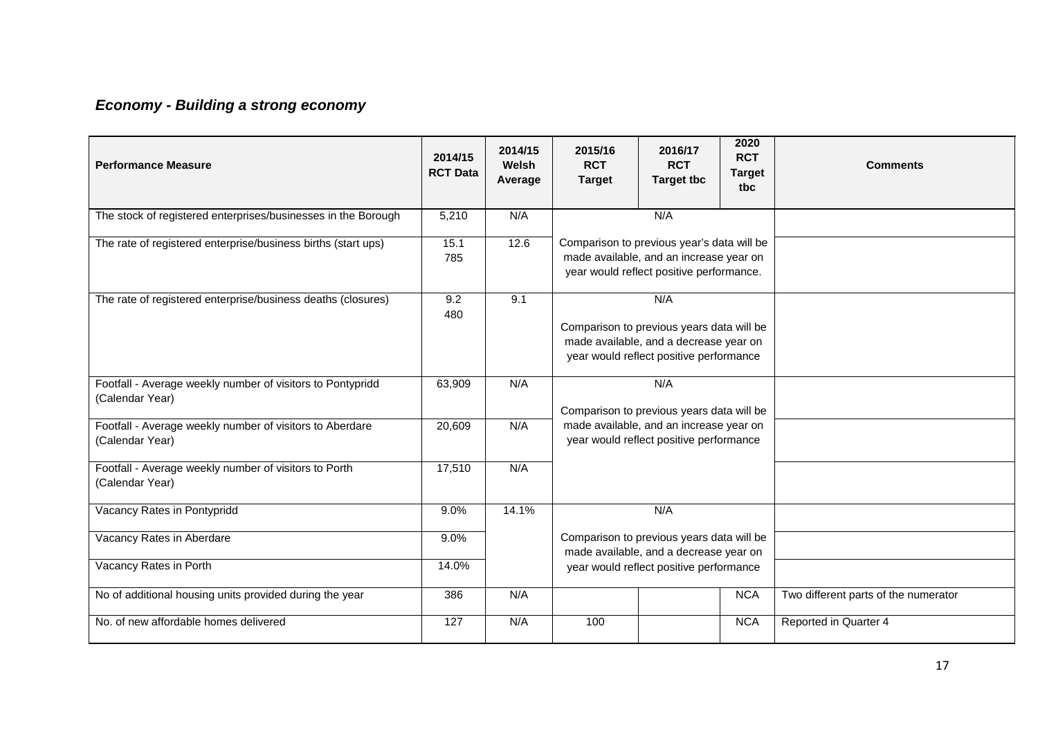### ***Economy - Building a strong economy***

| Performance Measure | 2014/15 RCT Data | 2014/15 Welsh Average | 2015/16 RCT Target | 2016/17 RCT Target tbc | 2020 RCT Target tbc | Comments |
|---|---|---|---|---|---|---|
| The stock of registered enterprises/businesses in the Borough | 5,210 | N/A | N/A | | | |
| The rate of registered enterprise/business births (start ups) | 15.1<br>785 | 12.6 | Comparison to previous year's data will be made available, and an increase year on year would reflect positive performance. | | | |
| The rate of registered enterprise/business deaths (closures) | 9.2<br>480 | 9.1 | N/A<br><br>Comparison to previous years data will be made available, and a decrease year on year would reflect positive performance | | | |
| Footfall - Average weekly number of visitors to Pontypridd (Calendar Year) | 63,909 | N/A | N/A<br><br>Comparison to previous years data will be made available, and an increase year on year would reflect positive performance | | | |
| Footfall - Average weekly number of visitors to Aberdare (Calendar Year) | 20,609 | N/A | | | | |
| Footfall - Average weekly number of visitors to Porth (Calendar Year) | 17,510 | N/A | | | | |
| Vacancy Rates in Pontypridd | 9.0% | 14.1% | N/A<br><br>Comparison to previous years data will be made available, and a decrease year on year would reflect positive performance | | | |
| Vacancy Rates in Aberdare | 9.0% | | | | | |
| Vacancy Rates in Porth | 14.0% | | | | | |
| No of additional housing units provided during the year | 386 | N/A | | | NCA | Two different parts of the numerator |
| No. of new affordable homes delivered | 127 | N/A | 100 | | NCA | Reported in Quarter 4 |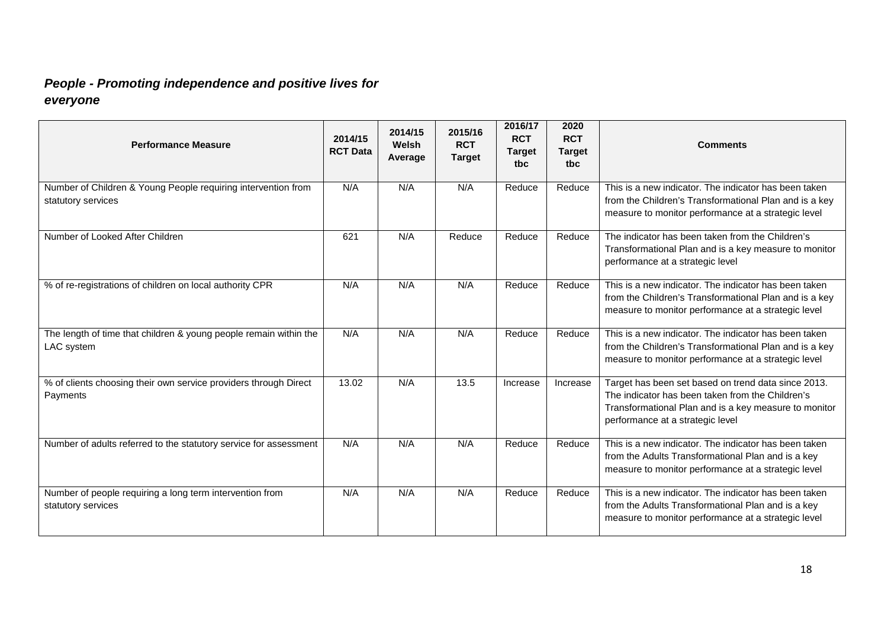***People - Promoting independence and positive lives for everyone***

| Performance Measure | 2014/15 RCT Data | 2014/15 Welsh Average | 2015/16 RCT Target | 2016/17 RCT Target tbc | 2020 RCT Target tbc | Comments |
|---|---|---|---|---|---|---|
| Number of Children & Young People requiring intervention from statutory services | N/A | N/A | N/A | Reduce | Reduce | This is a new indicator. The indicator has been taken from the Children's Transformational Plan and is a key measure to monitor performance at a strategic level |
| Number of Looked After Children | 621 | N/A | Reduce | Reduce | Reduce | The indicator has been taken from the Children's Transformational Plan and is a key measure to monitor performance at a strategic level |
| % of re-registrations of children on local authority CPR | N/A | N/A | N/A | Reduce | Reduce | This is a new indicator. The indicator has been taken from the Children's Transformational Plan and is a key measure to monitor performance at a strategic level |
| The length of time that children & young people remain within the LAC system | N/A | N/A | N/A | Reduce | Reduce | This is a new indicator. The indicator has been taken from the Children's Transformational Plan and is a key measure to monitor performance at a strategic level |
| % of clients choosing their own service providers through Direct Payments | 13.02 | N/A | 13.5 | Increase | Increase | Target has been set based on trend data since 2013. The indicator has been taken from the Children's Transformational Plan and is a key measure to monitor performance at a strategic level |
| Number of adults referred to the statutory service for assessment | N/A | N/A | N/A | Reduce | Reduce | This is a new indicator. The indicator has been taken from the Adults Transformational Plan and is a key measure to monitor performance at a strategic level |
| Number of people requiring a long term intervention from statutory services | N/A | N/A | N/A | Reduce | Reduce | This is a new indicator. The indicator has been taken from the Adults Transformational Plan and is a key measure to monitor performance at a strategic level |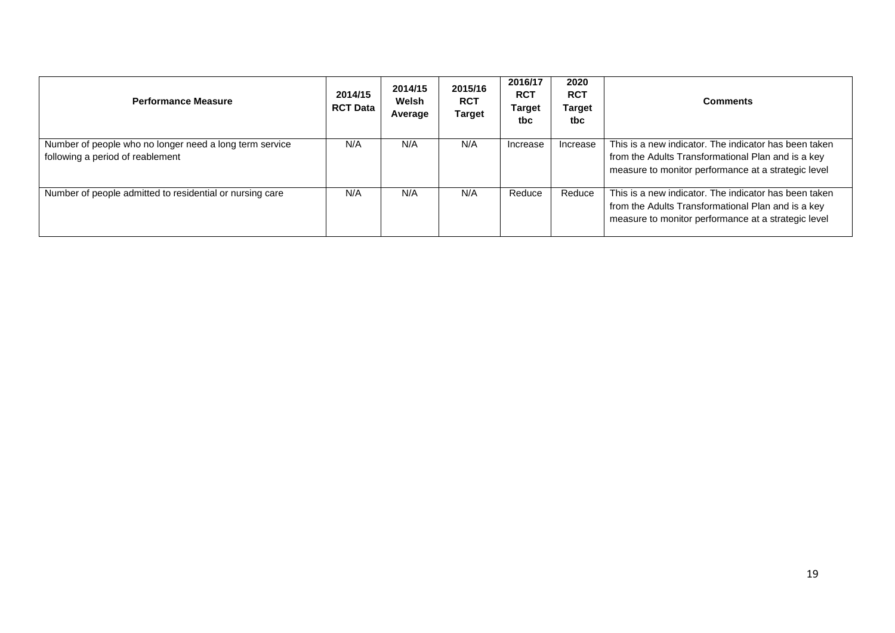| Performance Measure | 2014/15 RCT Data | 2014/15 Welsh Average | 2015/16 RCT Target | 2016/17 RCT Target tbc | 2020 RCT Target tbc | Comments |
|---|---|---|---|---|---|---|
| Number of people who no longer need a long term service following a period of reablement | N/A | N/A | N/A | Increase | Increase | This is a new indicator. The indicator has been taken from the Adults Transformational Plan and is a key measure to monitor performance at a strategic level |
| Number of people admitted to residential or nursing care | N/A | N/A | N/A | Reduce | Reduce | This is a new indicator. The indicator has been taken from the Adults Transformational Plan and is a key measure to monitor performance at a strategic level |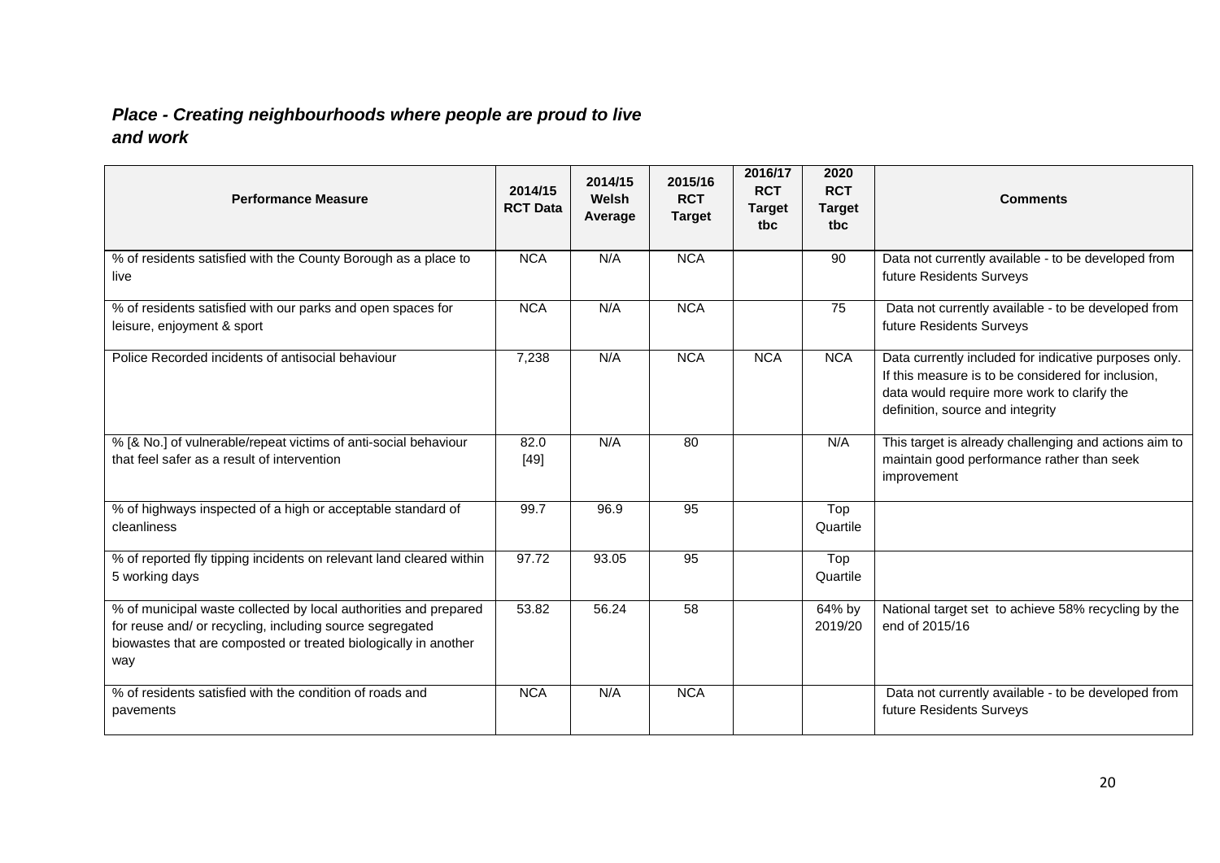## *Place - Creating neighbourhoods where people are proud to live and work*

| Performance Measure | 2014/15 RCT Data | 2014/15 Welsh Average | 2015/16 RCT Target | 2016/17 RCT Target tbc | 2020 RCT Target tbc | Comments |
|---|---|---|---|---|---|---|
| % of residents satisfied with the County Borough as a place to live | NCA | N/A | NCA | | 90 | Data not currently available - to be developed from future Residents Surveys |
| % of residents satisfied with our parks and open spaces for leisure, enjoyment & sport | NCA | N/A | NCA | | 75 | Data not currently available - to be developed from future Residents Surveys |
| Police Recorded incidents of antisocial behaviour | 7,238 | N/A | NCA | NCA | NCA | Data currently included for indicative purposes only. If this measure is to be considered for inclusion, data would require more work to clarify the definition, source and integrity |
| % [& No.] of vulnerable/repeat victims of anti-social behaviour that feel safer as a result of intervention | 82.0 [49] | N/A | 80 | | N/A | This target is already challenging and actions aim to maintain good performance rather than seek improvement |
| % of highways inspected of a high or acceptable standard of cleanliness | 99.7 | 96.9 | 95 | | Top Quartile | |
| % of reported fly tipping incidents on relevant land cleared within 5 working days | 97.72 | 93.05 | 95 | | Top Quartile | |
| % of municipal waste collected by local authorities and prepared for reuse and/ or recycling, including source segregated biowastes that are composted or treated biologically in another way | 53.82 | 56.24 | 58 | | 64% by 2019/20 | National target set to achieve 58% recycling by the end of 2015/16 |
| % of residents satisfied with the condition of roads and pavements | NCA | N/A | NCA | | | Data not currently available - to be developed from future Residents Surveys |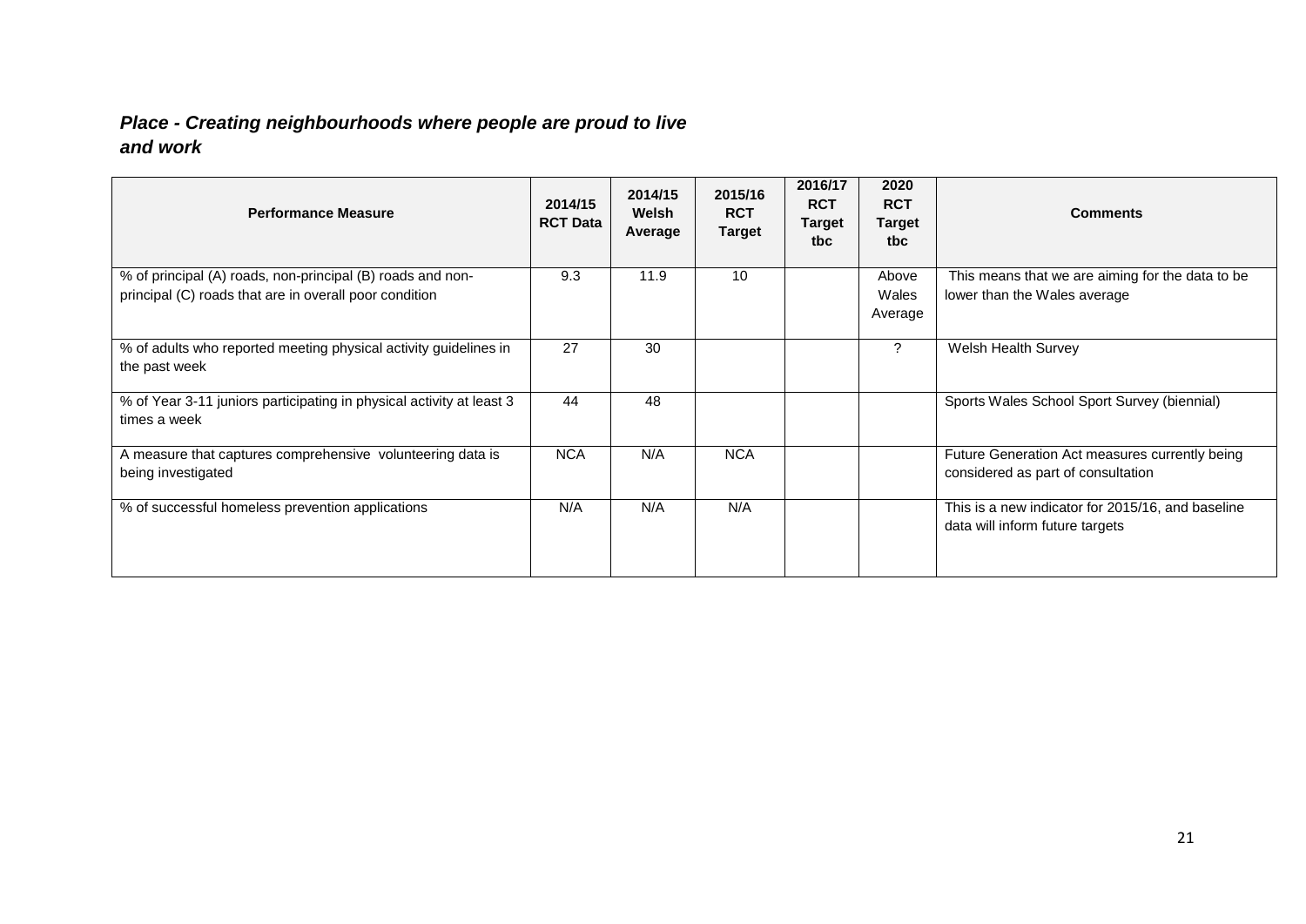### *Place - Creating neighbourhoods where people are proud to live and work*

| Performance Measure | 2014/15 RCT Data | 2014/15 Welsh Average | 2015/16 RCT Target | 2016/17 RCT Target tbc | 2020 RCT Target tbc | Comments |
|---|---|---|---|---|---|---|
| % of principal (A) roads, non-principal (B) roads and non-principal (C) roads that are in overall poor condition | 9.3 | 11.9 | 10 | | Above Wales Average | This means that we are aiming for the data to be lower than the Wales average |
| % of adults who reported meeting physical activity guidelines in the past week | 27 | 30 | | | ? | Welsh Health Survey |
| % of Year 3-11 juniors participating in physical activity at least 3 times a week | 44 | 48 | | | | Sports Wales School Sport Survey (biennial) |
| A measure that captures comprehensive volunteering data is being investigated | NCA | N/A | NCA | | | Future Generation Act measures currently being considered as part of consultation |
| % of successful homeless prevention applications | N/A | N/A | N/A | | | This is a new indicator for 2015/16, and baseline data will inform future targets |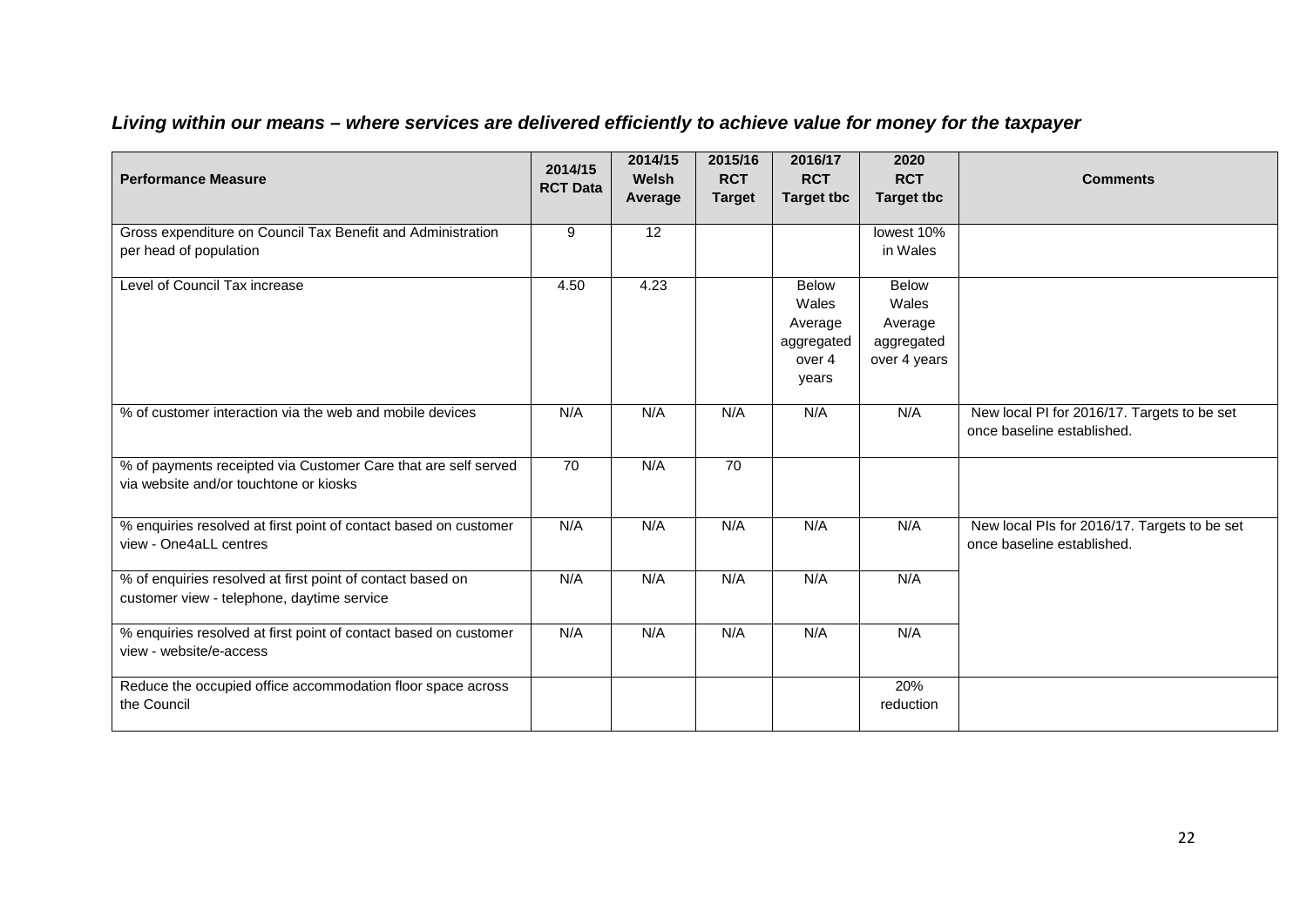## *Living within our means – where services are delivered efficiently to achieve value for money for the taxpayer*

| Performance Measure | 2014/15 RCT Data | 2014/15 Welsh Average | 2015/16 RCT Target | 2016/17 RCT Target tbc | 2020 RCT Target tbc | Comments |
|---|---|---|---|---|---|---|
| Gross expenditure on Council Tax Benefit and Administration per head of population | 9 | 12 | | | lowest 10% in Wales | |
| Level of Council Tax increase | 4.50 | 4.23 | | Below Wales Average aggregated over 4 years | Below Wales Average aggregated over 4 years | |
| % of customer interaction via the web and mobile devices | N/A | N/A | N/A | N/A | N/A | New local PI for 2016/17. Targets to be set once baseline established. |
| % of payments receipted via Customer Care that are self served via website and/or touchtone or kiosks | 70 | N/A | 70 | | | |
| % enquiries resolved at first point of contact based on customer view - One4aLL centres | N/A | N/A | N/A | N/A | N/A | New local PIs for 2016/17. Targets to be set once baseline established. |
| % of enquiries resolved at first point of contact based on customer view - telephone, daytime service | N/A | N/A | N/A | N/A | N/A | |
| % enquiries resolved at first point of contact based on customer view - website/e-access | N/A | N/A | N/A | N/A | N/A | |
| Reduce the occupied office accommodation floor space across the Council | | | | | 20% reduction | |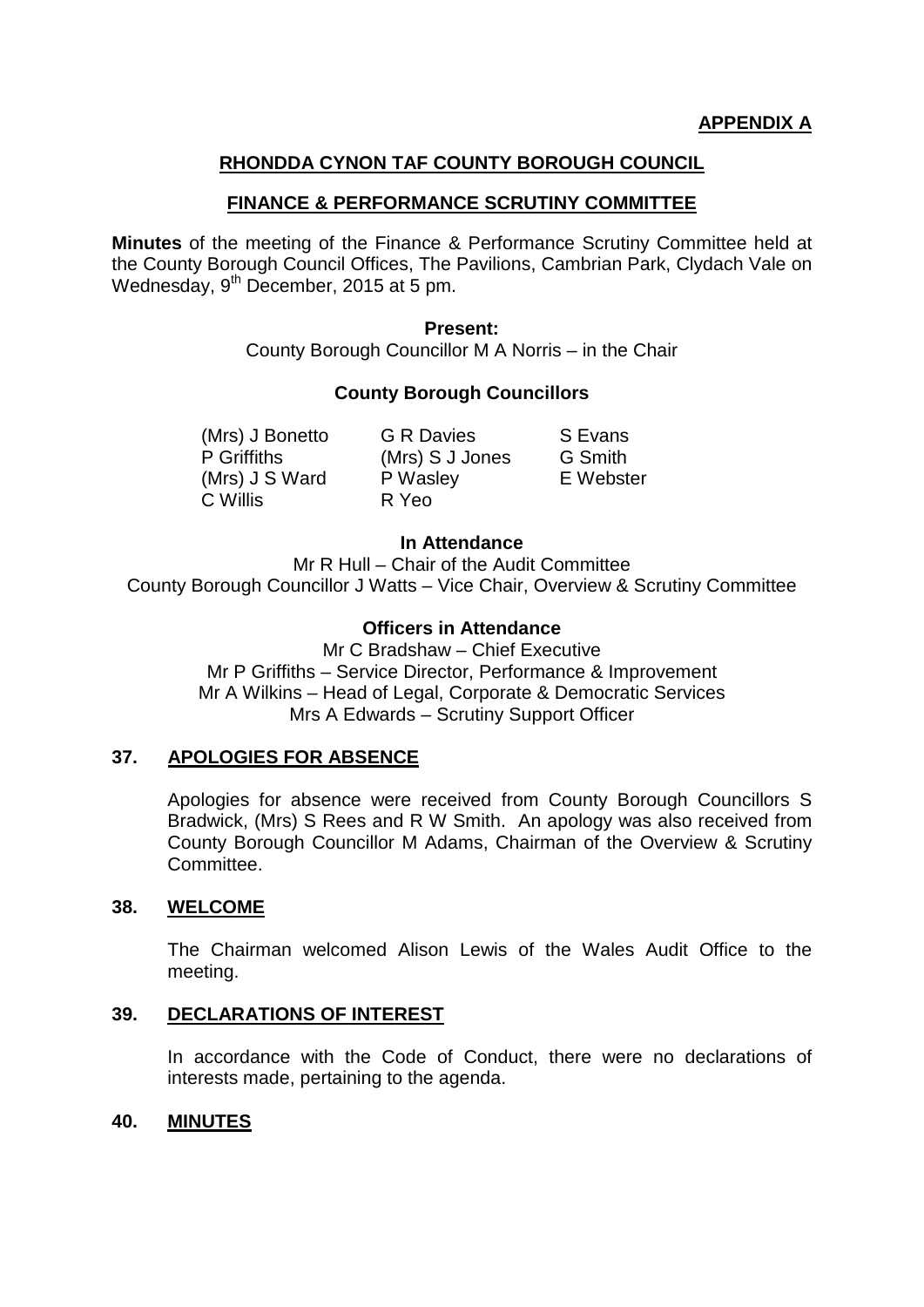**APPENDIX A**

## RHONDDA CYNON TAF COUNTY BOROUGH COUNCIL

## FINANCE & PERFORMANCE SCRUTINY COMMITTEE

**Minutes** of the meeting of the Finance & Performance Scrutiny Committee held at the County Borough Council Offices, The Pavilions, Cambrian Park, Clydach Vale on Wednesday, 9th December, 2015 at 5 pm.

**Present:**

County Borough Councillor M A Norris – in the Chair

**County Borough Councillors**

| | | |
|---|---|---|
| (Mrs) J Bonetto | G R Davies | S Evans |
| P Griffiths | (Mrs) S J Jones | G Smith |
| (Mrs) J S Ward | P Wasley | E Webster |
| C Willis | R Yeo | |

**In Attendance**

Mr R Hull – Chair of the Audit Committee
County Borough Councillor J Watts – Vice Chair, Overview & Scrutiny Committee

**Officers in Attendance**

Mr C Bradshaw – Chief Executive
Mr P Griffiths – Service Director, Performance & Improvement
Mr A Wilkins – Head of Legal, Corporate & Democratic Services
Mrs A Edwards – Scrutiny Support Officer

### 37. APOLOGIES FOR ABSENCE

Apologies for absence were received from County Borough Councillors S Bradwick, (Mrs) S Rees and R W Smith. An apology was also received from County Borough Councillor M Adams, Chairman of the Overview & Scrutiny Committee.

### 38. WELCOME

The Chairman welcomed Alison Lewis of the Wales Audit Office to the meeting.

### 39. DECLARATIONS OF INTEREST

In accordance with the Code of Conduct, there were no declarations of interests made, pertaining to the agenda.

### 40. MINUTES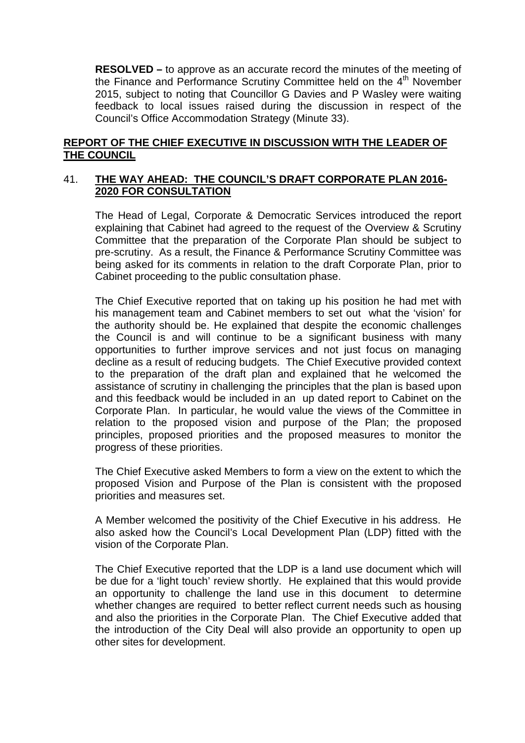**RESOLVED –** to approve as an accurate record the minutes of the meeting of the Finance and Performance Scrutiny Committee held on the 4th November 2015, subject to noting that Councillor G Davies and P Wasley were waiting feedback to local issues raised during the discussion in respect of the Council's Office Accommodation Strategy (Minute 33).

## REPORT OF THE CHIEF EXECUTIVE IN DISCUSSION WITH THE LEADER OF THE COUNCIL

### 41. THE WAY AHEAD: THE COUNCIL'S DRAFT CORPORATE PLAN 2016-2020 FOR CONSULTATION

The Head of Legal, Corporate & Democratic Services introduced the report explaining that Cabinet had agreed to the request of the Overview & Scrutiny Committee that the preparation of the Corporate Plan should be subject to pre-scrutiny. As a result, the Finance & Performance Scrutiny Committee was being asked for its comments in relation to the draft Corporate Plan, prior to Cabinet proceeding to the public consultation phase.

The Chief Executive reported that on taking up his position he had met with his management team and Cabinet members to set out what the 'vision' for the authority should be. He explained that despite the economic challenges the Council is and will continue to be a significant business with many opportunities to further improve services and not just focus on managing decline as a result of reducing budgets. The Chief Executive provided context to the preparation of the draft plan and explained that he welcomed the assistance of scrutiny in challenging the principles that the plan is based upon and this feedback would be included in an up dated report to Cabinet on the Corporate Plan. In particular, he would value the views of the Committee in relation to the proposed vision and purpose of the Plan; the proposed principles, proposed priorities and the proposed measures to monitor the progress of these priorities.

The Chief Executive asked Members to form a view on the extent to which the proposed Vision and Purpose of the Plan is consistent with the proposed priorities and measures set.

A Member welcomed the positivity of the Chief Executive in his address. He also asked how the Council's Local Development Plan (LDP) fitted with the vision of the Corporate Plan.

The Chief Executive reported that the LDP is a land use document which will be due for a 'light touch' review shortly. He explained that this would provide an opportunity to challenge the land use in this document to determine whether changes are required to better reflect current needs such as housing and also the priorities in the Corporate Plan. The Chief Executive added that the introduction of the City Deal will also provide an opportunity to open up other sites for development.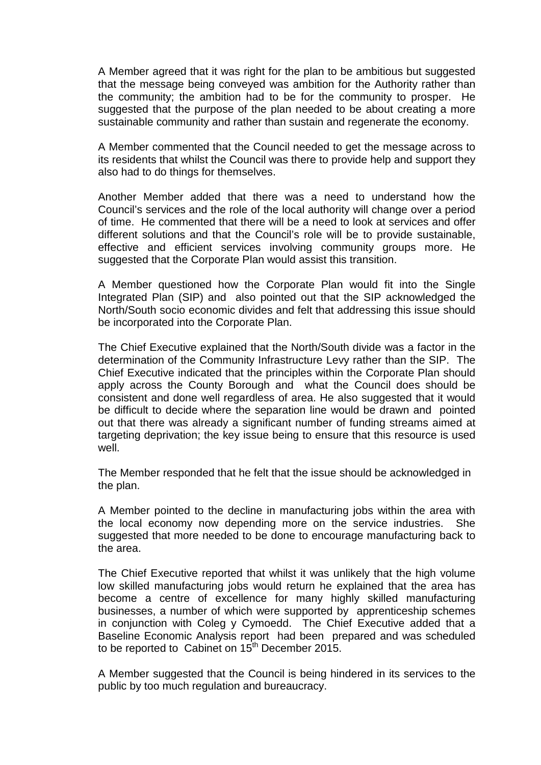A Member agreed that it was right for the plan to be ambitious but suggested that the message being conveyed was ambition for the Authority rather than the community; the ambition had to be for the community to prosper. He suggested that the purpose of the plan needed to be about creating a more sustainable community and rather than sustain and regenerate the economy.

A Member commented that the Council needed to get the message across to its residents that whilst the Council was there to provide help and support they also had to do things for themselves.

Another Member added that there was a need to understand how the Council's services and the role of the local authority will change over a period of time. He commented that there will be a need to look at services and offer different solutions and that the Council's role will be to provide sustainable, effective and efficient services involving community groups more. He suggested that the Corporate Plan would assist this transition.

A Member questioned how the Corporate Plan would fit into the Single Integrated Plan (SIP) and also pointed out that the SIP acknowledged the North/South socio economic divides and felt that addressing this issue should be incorporated into the Corporate Plan.

The Chief Executive explained that the North/South divide was a factor in the determination of the Community Infrastructure Levy rather than the SIP. The Chief Executive indicated that the principles within the Corporate Plan should apply across the County Borough and what the Council does should be consistent and done well regardless of area. He also suggested that it would be difficult to decide where the separation line would be drawn and pointed out that there was already a significant number of funding streams aimed at targeting deprivation; the key issue being to ensure that this resource is used well.

The Member responded that he felt that the issue should be acknowledged in the plan.

A Member pointed to the decline in manufacturing jobs within the area with the local economy now depending more on the service industries. She suggested that more needed to be done to encourage manufacturing back to the area.

The Chief Executive reported that whilst it was unlikely that the high volume low skilled manufacturing jobs would return he explained that the area has become a centre of excellence for many highly skilled manufacturing businesses, a number of which were supported by apprenticeship schemes in conjunction with Coleg y Cymoedd. The Chief Executive added that a Baseline Economic Analysis report had been prepared and was scheduled to be reported to Cabinet on 15th December 2015.

A Member suggested that the Council is being hindered in its services to the public by too much regulation and bureaucracy.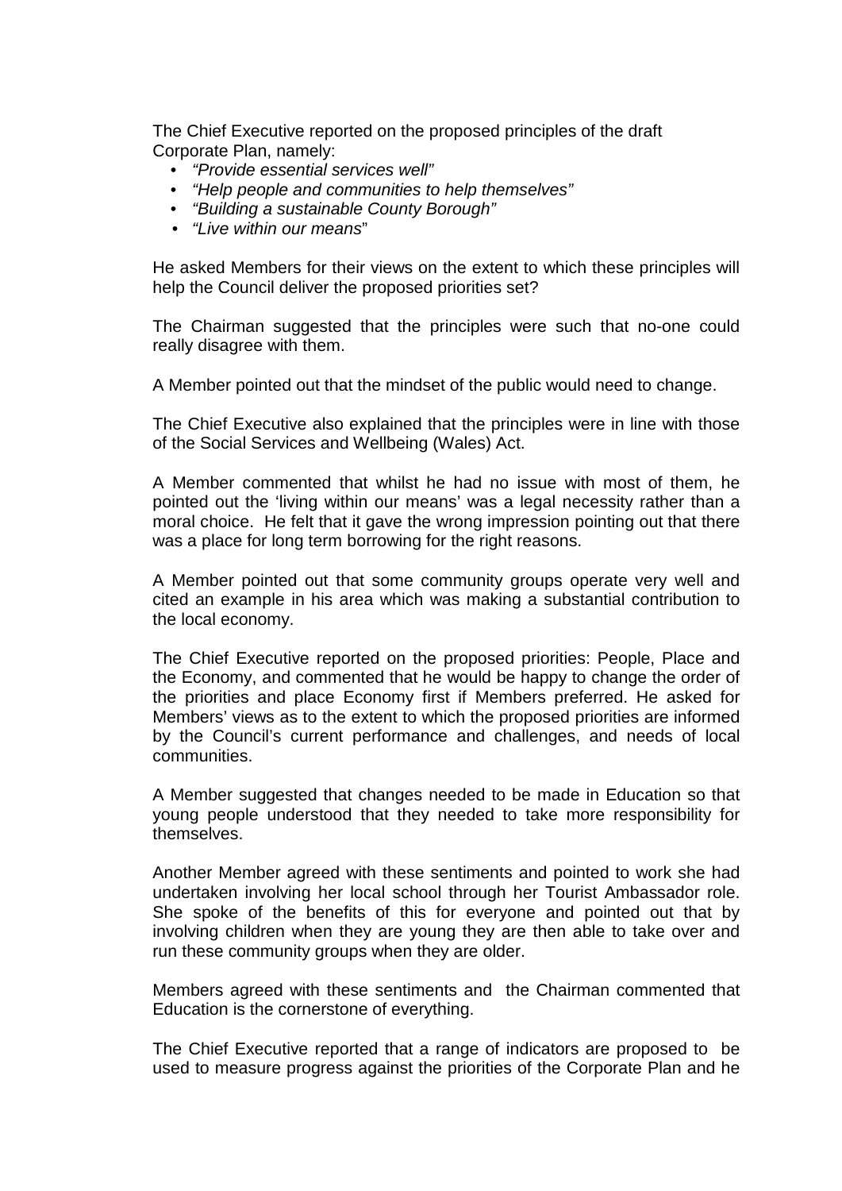The Chief Executive reported on the proposed principles of the draft Corporate Plan, namely:

- *"Provide essential services well"*
- *"Help people and communities to help themselves"*
- *"Building a sustainable County Borough"*
- *"Live within our means*"

He asked Members for their views on the extent to which these principles will help the Council deliver the proposed priorities set?

The Chairman suggested that the principles were such that no-one could really disagree with them.

A Member pointed out that the mindset of the public would need to change.

The Chief Executive also explained that the principles were in line with those of the Social Services and Wellbeing (Wales) Act.

A Member commented that whilst he had no issue with most of them, he pointed out the 'living within our means' was a legal necessity rather than a moral choice. He felt that it gave the wrong impression pointing out that there was a place for long term borrowing for the right reasons.

A Member pointed out that some community groups operate very well and cited an example in his area which was making a substantial contribution to the local economy.

The Chief Executive reported on the proposed priorities: People, Place and the Economy, and commented that he would be happy to change the order of the priorities and place Economy first if Members preferred. He asked for Members' views as to the extent to which the proposed priorities are informed by the Council's current performance and challenges, and needs of local communities.

A Member suggested that changes needed to be made in Education so that young people understood that they needed to take more responsibility for themselves.

Another Member agreed with these sentiments and pointed to work she had undertaken involving her local school through her Tourist Ambassador role. She spoke of the benefits of this for everyone and pointed out that by involving children when they are young they are then able to take over and run these community groups when they are older.

Members agreed with these sentiments and the Chairman commented that Education is the cornerstone of everything.

The Chief Executive reported that a range of indicators are proposed to be used to measure progress against the priorities of the Corporate Plan and he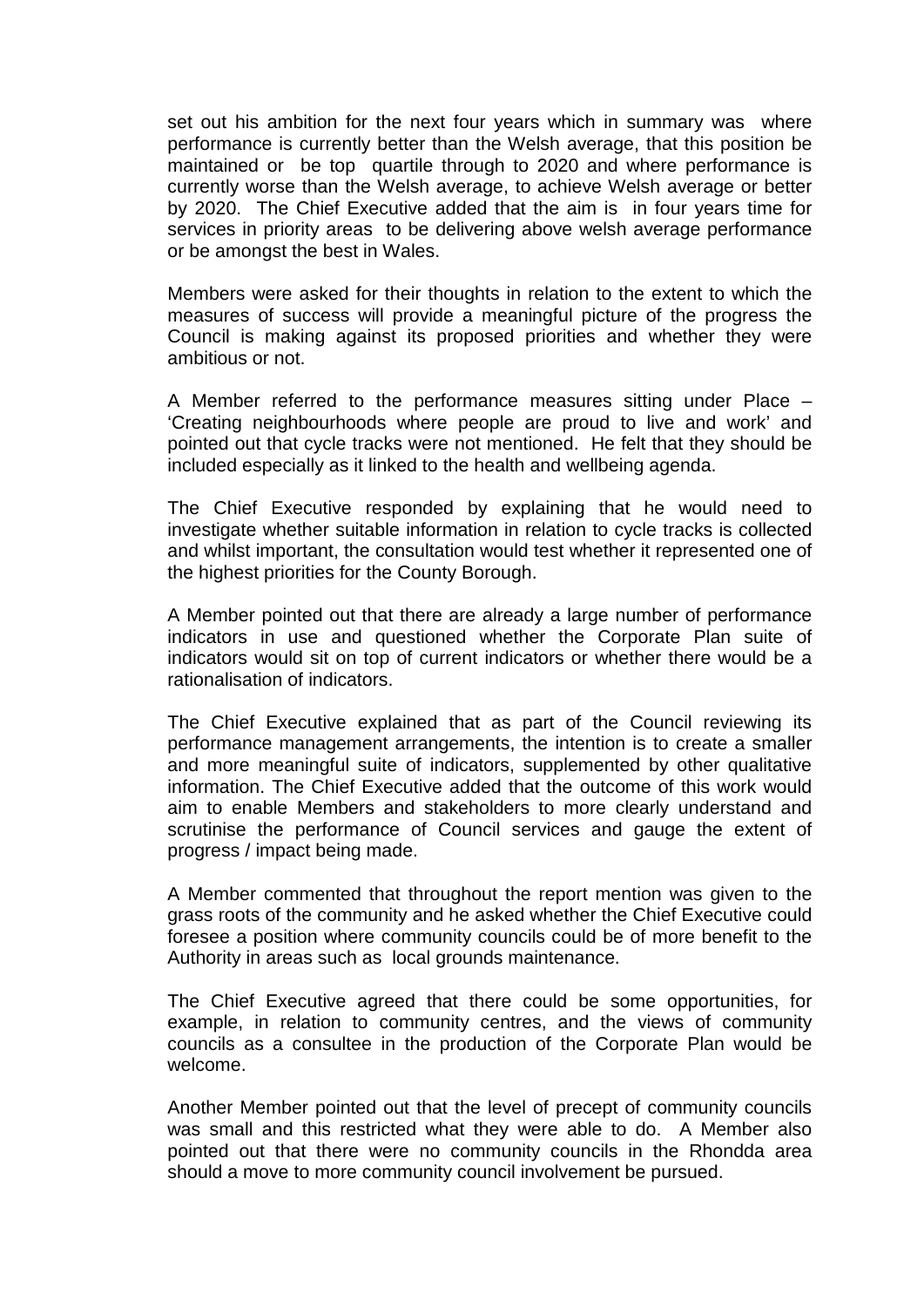set out his ambition for the next four years which in summary was where performance is currently better than the Welsh average, that this position be maintained or be top quartile through to 2020 and where performance is currently worse than the Welsh average, to achieve Welsh average or better by 2020. The Chief Executive added that the aim is in four years time for services in priority areas to be delivering above welsh average performance or be amongst the best in Wales.

Members were asked for their thoughts in relation to the extent to which the measures of success will provide a meaningful picture of the progress the Council is making against its proposed priorities and whether they were ambitious or not.

A Member referred to the performance measures sitting under Place – 'Creating neighbourhoods where people are proud to live and work' and pointed out that cycle tracks were not mentioned. He felt that they should be included especially as it linked to the health and wellbeing agenda.

The Chief Executive responded by explaining that he would need to investigate whether suitable information in relation to cycle tracks is collected and whilst important, the consultation would test whether it represented one of the highest priorities for the County Borough.

A Member pointed out that there are already a large number of performance indicators in use and questioned whether the Corporate Plan suite of indicators would sit on top of current indicators or whether there would be a rationalisation of indicators.

The Chief Executive explained that as part of the Council reviewing its performance management arrangements, the intention is to create a smaller and more meaningful suite of indicators, supplemented by other qualitative information. The Chief Executive added that the outcome of this work would aim to enable Members and stakeholders to more clearly understand and scrutinise the performance of Council services and gauge the extent of progress / impact being made.

A Member commented that throughout the report mention was given to the grass roots of the community and he asked whether the Chief Executive could foresee a position where community councils could be of more benefit to the Authority in areas such as local grounds maintenance.

The Chief Executive agreed that there could be some opportunities, for example, in relation to community centres, and the views of community councils as a consultee in the production of the Corporate Plan would be welcome.

Another Member pointed out that the level of precept of community councils was small and this restricted what they were able to do. A Member also pointed out that there were no community councils in the Rhondda area should a move to more community council involvement be pursued.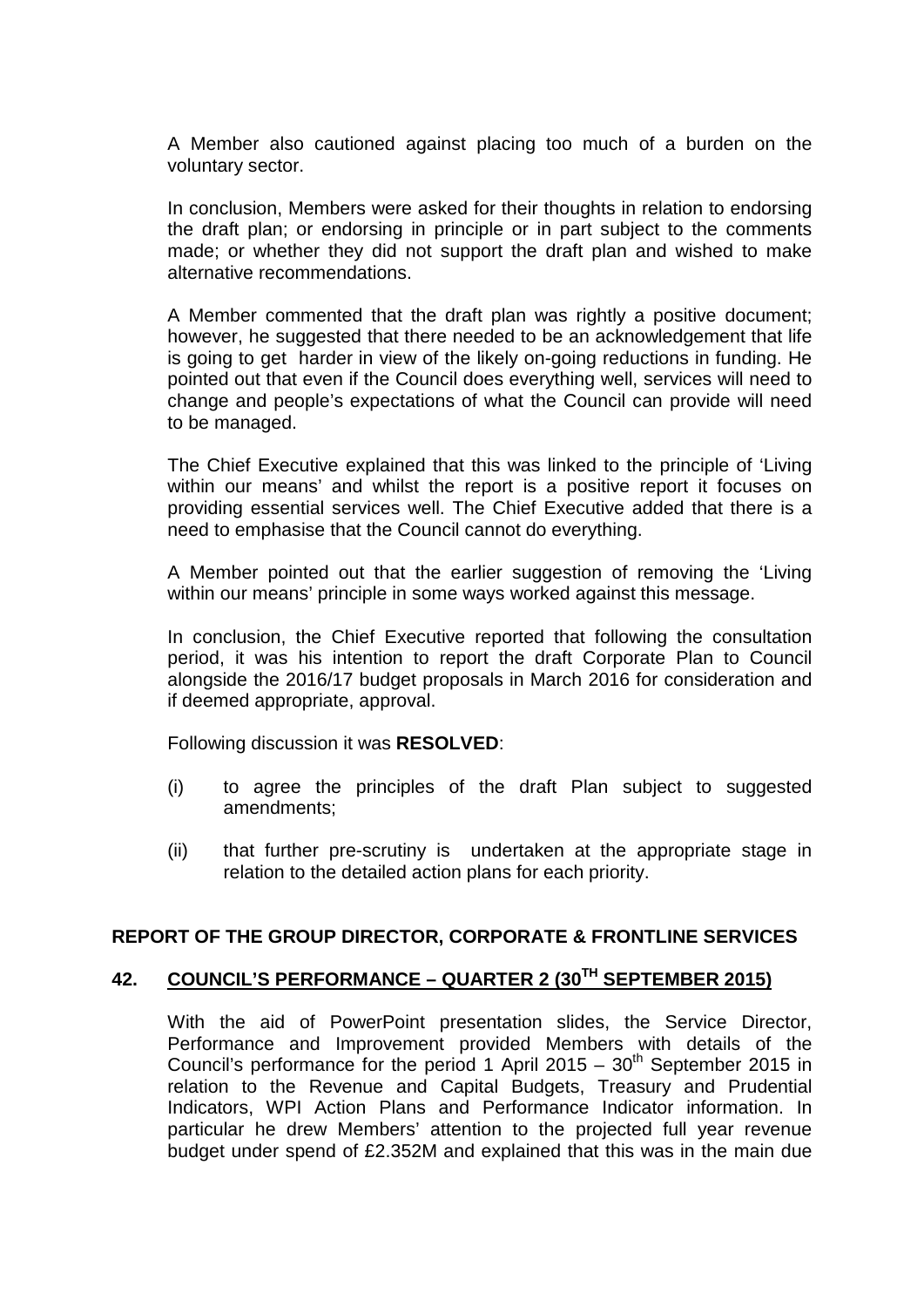A Member also cautioned against placing too much of a burden on the voluntary sector.

In conclusion, Members were asked for their thoughts in relation to endorsing the draft plan; or endorsing in principle or in part subject to the comments made; or whether they did not support the draft plan and wished to make alternative recommendations.

A Member commented that the draft plan was rightly a positive document; however, he suggested that there needed to be an acknowledgement that life is going to get harder in view of the likely on-going reductions in funding. He pointed out that even if the Council does everything well, services will need to change and people's expectations of what the Council can provide will need to be managed.

The Chief Executive explained that this was linked to the principle of 'Living within our means' and whilst the report is a positive report it focuses on providing essential services well. The Chief Executive added that there is a need to emphasise that the Council cannot do everything.

A Member pointed out that the earlier suggestion of removing the 'Living within our means' principle in some ways worked against this message.

In conclusion, the Chief Executive reported that following the consultation period, it was his intention to report the draft Corporate Plan to Council alongside the 2016/17 budget proposals in March 2016 for consideration and if deemed appropriate, approval.

Following discussion it was **RESOLVED**:

(i) to agree the principles of the draft Plan subject to suggested amendments;

(ii) that further pre-scrutiny is undertaken at the appropriate stage in relation to the detailed action plans for each priority.

**REPORT OF THE GROUP DIRECTOR, CORPORATE & FRONTLINE SERVICES**

**42. COUNCIL'S PERFORMANCE – QUARTER 2 (30TH SEPTEMBER 2015)**

With the aid of PowerPoint presentation slides, the Service Director, Performance and Improvement provided Members with details of the Council's performance for the period 1 April 2015 – 30th September 2015 in relation to the Revenue and Capital Budgets, Treasury and Prudential Indicators, WPI Action Plans and Performance Indicator information. In particular he drew Members' attention to the projected full year revenue budget under spend of £2.352M and explained that this was in the main due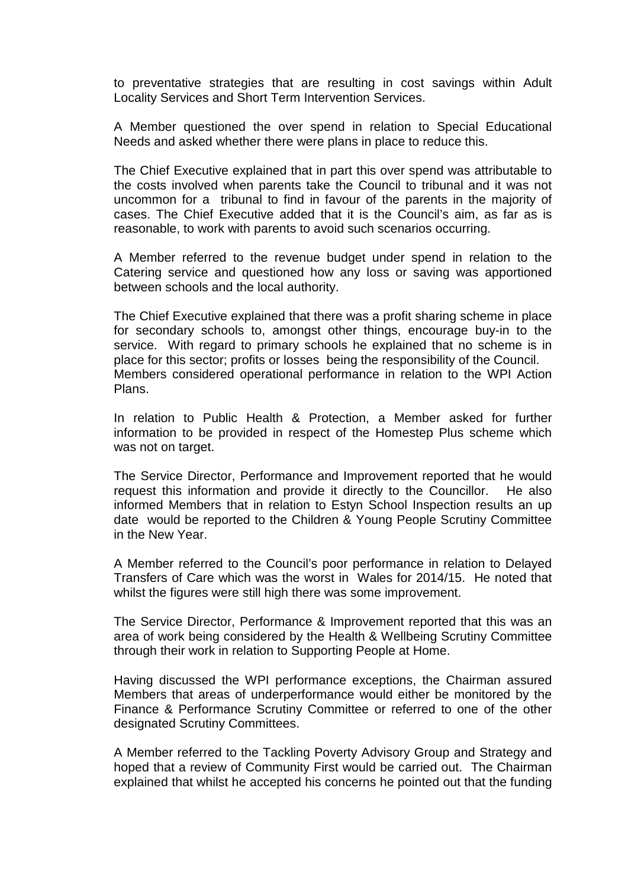to preventative strategies that are resulting in cost savings within Adult Locality Services and Short Term Intervention Services.

A Member questioned the over spend in relation to Special Educational Needs and asked whether there were plans in place to reduce this.

The Chief Executive explained that in part this over spend was attributable to the costs involved when parents take the Council to tribunal and it was not uncommon for a tribunal to find in favour of the parents in the majority of cases. The Chief Executive added that it is the Council's aim, as far as is reasonable, to work with parents to avoid such scenarios occurring.

A Member referred to the revenue budget under spend in relation to the Catering service and questioned how any loss or saving was apportioned between schools and the local authority.

The Chief Executive explained that there was a profit sharing scheme in place for secondary schools to, amongst other things, encourage buy-in to the service. With regard to primary schools he explained that no scheme is in place for this sector; profits or losses being the responsibility of the Council. Members considered operational performance in relation to the WPI Action Plans.

In relation to Public Health & Protection, a Member asked for further information to be provided in respect of the Homestep Plus scheme which was not on target.

The Service Director, Performance and Improvement reported that he would request this information and provide it directly to the Councillor. He also informed Members that in relation to Estyn School Inspection results an up date would be reported to the Children & Young People Scrutiny Committee in the New Year.

A Member referred to the Council's poor performance in relation to Delayed Transfers of Care which was the worst in Wales for 2014/15. He noted that whilst the figures were still high there was some improvement.

The Service Director, Performance & Improvement reported that this was an area of work being considered by the Health & Wellbeing Scrutiny Committee through their work in relation to Supporting People at Home.

Having discussed the WPI performance exceptions, the Chairman assured Members that areas of underperformance would either be monitored by the Finance & Performance Scrutiny Committee or referred to one of the other designated Scrutiny Committees.

A Member referred to the Tackling Poverty Advisory Group and Strategy and hoped that a review of Community First would be carried out. The Chairman explained that whilst he accepted his concerns he pointed out that the funding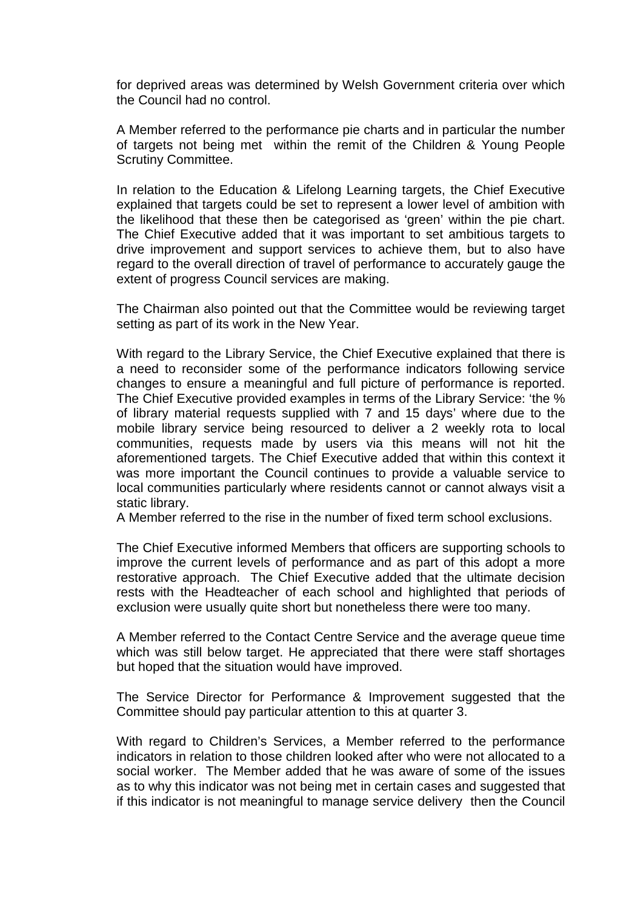for deprived areas was determined by Welsh Government criteria over which the Council had no control.

A Member referred to the performance pie charts and in particular the number of targets not being met within the remit of the Children & Young People Scrutiny Committee.

In relation to the Education & Lifelong Learning targets, the Chief Executive explained that targets could be set to represent a lower level of ambition with the likelihood that these then be categorised as 'green' within the pie chart. The Chief Executive added that it was important to set ambitious targets to drive improvement and support services to achieve them, but to also have regard to the overall direction of travel of performance to accurately gauge the extent of progress Council services are making.

The Chairman also pointed out that the Committee would be reviewing target setting as part of its work in the New Year.

With regard to the Library Service, the Chief Executive explained that there is a need to reconsider some of the performance indicators following service changes to ensure a meaningful and full picture of performance is reported. The Chief Executive provided examples in terms of the Library Service: 'the % of library material requests supplied with 7 and 15 days' where due to the mobile library service being resourced to deliver a 2 weekly rota to local communities, requests made by users via this means will not hit the aforementioned targets. The Chief Executive added that within this context it was more important the Council continues to provide a valuable service to local communities particularly where residents cannot or cannot always visit a static library.

A Member referred to the rise in the number of fixed term school exclusions.

The Chief Executive informed Members that officers are supporting schools to improve the current levels of performance and as part of this adopt a more restorative approach. The Chief Executive added that the ultimate decision rests with the Headteacher of each school and highlighted that periods of exclusion were usually quite short but nonetheless there were too many.

A Member referred to the Contact Centre Service and the average queue time which was still below target. He appreciated that there were staff shortages but hoped that the situation would have improved.

The Service Director for Performance & Improvement suggested that the Committee should pay particular attention to this at quarter 3.

With regard to Children's Services, a Member referred to the performance indicators in relation to those children looked after who were not allocated to a social worker. The Member added that he was aware of some of the issues as to why this indicator was not being met in certain cases and suggested that if this indicator is not meaningful to manage service delivery then the Council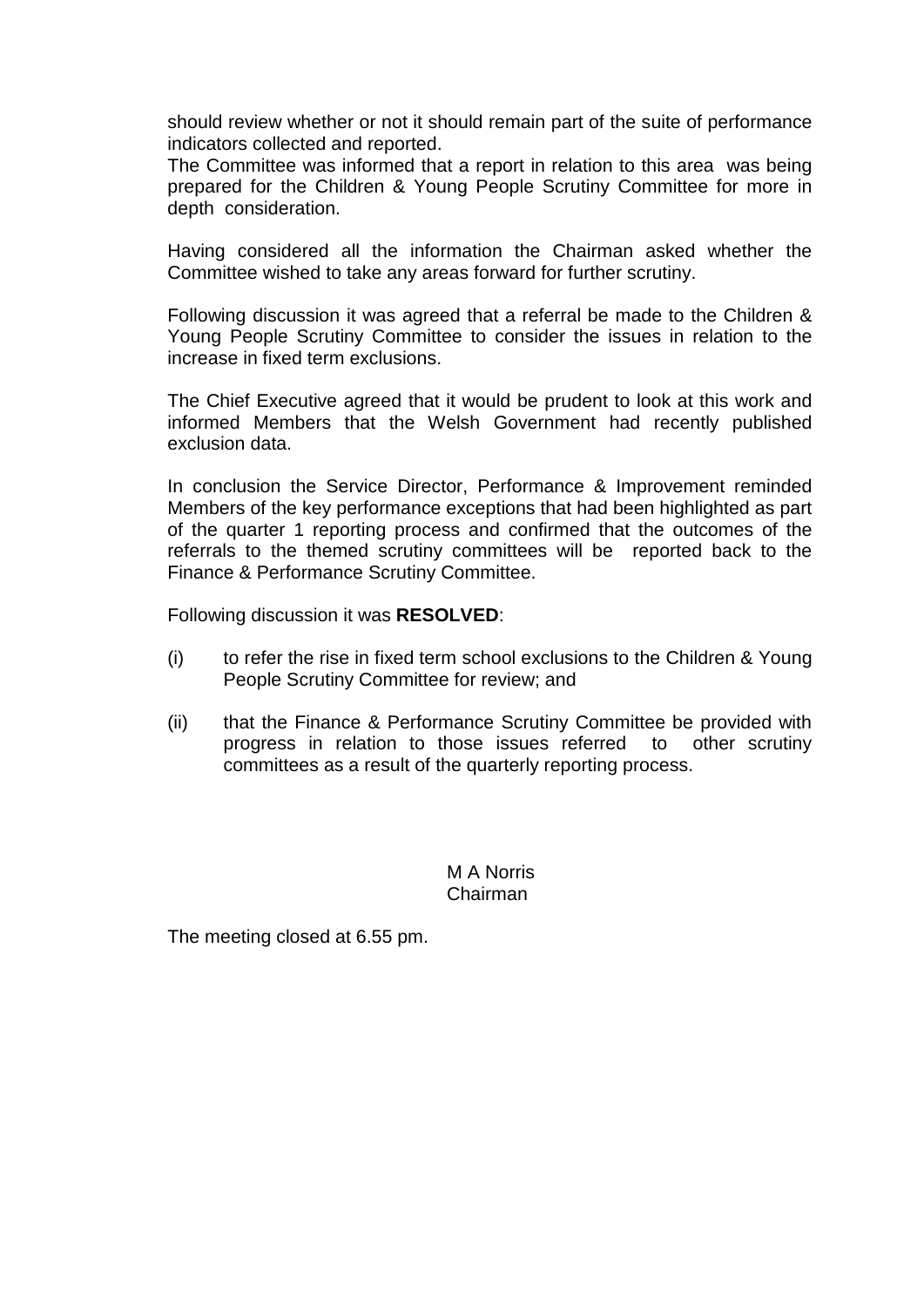should review whether or not it should remain part of the suite of performance indicators collected and reported.
The Committee was informed that a report in relation to this area was being prepared for the Children & Young People Scrutiny Committee for more in depth consideration.

Having considered all the information the Chairman asked whether the Committee wished to take any areas forward for further scrutiny.

Following discussion it was agreed that a referral be made to the Children & Young People Scrutiny Committee to consider the issues in relation to the increase in fixed term exclusions.

The Chief Executive agreed that it would be prudent to look at this work and informed Members that the Welsh Government had recently published exclusion data.

In conclusion the Service Director, Performance & Improvement reminded Members of the key performance exceptions that had been highlighted as part of the quarter 1 reporting process and confirmed that the outcomes of the referrals to the themed scrutiny committees will be reported back to the Finance & Performance Scrutiny Committee.

Following discussion it was **RESOLVED**:

(i) to refer the rise in fixed term school exclusions to the Children & Young People Scrutiny Committee for review; and

(ii) that the Finance & Performance Scrutiny Committee be provided with progress in relation to those issues referred to other scrutiny committees as a result of the quarterly reporting process.

M A Norris
Chairman

The meeting closed at 6.55 pm.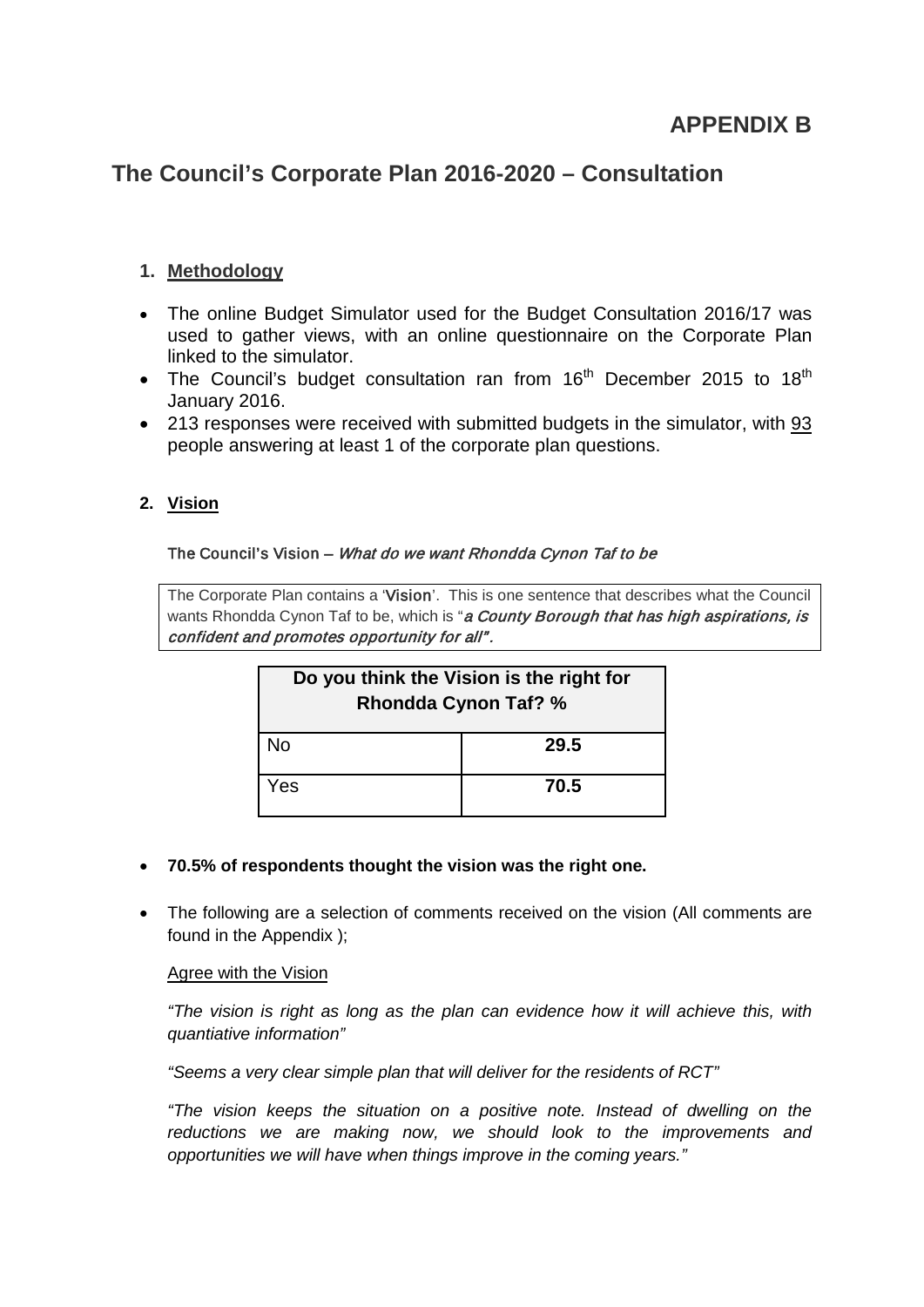# APPENDIX B

## The Council's Corporate Plan 2016-2020 – Consultation

### 1. Methodology

- The online Budget Simulator used for the Budget Consultation 2016/17 was used to gather views, with an online questionnaire on the Corporate Plan linked to the simulator.
- The Council's budget consultation ran from 16th December 2015 to 18th January 2016.
- 213 responses were received with submitted budgets in the simulator, with 93 people answering at least 1 of the corporate plan questions.

### 2. Vision

The Council's Vision – *What do we want Rhondda Cynon Taf to be*

> The Corporate Plan contains a '**Vision**'. This is one sentence that describes what the Council wants Rhondda Cynon Taf to be, which is "***a County Borough that has high aspirations, is confident and promotes opportunity for all***".

| Do you think the Vision is the right for Rhondda Cynon Taf? % | |
|---|---|
| No | **29.5** |
| Yes | **70.5** |

- **70.5% of respondents thought the vision was the right one.**
- The following are a selection of comments received on the vision (All comments are found in the Appendix );

Agree with the Vision

*"The vision is right as long as the plan can evidence how it will achieve this, with quantiative information"*

*"Seems a very clear simple plan that will deliver for the residents of RCT"*

*"The vision keeps the situation on a positive note. Instead of dwelling on the reductions we are making now, we should look to the improvements and opportunities we will have when things improve in the coming years."*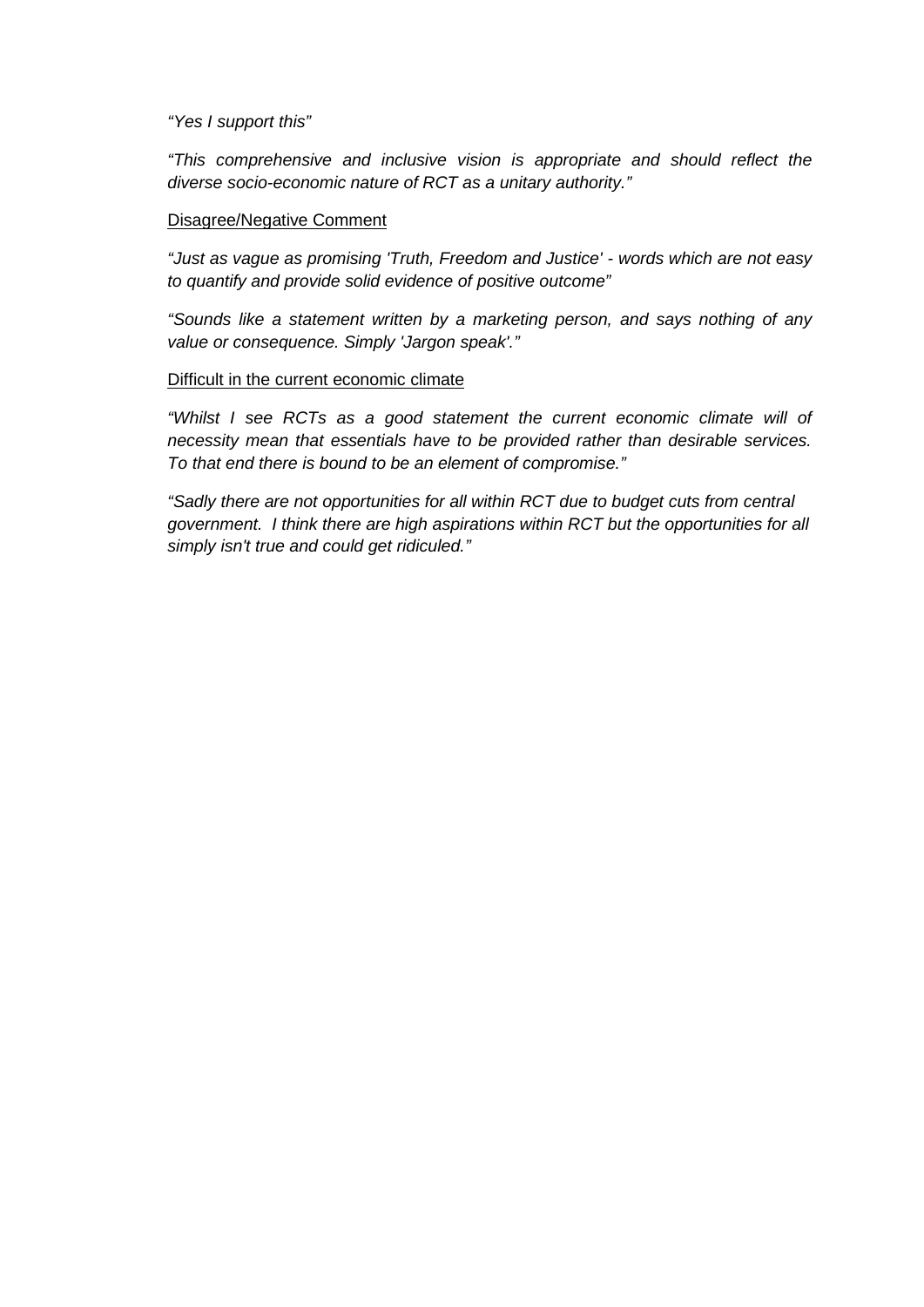*“Yes I support this”*

*“This comprehensive and inclusive vision is appropriate and should reflect the diverse socio-economic nature of RCT as a unitary authority.”*

<u>Disagree/Negative Comment</u>

*“Just as vague as promising 'Truth, Freedom and Justice' - words which are not easy to quantify and provide solid evidence of positive outcome”*

*“Sounds like a statement written by a marketing person, and says nothing of any value or consequence. Simply 'Jargon speak'.”*

<u>Difficult in the current economic climate</u>

*“Whilst I see RCTs as a good statement the current economic climate will of necessity mean that essentials have to be provided rather than desirable services. To that end there is bound to be an element of compromise.”*

*“Sadly there are not opportunities for all within RCT due to budget cuts from central government. I think there are high aspirations within RCT but the opportunities for all simply isn't true and could get ridiculed.”*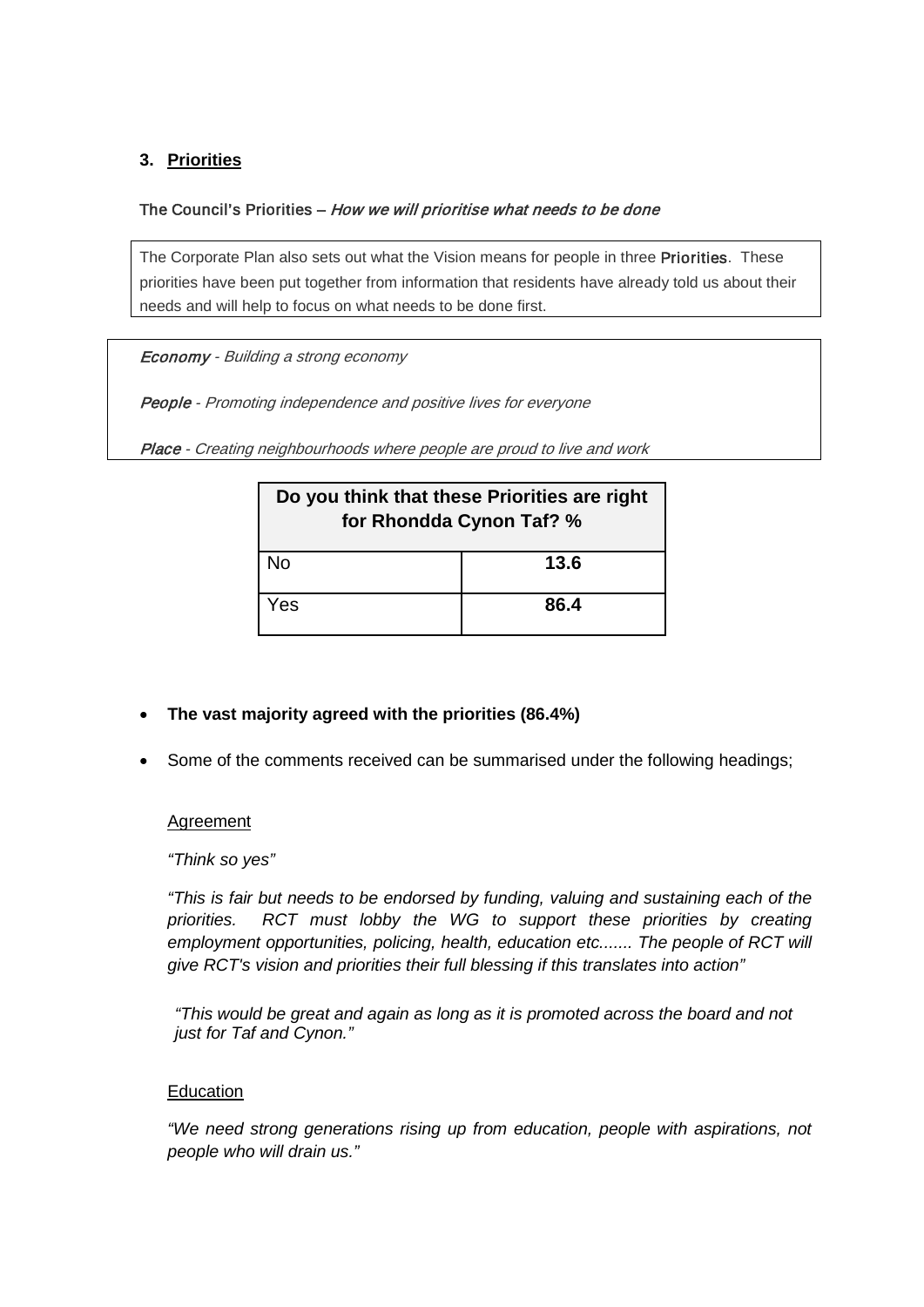## 3. Priorities

**The Council's Priorities** – *How we will prioritise what needs to be done*

The Corporate Plan also sets out what the Vision means for people in three **Priorities**. These priorities have been put together from information that residents have already told us about their needs and will help to focus on what needs to be done first.

***Economy*** *- Building a strong economy*

***People*** *- Promoting independence and positive lives for everyone*

***Place*** *- Creating neighbourhoods where people are proud to live and work*

| Do you think that these Priorities are right for Rhondda Cynon Taf? % | |
|---|---|
| No | **13.6** |
| Yes | **86.4** |

- **The vast majority agreed with the priorities (86.4%)**
- Some of the comments received can be summarised under the following headings;

Agreement

*"Think so yes"*

*"This is fair but needs to be endorsed by funding, valuing and sustaining each of the priorities. RCT must lobby the WG to support these priorities by creating employment opportunities, policing, health, education etc....... The people of RCT will give RCT's vision and priorities their full blessing if this translates into action"*

*"This would be great and again as long as it is promoted across the board and not just for Taf and Cynon."*

Education

*"We need strong generations rising up from education, people with aspirations, not people who will drain us."*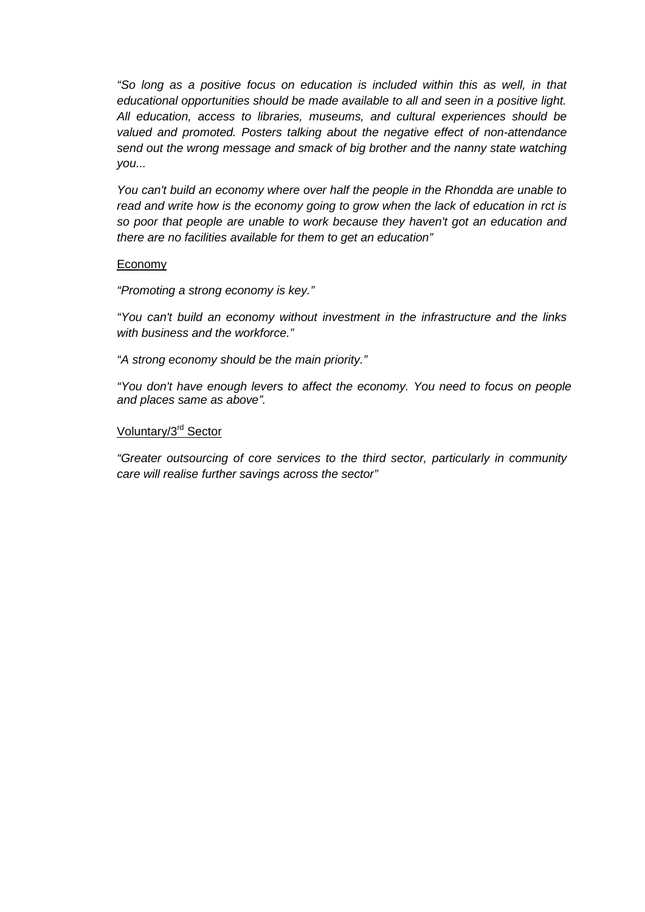*"So long as a positive focus on education is included within this as well, in that educational opportunities should be made available to all and seen in a positive light. All education, access to libraries, museums, and cultural experiences should be valued and promoted. Posters talking about the negative effect of non-attendance send out the wrong message and smack of big brother and the nanny state watching you...*

*You can't build an economy where over half the people in the Rhondda are unable to read and write how is the economy going to grow when the lack of education in rct is so poor that people are unable to work because they haven't got an education and there are no facilities available for them to get an education"*

<u>Economy</u>

*"Promoting a strong economy is key."*

*"You can't build an economy without investment in the infrastructure and the links with business and the workforce."*

*"A strong economy should be the main priority."*

*"You don't have enough levers to affect the economy. You need to focus on people and places same as above".*

<u>Voluntary/3rd Sector</u>

*"Greater outsourcing of core services to the third sector, particularly in community care will realise further savings across the sector"*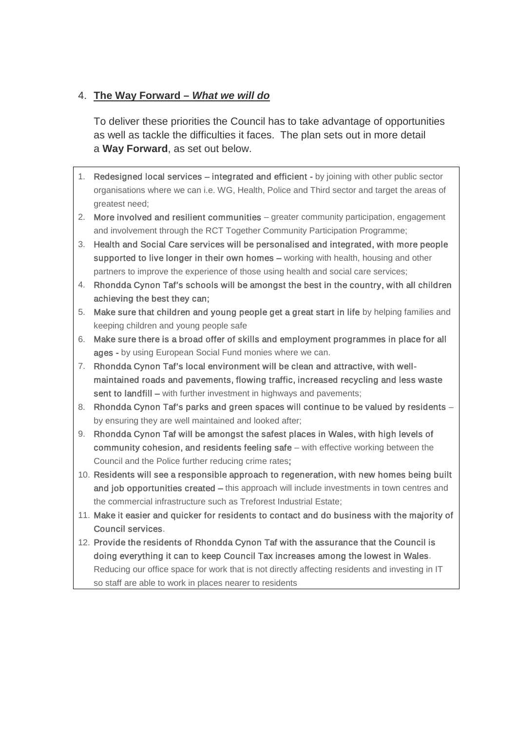## 4. **The Way Forward – *What we will do***

To deliver these priorities the Council has to take advantage of opportunities as well as tackle the difficulties it faces. The plan sets out in more detail a **Way Forward**, as set out below.

1. Redesigned local services – integrated and efficient - by joining with other public sector organisations where we can i.e. WG, Health, Police and Third sector and target the areas of greatest need;
2. More involved and resilient communities – greater community participation, engagement and involvement through the RCT Together Community Participation Programme;
3. Health and Social Care services will be personalised and integrated, with more people supported to live longer in their own homes – working with health, housing and other partners to improve the experience of those using health and social care services;
4. Rhondda Cynon Taf's schools will be amongst the best in the country, with all children achieving the best they can;
5. Make sure that children and young people get a great start in life by helping families and keeping children and young people safe
6. Make sure there is a broad offer of skills and employment programmes in place for all ages - by using European Social Fund monies where we can.
7. Rhondda Cynon Taf's local environment will be clean and attractive, with well-maintained roads and pavements, flowing traffic, increased recycling and less waste sent to landfill – with further investment in highways and pavements;
8. Rhondda Cynon Taf's parks and green spaces will continue to be valued by residents – by ensuring they are well maintained and looked after;
9. Rhondda Cynon Taf will be amongst the safest places in Wales, with high levels of community cohesion, and residents feeling safe – with effective working between the Council and the Police further reducing crime rates;
10. Residents will see a responsible approach to regeneration, with new homes being built and job opportunities created – this approach will include investments in town centres and the commercial infrastructure such as Treforest Industrial Estate;
11. Make it easier and quicker for residents to contact and do business with the majority of Council services.
12. Provide the residents of Rhondda Cynon Taf with the assurance that the Council is doing everything it can to keep Council Tax increases among the lowest in Wales. Reducing our office space for work that is not directly affecting residents and investing in IT so staff are able to work in places nearer to residents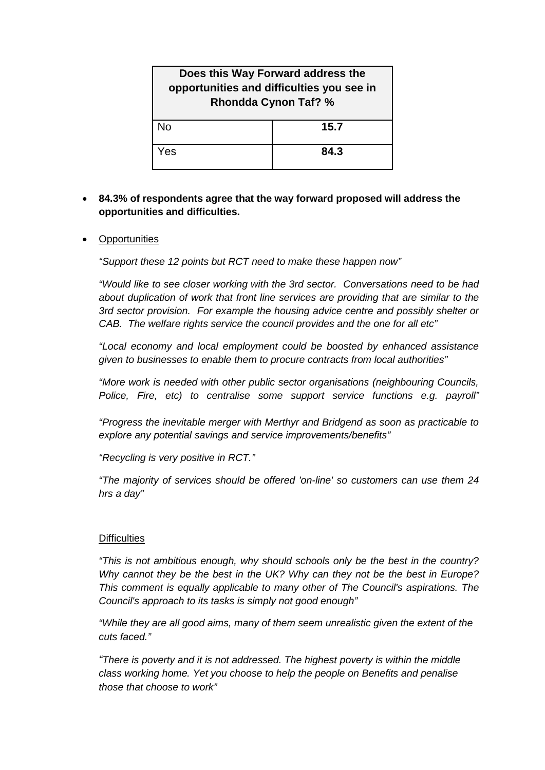| Does this Way Forward address the opportunities and difficulties you see in Rhondda Cynon Taf? % | |
|---|---|
| No | **15.7** |
| Yes | **84.3** |

- **84.3% of respondents agree that the way forward proposed will address the opportunities and difficulties.**

- Opportunities

  *"Support these 12 points but RCT need to make these happen now"*

  *"Would like to see closer working with the 3rd sector. Conversations need to be had about duplication of work that front line services are providing that are similar to the 3rd sector provision. For example the housing advice centre and possibly shelter or CAB. The welfare rights service the council provides and the one for all etc"*

  *"Local economy and local employment could be boosted by enhanced assistance given to businesses to enable them to procure contracts from local authorities"*

  *"More work is needed with other public sector organisations (neighbouring Councils, Police, Fire, etc) to centralise some support service functions e.g. payroll"*

  *"Progress the inevitable merger with Merthyr and Bridgend as soon as practicable to explore any potential savings and service improvements/benefits"*

  *"Recycling is very positive in RCT."*

  *"The majority of services should be offered 'on-line' so customers can use them 24 hrs a day"*

Difficulties

*"This is not ambitious enough, why should schools only be the best in the country? Why cannot they be the best in the UK? Why can they not be the best in Europe? This comment is equally applicable to many other of The Council's aspirations. The Council's approach to its tasks is simply not good enough"*

*"While they are all good aims, many of them seem unrealistic given the extent of the cuts faced."*

*"There is poverty and it is not addressed. The highest poverty is within the middle class working home. Yet you choose to help the people on Benefits and penalise those that choose to work"*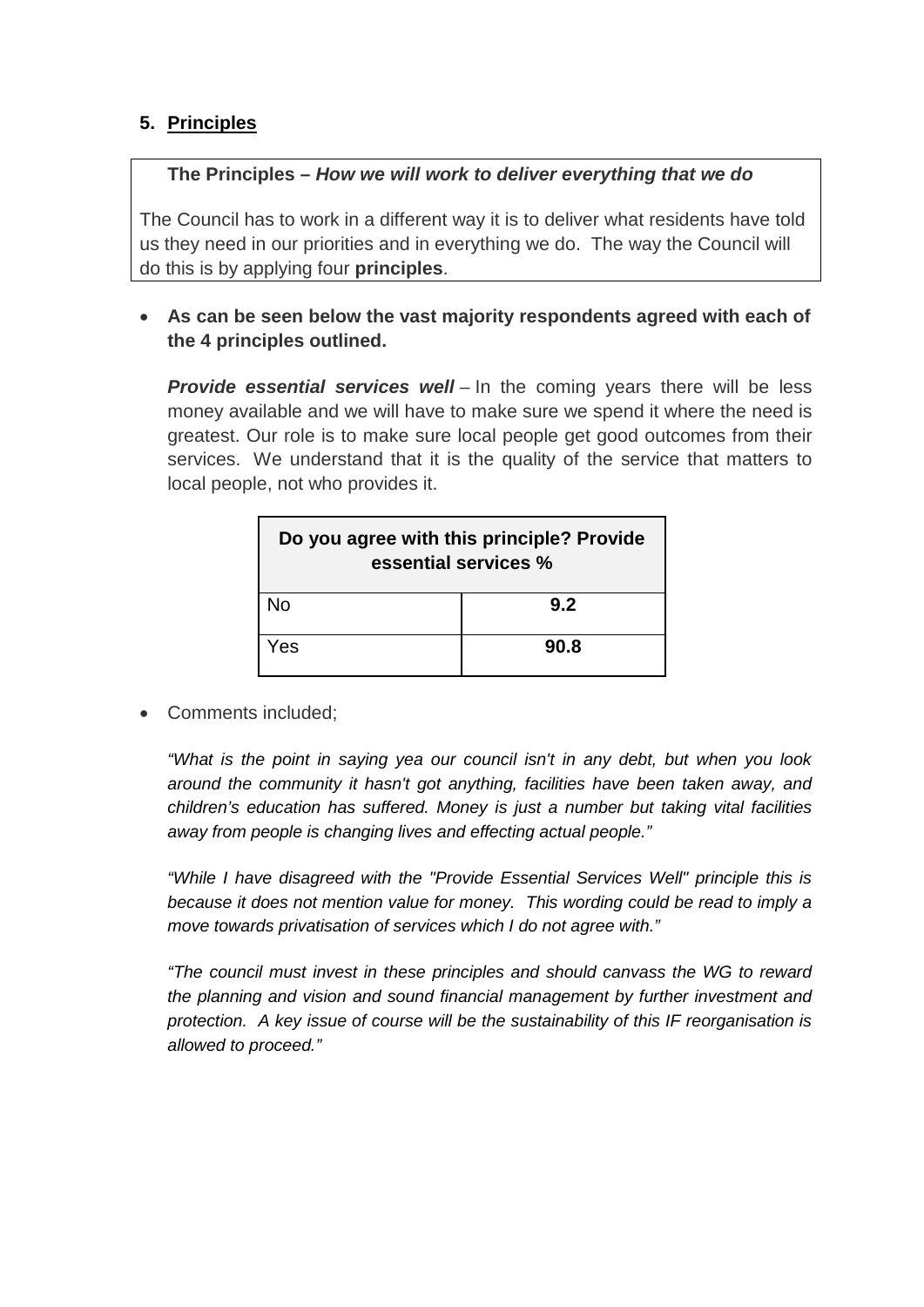## 5. Principles

**The Principles – *How we will work to deliver everything that we do***

The Council has to work in a different way it is to deliver what residents have told us they need in our priorities and in everything we do. The way the Council will do this is by applying four **principles**.

- **As can be seen below the vast majority respondents agreed with each of the 4 principles outlined.**

***Provide essential services well*** – In the coming years there will be less money available and we will have to make sure we spend it where the need is greatest. Our role is to make sure local people get good outcomes from their services. We understand that it is the quality of the service that matters to local people, not who provides it.

| Do you agree with this principle? Provide essential services % | |
|---|---|
| No | **9.2** |
| Yes | **90.8** |

- Comments included;

*"What is the point in saying yea our council isn't in any debt, but when you look around the community it hasn't got anything, facilities have been taken away, and children's education has suffered. Money is just a number but taking vital facilities away from people is changing lives and effecting actual people."*

*"While I have disagreed with the "Provide Essential Services Well" principle this is because it does not mention value for money. This wording could be read to imply a move towards privatisation of services which I do not agree with."*

*"The council must invest in these principles and should canvass the WG to reward the planning and vision and sound financial management by further investment and protection. A key issue of course will be the sustainability of this IF reorganisation is allowed to proceed."*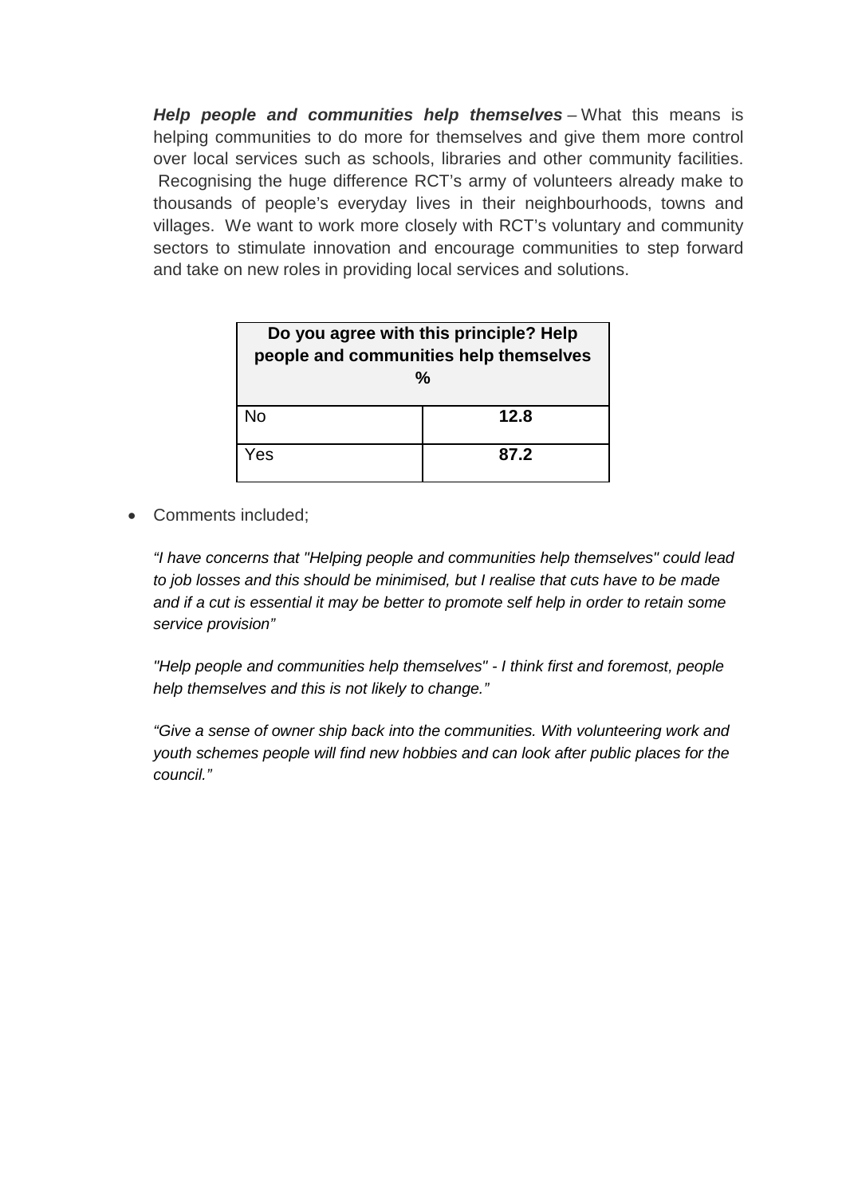***Help people and communities help themselves*** – What this means is helping communities to do more for themselves and give them more control over local services such as schools, libraries and other community facilities. Recognising the huge difference RCT's army of volunteers already make to thousands of people's everyday lives in their neighbourhoods, towns and villages. We want to work more closely with RCT's voluntary and community sectors to stimulate innovation and encourage communities to step forward and take on new roles in providing local services and solutions.

| **Do you agree with this principle? Help people and communities help themselves %** | |
|---|---|
| No | **12.8** |
| Yes | **87.2** |

- Comments included;

*"I have concerns that "Helping people and communities help themselves" could lead to job losses and this should be minimised, but I realise that cuts have to be made and if a cut is essential it may be better to promote self help in order to retain some service provision"*

*"Help people and communities help themselves" - I think first and foremost, people help themselves and this is not likely to change."*

*"Give a sense of owner ship back into the communities. With volunteering work and youth schemes people will find new hobbies and can look after public places for the council."*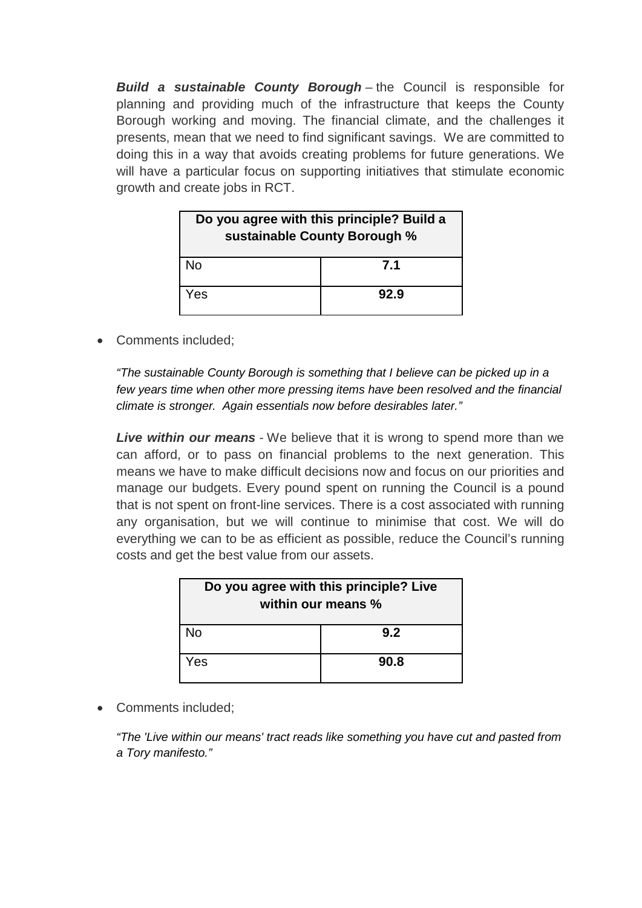***Build a sustainable County Borough*** – the Council is responsible for planning and providing much of the infrastructure that keeps the County Borough working and moving. The financial climate, and the challenges it presents, mean that we need to find significant savings. We are committed to doing this in a way that avoids creating problems for future generations. We will have a particular focus on supporting initiatives that stimulate economic growth and create jobs in RCT.

| Do you agree with this principle? Build a sustainable County Borough % | |
|---|---|
| No | **7.1** |
| Yes | **92.9** |

- Comments included;

*"The sustainable County Borough is something that I believe can be picked up in a few years time when other more pressing items have been resolved and the financial climate is stronger. Again essentials now before desirables later."*

***Live within our means*** - We believe that it is wrong to spend more than we can afford, or to pass on financial problems to the next generation. This means we have to make difficult decisions now and focus on our priorities and manage our budgets. Every pound spent on running the Council is a pound that is not spent on front-line services. There is a cost associated with running any organisation, but we will continue to minimise that cost. We will do everything we can to be as efficient as possible, reduce the Council's running costs and get the best value from our assets.

| Do you agree with this principle? Live within our means % | |
|---|---|
| No | **9.2** |
| Yes | **90.8** |

- Comments included;

*"The 'Live within our means' tract reads like something you have cut and pasted from a Tory manifesto."*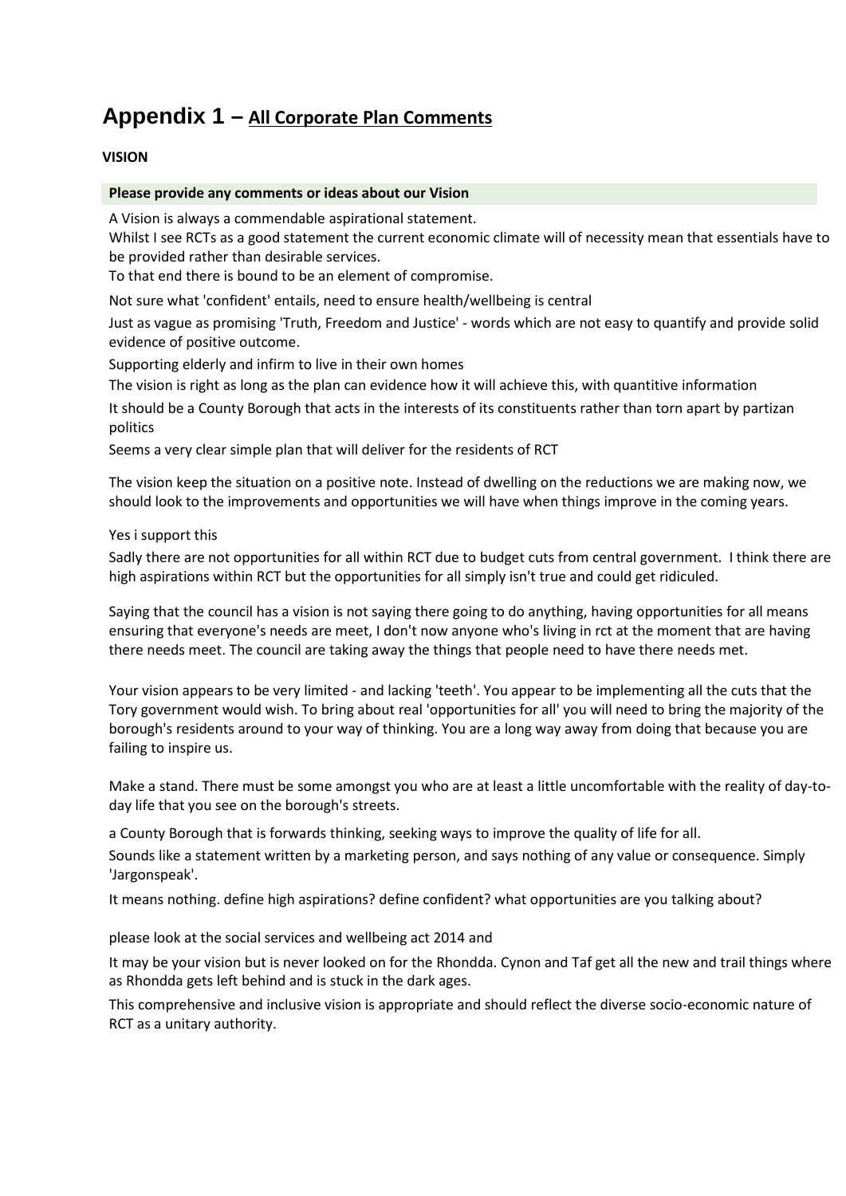# Appendix 1 – All Corporate Plan Comments

**VISION**

**Please provide any comments or ideas about our Vision**

A Vision is always a commendable aspirational statement.
Whilst I see RCTs as a good statement the current economic climate will of necessity mean that essentials have to be provided rather than desirable services.
To that end there is bound to be an element of compromise.

Not sure what 'confident' entails, need to ensure health/wellbeing is central

Just as vague as promising 'Truth, Freedom and Justice' - words which are not easy to quantify and provide solid evidence of positive outcome.

Supporting elderly and infirm to live in their own homes

The vision is right as long as the plan can evidence how it will achieve this, with quantitive information

It should be a County Borough that acts in the interests of its constituents rather than torn apart by partizan politics

Seems a very clear simple plan that will deliver for the residents of RCT

The vision keep the situation on a positive note. Instead of dwelling on the reductions we are making now, we should look to the improvements and opportunities we will have when things improve in the coming years.

Yes i support this

Sadly there are not opportunities for all within RCT due to budget cuts from central government. I think there are high aspirations within RCT but the opportunities for all simply isn't true and could get ridiculed.

Saying that the council has a vision is not saying there going to do anything, having opportunities for all means ensuring that everyone's needs are meet, I don't now anyone who's living in rct at the moment that are having there needs meet. The council are taking away the things that people need to have there needs met.

Your vision appears to be very limited - and lacking 'teeth'. You appear to be implementing all the cuts that the Tory government would wish. To bring about real 'opportunities for all' you will need to bring the majority of the borough's residents around to your way of thinking. You are a long way away from doing that because you are failing to inspire us.

Make a stand. There must be some amongst you who are at least a little uncomfortable with the reality of day-to-day life that you see on the borough's streets.

a County Borough that is forwards thinking, seeking ways to improve the quality of life for all.

Sounds like a statement written by a marketing person, and says nothing of any value or consequence. Simply 'Jargonspeak'.

It means nothing. define high aspirations? define confident? what opportunities are you talking about?

please look at the social services and wellbeing act 2014 and

It may be your vision but is never looked on for the Rhondda. Cynon and Taf get all the new and trail things where as Rhondda gets left behind and is stuck in the dark ages.

This comprehensive and inclusive vision is appropriate and should reflect the diverse socio-economic nature of RCT as a unitary authority.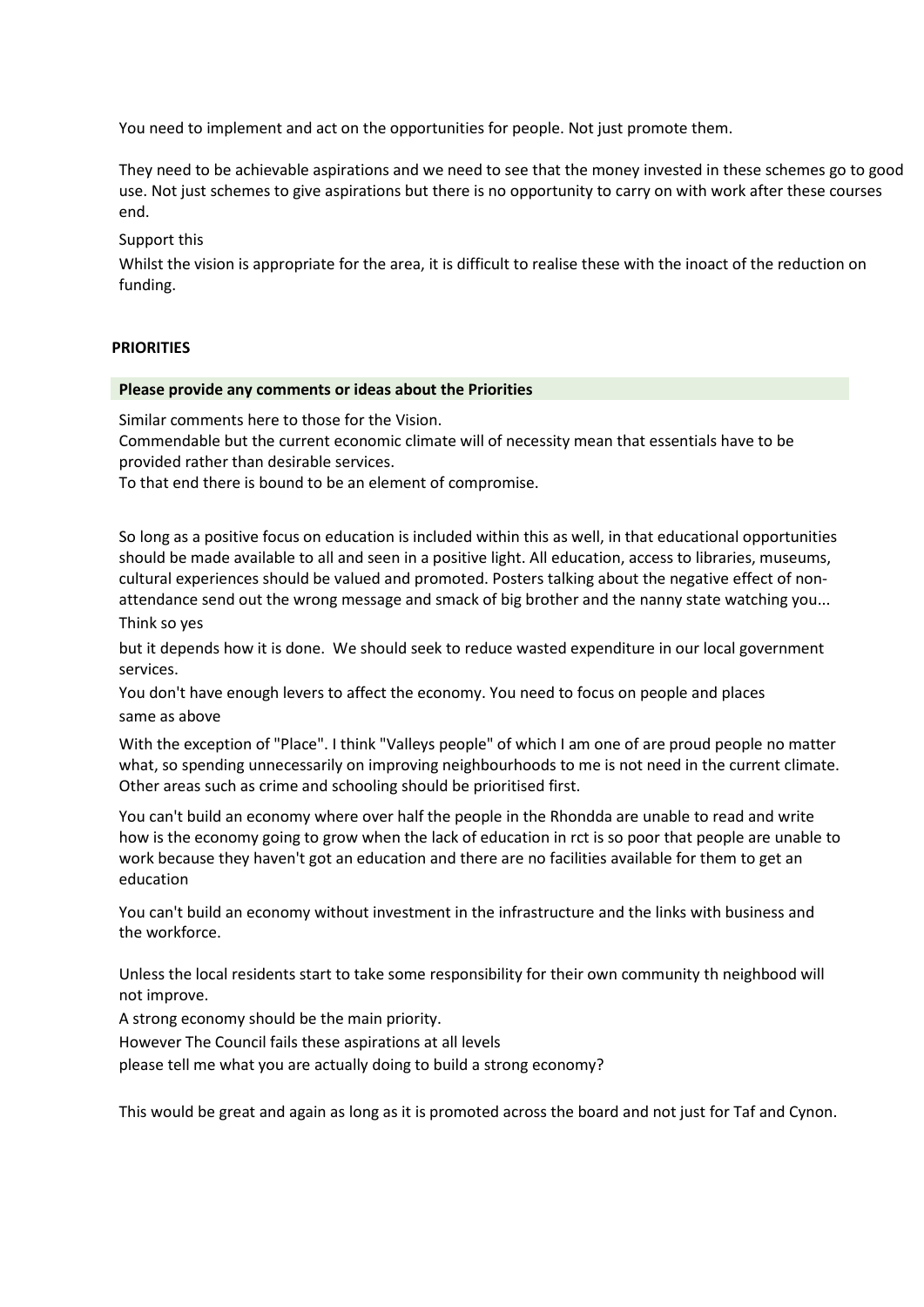You need to implement and act on the opportunities for people. Not just promote them.

They need to be achievable aspirations and we need to see that the money invested in these schemes go to good use. Not just schemes to give aspirations but there is no opportunity to carry on with work after these courses end.

Support this

Whilst the vision is appropriate for the area, it is difficult to realise these with the inoact of the reduction on funding.

**PRIORITIES**

**Please provide any comments or ideas about the Priorities**

Similar comments here to those for the Vision.
Commendable but the current economic climate will of necessity mean that essentials have to be provided rather than desirable services.
To that end there is bound to be an element of compromise.

So long as a positive focus on education is included within this as well, in that educational opportunities should be made available to all and seen in a positive light. All education, access to libraries, museums, cultural experiences should be valued and promoted. Posters talking about the negative effect of non-attendance send out the wrong message and smack of big brother and the nanny state watching you...

Think so yes

but it depends how it is done. We should seek to reduce wasted expenditure in our local government services.

You don't have enough levers to affect the economy. You need to focus on people and places

same as above

With the exception of "Place". I think "Valleys people" of which I am one of are proud people no matter what, so spending unnecessarily on improving neighbourhoods to me is not need in the current climate. Other areas such as crime and schooling should be prioritised first.

You can't build an economy where over half the people in the Rhondda are unable to read and write how is the economy going to grow when the lack of education in rct is so poor that people are unable to work because they haven't got an education and there are no facilities available for them to get an education

You can't build an economy without investment in the infrastructure and the links with business and the workforce.

Unless the local residents start to take some responsibility for their own community th neighbood will not improve.

A strong economy should be the main priority.

However The Council fails these aspirations at all levels

please tell me what you are actually doing to build a strong economy?

This would be great and again as long as it is promoted across the board and not just for Taf and Cynon.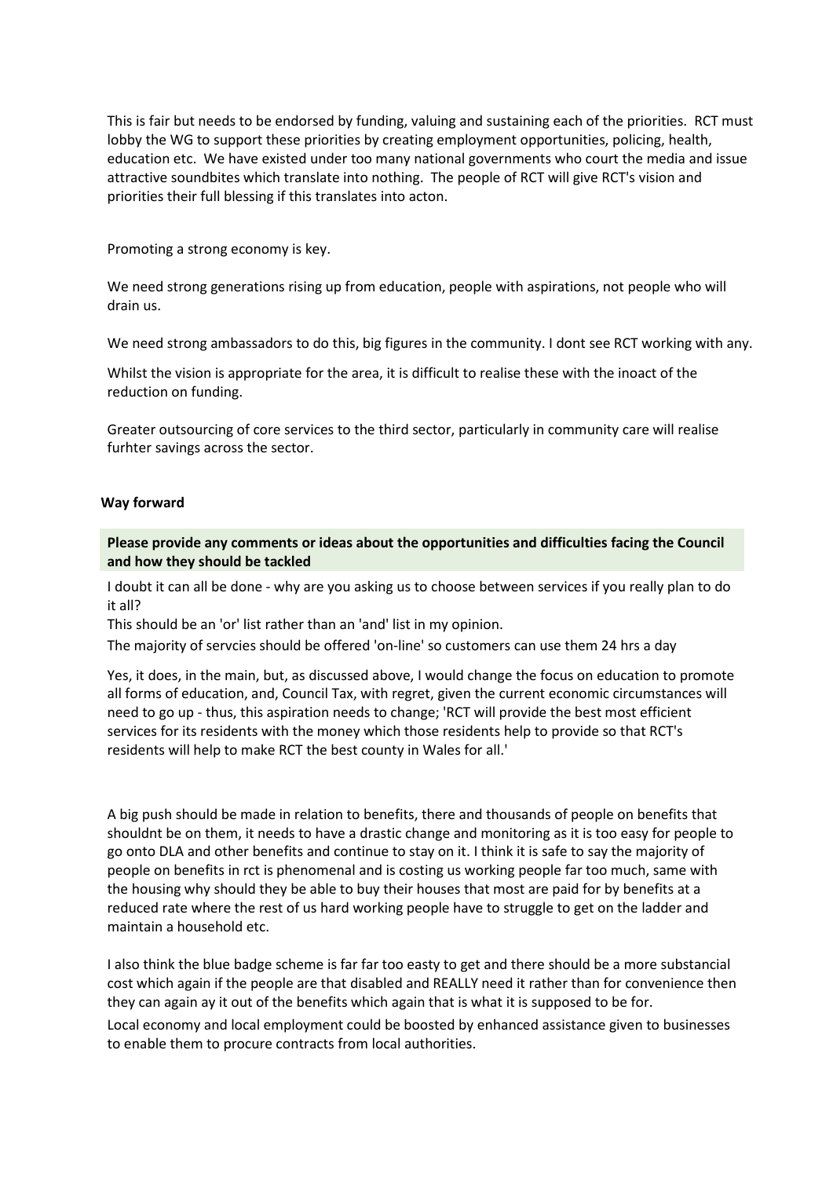This is fair but needs to be endorsed by funding, valuing and sustaining each of the priorities. RCT must lobby the WG to support these priorities by creating employment opportunities, policing, health, education etc. We have existed under too many national governments who court the media and issue attractive soundbites which translate into nothing. The people of RCT will give RCT's vision and priorities their full blessing if this translates into acton.

Promoting a strong economy is key.

We need strong generations rising up from education, people with aspirations, not people who will drain us.

We need strong ambassadors to do this, big figures in the community. I dont see RCT working with any.

Whilst the vision is appropriate for the area, it is difficult to realise these with the inoact of the reduction on funding.

Greater outsourcing of core services to the third sector, particularly in community care will realise furhter savings across the sector.

**Way forward**

**Please provide any comments or ideas about the opportunities and difficulties facing the Council and how they should be tackled**

I doubt it can all be done - why are you asking us to choose between services if you really plan to do it all?
This should be an 'or' list rather than an 'and' list in my opinion.
The majority of servcies should be offered 'on-line' so customers can use them 24 hrs a day

Yes, it does, in the main, but, as discussed above, I would change the focus on education to promote all forms of education, and, Council Tax, with regret, given the current economic circumstances will need to go up - thus, this aspiration needs to change; 'RCT will provide the best most efficient services for its residents with the money which those residents help to provide so that RCT's residents will help to make RCT the best county in Wales for all.'

A big push should be made in relation to benefits, there and thousands of people on benefits that shouldnt be on them, it needs to have a drastic change and monitoring as it is too easy for people to go onto DLA and other benefits and continue to stay on it. I think it is safe to say the majority of people on benefits in rct is phenomenal and is costing us working people far too much, same with the housing why should they be able to buy their houses that most are paid for by benefits at a reduced rate where the rest of us hard working people have to struggle to get on the ladder and maintain a household etc.

I also think the blue badge scheme is far far too easty to get and there should be a more substancial cost which again if the people are that disabled and REALLY need it rather than for convenience then they can again ay it out of the benefits which again that is what it is supposed to be for.

Local economy and local employment could be boosted by enhanced assistance given to businesses to enable them to procure contracts from local authorities.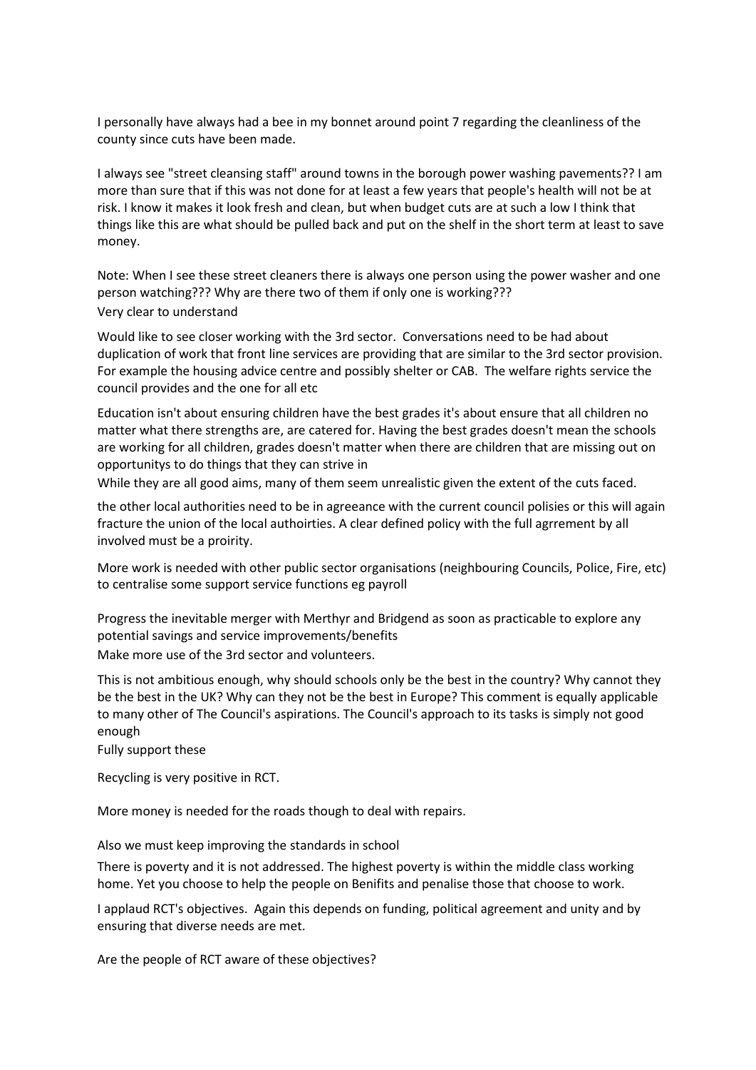I personally have always had a bee in my bonnet around point 7 regarding the cleanliness of the county since cuts have been made.

I always see "street cleansing staff" around towns in the borough power washing pavements?? I am more than sure that if this was not done for at least a few years that people's health will not be at risk. I know it makes it look fresh and clean, but when budget cuts are at such a low I think that things like this are what should be pulled back and put on the shelf in the short term at least to save money.

Note: When I see these street cleaners there is always one person using the power washer and one person watching??? Why are there two of them if only one is working???

Very clear to understand

Would like to see closer working with the 3rd sector. Conversations need to be had about duplication of work that front line services are providing that are similar to the 3rd sector provision. For example the housing advice centre and possibly shelter or CAB. The welfare rights service the council provides and the one for all etc

Education isn't about ensuring children have the best grades it's about ensure that all children no matter what there strengths are, are catered for. Having the best grades doesn't mean the schools are working for all children, grades doesn't matter when there are children that are missing out on opportunitys to do things that they can strive in

While they are all good aims, many of them seem unrealistic given the extent of the cuts faced.

the other local authorities need to be in agreeance with the current council polisies or this will again fracture the union of the local authoirties. A clear defined policy with the full agrrement by all involved must be a proirity.

More work is needed with other public sector organisations (neighbouring Councils, Police, Fire, etc) to centralise some support service functions eg payroll

Progress the inevitable merger with Merthyr and Bridgend as soon as practicable to explore any potential savings and service improvements/benefits

Make more use of the 3rd sector and volunteers.

This is not ambitious enough, why should schools only be the best in the country? Why cannot they be the best in the UK? Why can they not be the best in Europe? This comment is equally applicable to many other of The Council's aspirations. The Council's approach to its tasks is simply not good enough

Fully support these

Recycling is very positive in RCT.

More money is needed for the roads though to deal with repairs.

Also we must keep improving the standards in school

There is poverty and it is not addressed. The highest poverty is within the middle class working home. Yet you choose to help the people on Benifits and penalise those that choose to work.

I applaud RCT's objectives. Again this depends on funding, political agreement and unity and by ensuring that diverse needs are met.

Are the people of RCT aware of these objectives?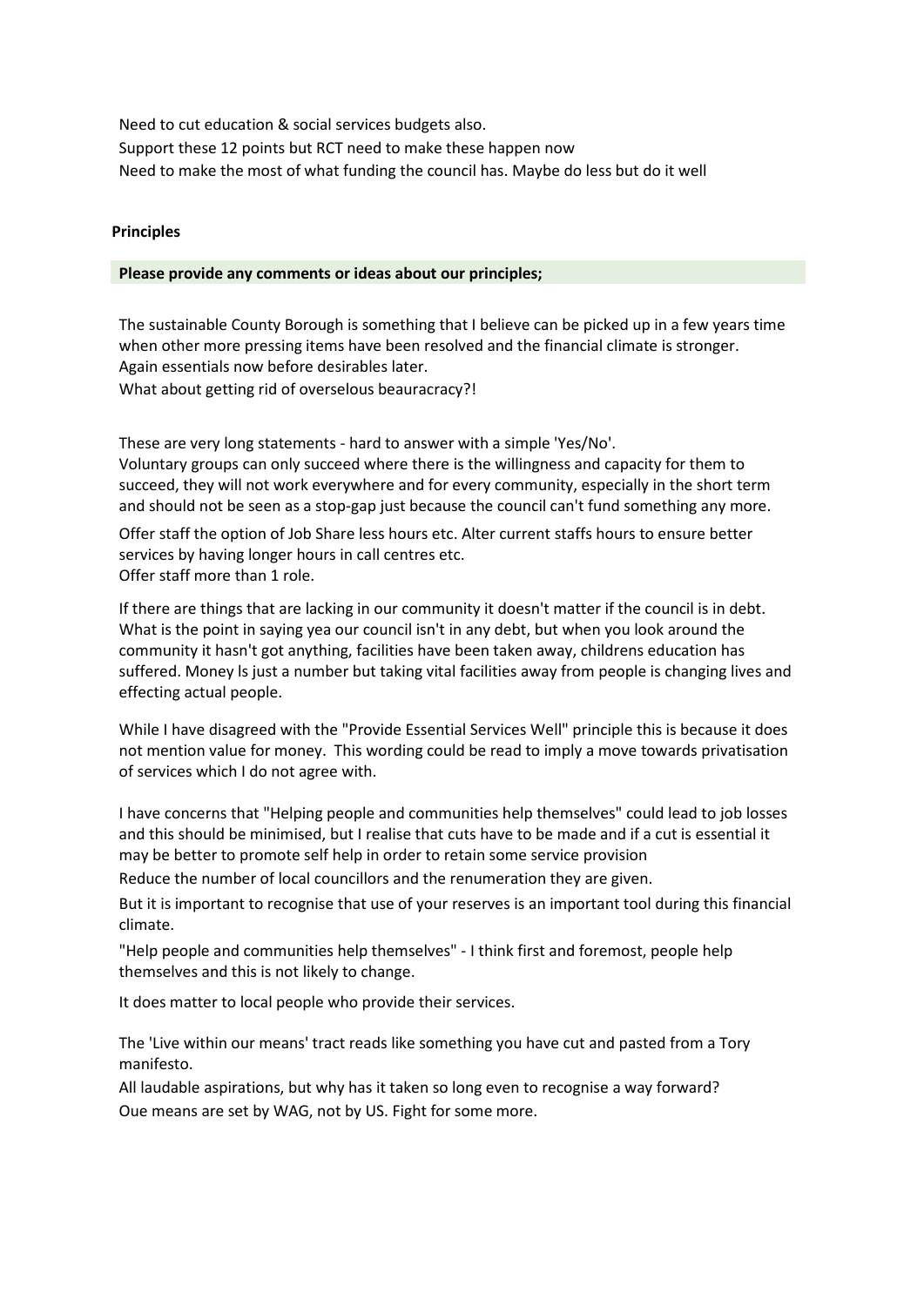Need to cut education & social services budgets also.

Support these 12 points but RCT need to make these happen now

Need to make the most of what funding the council has. Maybe do less but do it well

**Principles**

**Please provide any comments or ideas about our principles;**

The sustainable County Borough is something that I believe can be picked up in a few years time when other more pressing items have been resolved and the financial climate is stronger.
Again essentials now before desirables later.
What about getting rid of overselous beauracracy?!

These are very long statements - hard to answer with a simple 'Yes/No'.
Voluntary groups can only succeed where there is the willingness and capacity for them to succeed, they will not work everywhere and for every community, especially in the short term and should not be seen as a stop-gap just because the council can't fund something any more.

Offer staff the option of Job Share less hours etc. Alter current staffs hours to ensure better services by having longer hours in call centres etc.
Offer staff more than 1 role.

If there are things that are lacking in our community it doesn't matter if the council is in debt. What is the point in saying yea our council isn't in any debt, but when you look around the community it hasn't got anything, facilities have been taken away, childrens education has suffered. Money ls just a number but taking vital facilities away from people is changing lives and effecting actual people.

While I have disagreed with the "Provide Essential Services Well" principle this is because it does not mention value for money. This wording could be read to imply a move towards privatisation of services which I do not agree with.

I have concerns that "Helping people and communities help themselves" could lead to job losses and this should be minimised, but I realise that cuts have to be made and if a cut is essential it may be better to promote self help in order to retain some service provision

Reduce the number of local councillors and the renumeration they are given.

But it is important to recognise that use of your reserves is an important tool during this financial climate.

"Help people and communities help themselves" - I think first and foremost, people help themselves and this is not likely to change.

It does matter to local people who provide their services.

The 'Live within our means' tract reads like something you have cut and pasted from a Tory manifesto.

All laudable aspirations, but why has it taken so long even to recognise a way forward?

Oue means are set by WAG, not by US. Fight for some more.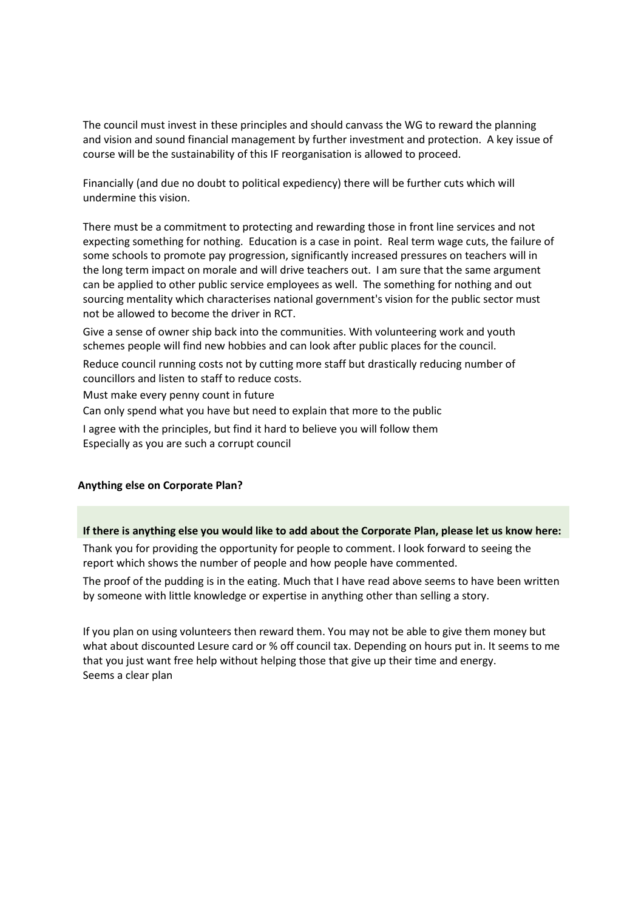The council must invest in these principles and should canvass the WG to reward the planning and vision and sound financial management by further investment and protection. A key issue of course will be the sustainability of this IF reorganisation is allowed to proceed.

Financially (and due no doubt to political expediency) there will be further cuts which will undermine this vision.

There must be a commitment to protecting and rewarding those in front line services and not expecting something for nothing. Education is a case in point. Real term wage cuts, the failure of some schools to promote pay progression, significantly increased pressures on teachers will in the long term impact on morale and will drive teachers out. I am sure that the same argument can be applied to other public service employees as well. The something for nothing and out sourcing mentality which characterises national government's vision for the public sector must not be allowed to become the driver in RCT.

Give a sense of owner ship back into the communities. With volunteering work and youth schemes people will find new hobbies and can look after public places for the council.

Reduce council running costs not by cutting more staff but drastically reducing number of councillors and listen to staff to reduce costs.

Must make every penny count in future

Can only spend what you have but need to explain that more to the public

I agree with the principles, but find it hard to believe you will follow them
Especially as you are such a corrupt council

**Anything else on Corporate Plan?**

**If there is anything else you would like to add about the Corporate Plan, please let us know here:**

Thank you for providing the opportunity for people to comment. I look forward to seeing the report which shows the number of people and how people have commented.

The proof of the pudding is in the eating. Much that I have read above seems to have been written by someone with little knowledge or expertise in anything other than selling a story.

If you plan on using volunteers then reward them. You may not be able to give them money but what about discounted Lesure card or % off council tax. Depending on hours put in. It seems to me that you just want free help without helping those that give up their time and energy.
Seems a clear plan